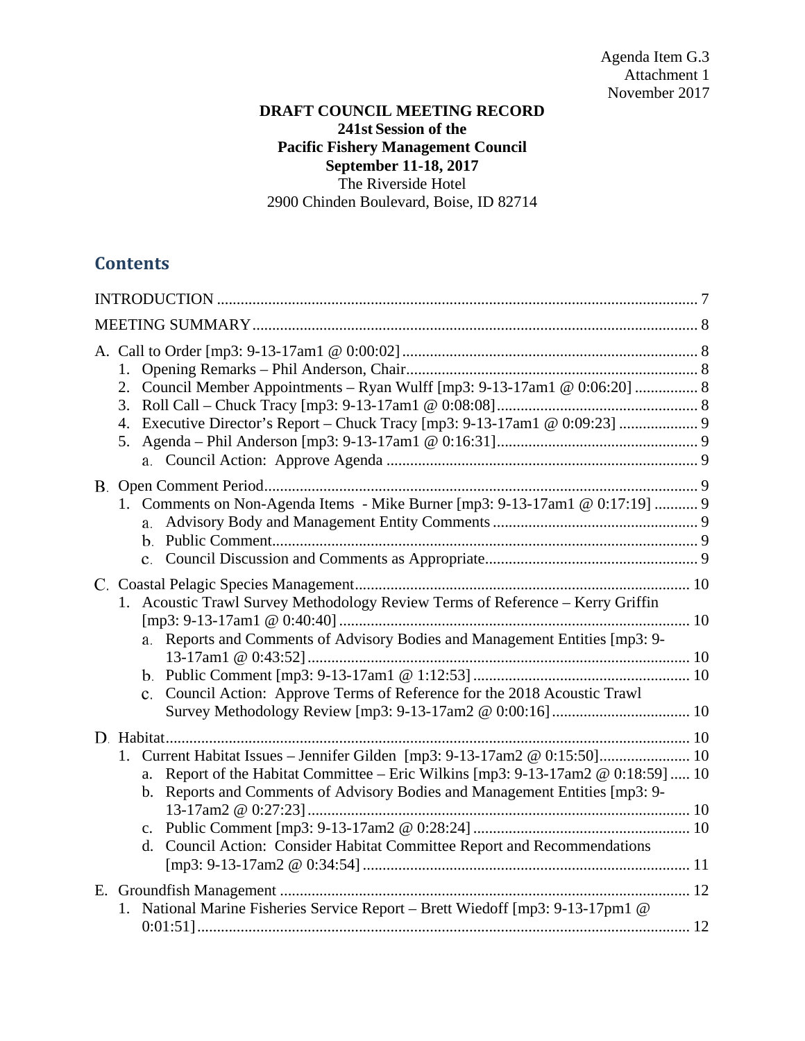Agenda Item G.3
Attachment 1
November 2017

**DRAFT COUNCIL MEETING RECORD**
**241st Session of the**
**Pacific Fishery Management Council**
**September 11-18, 2017**
The Riverside Hotel
2900 Chinden Boulevard, Boise, ID 82714

## Contents

INTRODUCTION ........ 7

MEETING SUMMARY ........ 8

A. Call to Order [mp3: 9-13-17am1 @ 0:00:02] ........ 8
  1. Opening Remarks – Phil Anderson, Chair ........ 8
  2. Council Member Appointments – Ryan Wulff [mp3: 9-13-17am1 @ 0:06:20] ........ 8
  3. Roll Call – Chuck Tracy [mp3: 9-13-17am1 @ 0:08:08] ........ 8
  4. Executive Director's Report – Chuck Tracy [mp3: 9-13-17am1 @ 0:09:23] ........ 9
  5. Agenda – Phil Anderson [mp3: 9-13-17am1 @ 0:16:31] ........ 9
    a. Council Action: Approve Agenda ........ 9

B. Open Comment Period ........ 9
  1. Comments on Non-Agenda Items - Mike Burner [mp3: 9-13-17am1 @ 0:17:19] ........ 9
    a. Advisory Body and Management Entity Comments ........ 9
    b. Public Comment ........ 9
    c. Council Discussion and Comments as Appropriate ........ 9

C. Coastal Pelagic Species Management ........ 10
  1. Acoustic Trawl Survey Methodology Review Terms of Reference – Kerry Griffin [mp3: 9-13-17am1 @ 0:40:40] ........ 10
    a. Reports and Comments of Advisory Bodies and Management Entities [mp3: 9-13-17am1 @ 0:43:52] ........ 10
    b. Public Comment [mp3: 9-13-17am1 @ 1:12:53] ........ 10
    c. Council Action: Approve Terms of Reference for the 2018 Acoustic Trawl Survey Methodology Review [mp3: 9-13-17am2 @ 0:00:16] ........ 10

D. Habitat ........ 10
  1. Current Habitat Issues – Jennifer Gilden [mp3: 9-13-17am2 @ 0:15:50] ........ 10
    a. Report of the Habitat Committee – Eric Wilkins [mp3: 9-13-17am2 @ 0:18:59] ........ 10
    b. Reports and Comments of Advisory Bodies and Management Entities [mp3: 9-13-17am2 @ 0:27:23] ........ 10
    c. Public Comment [mp3: 9-13-17am2 @ 0:28:24] ........ 10
    d. Council Action: Consider Habitat Committee Report and Recommendations [mp3: 9-13-17am2 @ 0:34:54] ........ 11

E. Groundfish Management ........ 12
  1. National Marine Fisheries Service Report – Brett Wiedoff [mp3: 9-13-17pm1 @ 0:01:51] ........ 12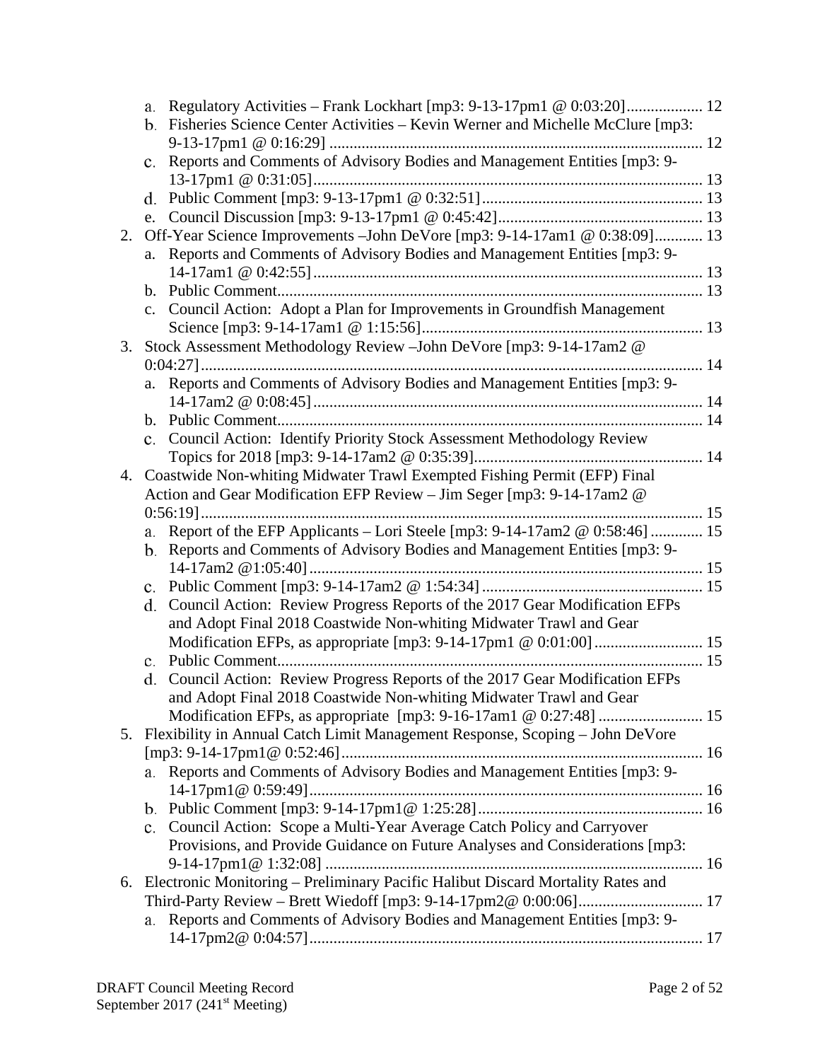- a. Regulatory Activities – Frank Lockhart [mp3: 9-13-17pm1 @ 0:03:20] ... 12
- b. Fisheries Science Center Activities – Kevin Werner and Michelle McClure [mp3: 9-13-17pm1 @ 0:16:29] ... 12
- c. Reports and Comments of Advisory Bodies and Management Entities [mp3: 9-13-17pm1 @ 0:31:05] ... 13
- d. Public Comment [mp3: 9-13-17pm1 @ 0:32:51] ... 13
- e. Council Discussion [mp3: 9-13-17pm1 @ 0:45:42] ... 13

2. Off-Year Science Improvements –John DeVore [mp3: 9-14-17am1 @ 0:38:09] ... 13
   - a. Reports and Comments of Advisory Bodies and Management Entities [mp3: 9-14-17am1 @ 0:42:55] ... 13
   - b. Public Comment ... 13
   - c. Council Action: Adopt a Plan for Improvements in Groundfish Management Science [mp3: 9-14-17am1 @ 1:15:56] ... 13
3. Stock Assessment Methodology Review –John DeVore [mp3: 9-14-17am2 @ 0:04:27] ... 14
   - a. Reports and Comments of Advisory Bodies and Management Entities [mp3: 9-14-17am2 @ 0:08:45] ... 14
   - b. Public Comment ... 14
   - c. Council Action: Identify Priority Stock Assessment Methodology Review Topics for 2018 [mp3: 9-14-17am2 @ 0:35:39] ... 14
4. Coastwide Non-whiting Midwater Trawl Exempted Fishing Permit (EFP) Final Action and Gear Modification EFP Review – Jim Seger [mp3: 9-14-17am2 @ 0:56:19] ... 15
   - a. Report of the EFP Applicants – Lori Steele [mp3: 9-14-17am2 @ 0:58:46] ... 15
   - b. Reports and Comments of Advisory Bodies and Management Entities [mp3: 9-14-17am2 @1:05:40] ... 15
   - c. Public Comment [mp3: 9-14-17am2 @ 1:54:34] ... 15
   - d. Council Action: Review Progress Reports of the 2017 Gear Modification EFPs and Adopt Final 2018 Coastwide Non-whiting Midwater Trawl and Gear Modification EFPs, as appropriate [mp3: 9-14-17pm1 @ 0:01:00] ... 15
   - c. Public Comment ... 15
   - d. Council Action: Review Progress Reports of the 2017 Gear Modification EFPs and Adopt Final 2018 Coastwide Non-whiting Midwater Trawl and Gear Modification EFPs, as appropriate [mp3: 9-16-17am1 @ 0:27:48] ... 15
5. Flexibility in Annual Catch Limit Management Response, Scoping – John DeVore [mp3: 9-14-17pm1@ 0:52:46] ... 16
   - a. Reports and Comments of Advisory Bodies and Management Entities [mp3: 9-14-17pm1@ 0:59:49] ... 16
   - b. Public Comment [mp3: 9-14-17pm1@ 1:25:28] ... 16
   - c. Council Action: Scope a Multi-Year Average Catch Policy and Carryover Provisions, and Provide Guidance on Future Analyses and Considerations [mp3: 9-14-17pm1@ 1:32:08] ... 16
6. Electronic Monitoring – Preliminary Pacific Halibut Discard Mortality Rates and Third-Party Review – Brett Wiedoff [mp3: 9-14-17pm2@ 0:00:06] ... 17
   - a. Reports and Comments of Advisory Bodies and Management Entities [mp3: 9-14-17pm2@ 0:04:57] ... 17

DRAFT Council Meeting Record
September 2017 (241st Meeting)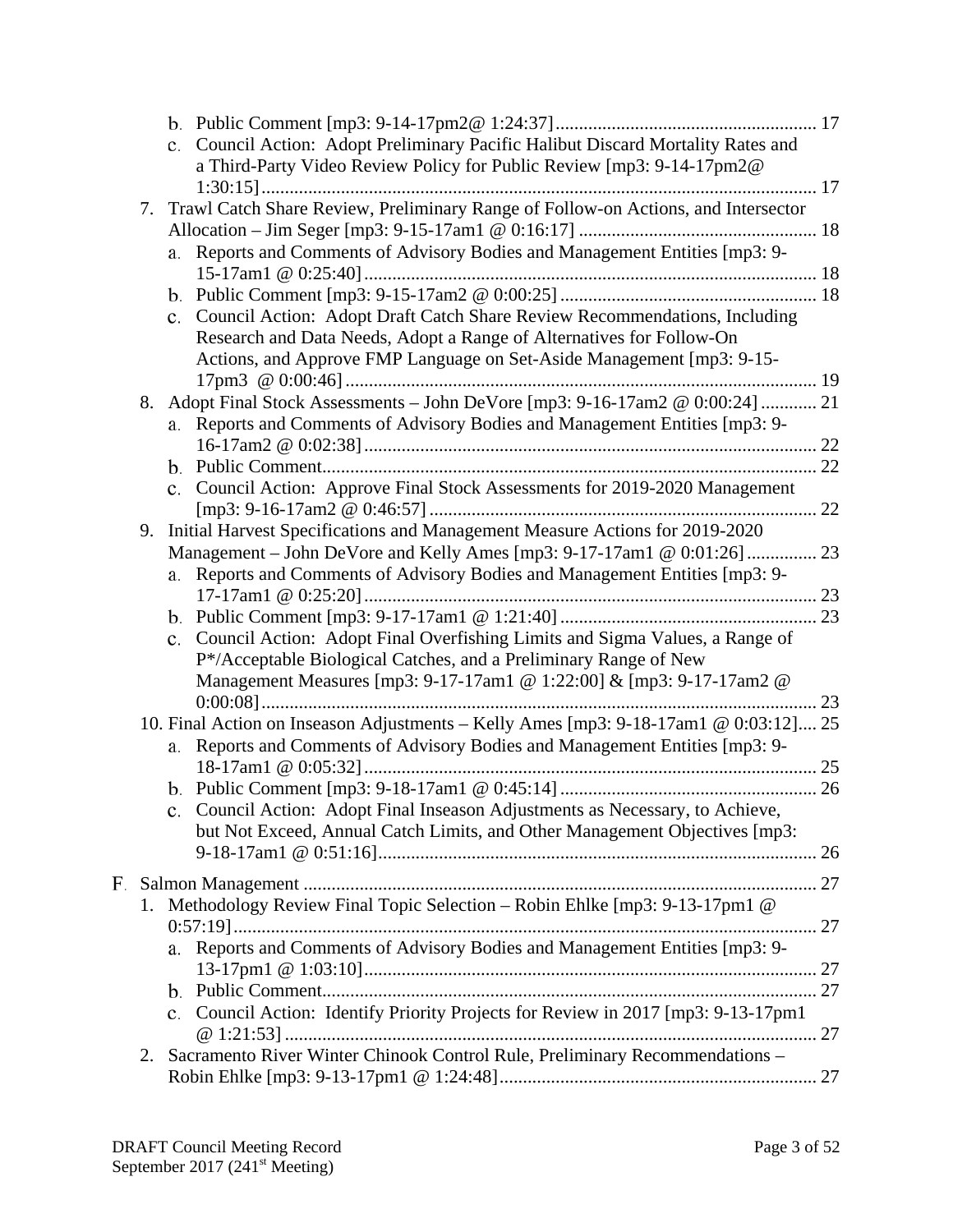- b. Public Comment [mp3: 9-14-17pm2@ 1:24:37] ........................................................ 17
- c. Council Action: Adopt Preliminary Pacific Halibut Discard Mortality Rates and a Third-Party Video Review Policy for Public Review [mp3: 9-14-17pm2@ 1:30:15] ........................................................ 17

7. Trawl Catch Share Review, Preliminary Range of Follow-on Actions, and Intersector Allocation – Jim Seger [mp3: 9-15-17am1 @ 0:16:17] ........................................................ 18
   - a. Reports and Comments of Advisory Bodies and Management Entities [mp3: 9-15-17am1 @ 0:25:40] ........................................................ 18
   - b. Public Comment [mp3: 9-15-17am2 @ 0:00:25] ........................................................ 18
   - c. Council Action: Adopt Draft Catch Share Review Recommendations, Including Research and Data Needs, Adopt a Range of Alternatives for Follow-On Actions, and Approve FMP Language on Set-Aside Management [mp3: 9-15-17pm3 @ 0:00:46] ........................................................ 19
8. Adopt Final Stock Assessments – John DeVore [mp3: 9-16-17am2 @ 0:00:24] ............ 21
   - a. Reports and Comments of Advisory Bodies and Management Entities [mp3: 9-16-17am2 @ 0:02:38] ........................................................ 22
   - b. Public Comment........................................................ 22
   - c. Council Action: Approve Final Stock Assessments for 2019-2020 Management [mp3: 9-16-17am2 @ 0:46:57] ........................................................ 22
9. Initial Harvest Specifications and Management Measure Actions for 2019-2020 Management – John DeVore and Kelly Ames [mp3: 9-17-17am1 @ 0:01:26] ............... 23
   - a. Reports and Comments of Advisory Bodies and Management Entities [mp3: 9-17-17am1 @ 0:25:20] ........................................................ 23
   - b. Public Comment [mp3: 9-17-17am1 @ 1:21:40] ........................................................ 23
   - c. Council Action: Adopt Final Overfishing Limits and Sigma Values, a Range of P*/Acceptable Biological Catches, and a Preliminary Range of New Management Measures [mp3: 9-17-17am1 @ 1:22:00] & [mp3: 9-17-17am2 @ 0:00:08] ........................................................ 23
10. Final Action on Inseason Adjustments – Kelly Ames [mp3: 9-18-17am1 @ 0:03:12].... 25
    - a. Reports and Comments of Advisory Bodies and Management Entities [mp3: 9-18-17am1 @ 0:05:32] ........................................................ 25
    - b. Public Comment [mp3: 9-18-17am1 @ 0:45:14] ........................................................ 26
    - c. Council Action: Adopt Final Inseason Adjustments as Necessary, to Achieve, but Not Exceed, Annual Catch Limits, and Other Management Objectives [mp3: 9-18-17am1 @ 0:51:16] ........................................................ 26

F. Salmon Management ........................................................ 27

1. Methodology Review Final Topic Selection – Robin Ehlke [mp3: 9-13-17pm1 @ 0:57:19] ........................................................ 27
   - a. Reports and Comments of Advisory Bodies and Management Entities [mp3: 9-13-17pm1 @ 1:03:10] ........................................................ 27
   - b. Public Comment........................................................ 27
   - c. Council Action: Identify Priority Projects for Review in 2017 [mp3: 9-13-17pm1 @ 1:21:53] ........................................................ 27
2. Sacramento River Winter Chinook Control Rule, Preliminary Recommendations – Robin Ehlke [mp3: 9-13-17pm1 @ 1:24:48] ........................................................ 27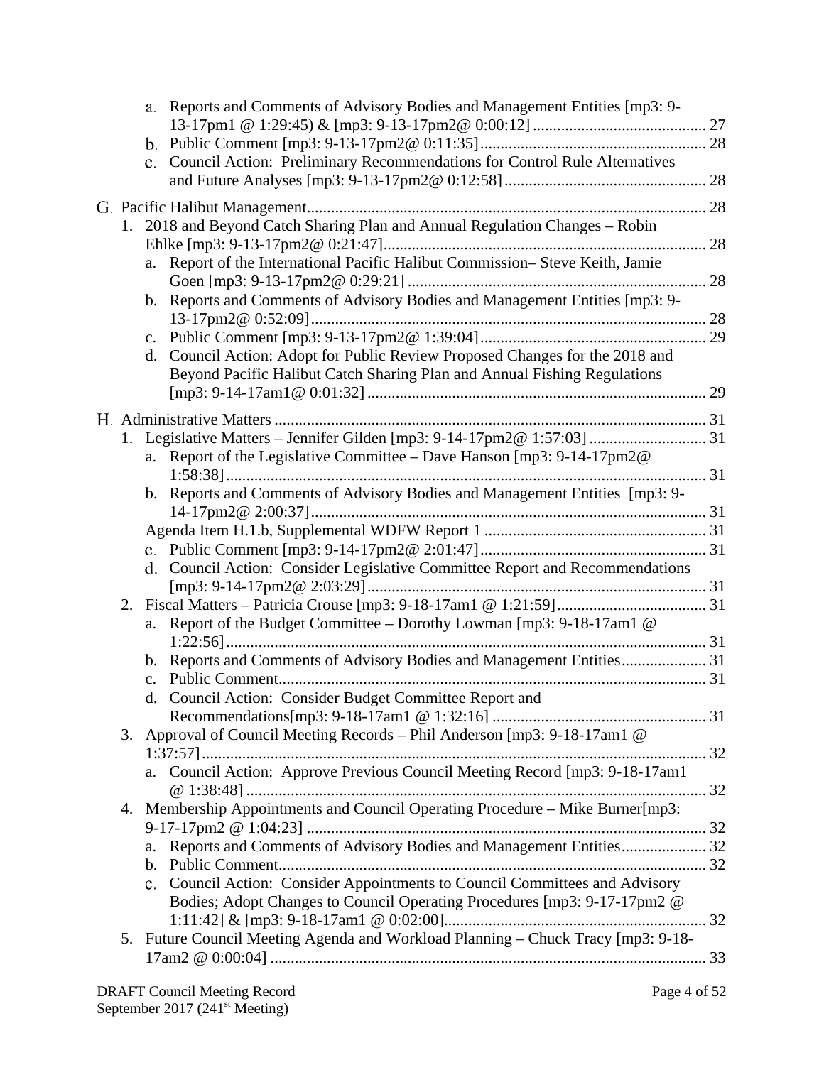a. Reports and Comments of Advisory Bodies and Management Entities [mp3: 9-13-17pm1 @ 1:29:45) & [mp3: 9-13-17pm2@ 0:00:12] ........................................... 27
b. Public Comment [mp3: 9-13-17pm2@ 0:11:35] ........................................................ 28
c. Council Action: Preliminary Recommendations for Control Rule Alternatives and Future Analyses [mp3: 9-13-17pm2@ 0:12:58] .................................................. 28

G. Pacific Halibut Management .................................................................................................. 28
1. 2018 and Beyond Catch Sharing Plan and Annual Regulation Changes – Robin Ehlke [mp3: 9-13-17pm2@ 0:21:47] ................................................................................ 28
a. Report of the International Pacific Halibut Commission– Steve Keith, Jamie Goen [mp3: 9-13-17pm2@ 0:29:21] .......................................................................... 28
b. Reports and Comments of Advisory Bodies and Management Entities [mp3: 9-13-17pm2@ 0:52:09] .................................................................................................. 28
c. Public Comment [mp3: 9-13-17pm2@ 1:39:04] ........................................................ 29
d. Council Action: Adopt for Public Review Proposed Changes for the 2018 and Beyond Pacific Halibut Catch Sharing Plan and Annual Fishing Regulations [mp3: 9-14-17am1@ 0:01:32] .................................................................................... 29

H. Administrative Matters .......................................................................................................... 31
1. Legislative Matters – Jennifer Gilden [mp3: 9-14-17pm2@ 1:57:03] ............................ 31
a. Report of the Legislative Committee – Dave Hanson [mp3: 9-14-17pm2@ 1:58:38] ...................................................................................................... 31
b. Reports and Comments of Advisory Bodies and Management Entities [mp3: 9-14-17pm2@ 2:00:37] ................................................................................................. 31
Agenda Item H.1.b, Supplemental WDFW Report 1 ....................................................... 31
c. Public Comment [mp3: 9-14-17pm2@ 2:01:47] ........................................................ 31
d. Council Action: Consider Legislative Committee Report and Recommendations [mp3: 9-14-17pm2@ 2:03:29] .................................................................................... 31
2. Fiscal Matters – Patricia Crouse [mp3: 9-18-17am1 @ 1:21:59] ..................................... 31
a. Report of the Budget Committee – Dorothy Lowman [mp3: 9-18-17am1 @ 1:22:56] ....................................................................................................... 31
b. Reports and Comments of Advisory Bodies and Management Entities ..................... 31
c. Public Comment .......................................................................................................... 31
d. Council Action: Consider Budget Committee Report and Recommendations[mp3: 9-18-17am1 @ 1:32:16] ..................................................... 31
3. Approval of Council Meeting Records – Phil Anderson [mp3: 9-18-17am1 @ 1:37:57] ............................................................................................................. 32
a. Council Action: Approve Previous Council Meeting Record [mp3: 9-18-17am1 @ 1:38:48] .................................................................................................. 32
4. Membership Appointments and Council Operating Procedure – Mike Burner[mp3: 9-17-17pm2 @ 1:04:23] ................................................................................... 32
a. Reports and Comments of Advisory Bodies and Management Entities ..................... 32
b. Public Comment .......................................................................................................... 32
c. Council Action: Consider Appointments to Council Committees and Advisory Bodies; Adopt Changes to Council Operating Procedures [mp3: 9-17-17pm2 @ 1:11:42] & [mp3: 9-18-17am1 @ 0:02:00] ................................................................. 32
5. Future Council Meeting Agenda and Workload Planning – Chuck Tracy [mp3: 9-18-17am2 @ 0:00:04] ............................................................................................. 33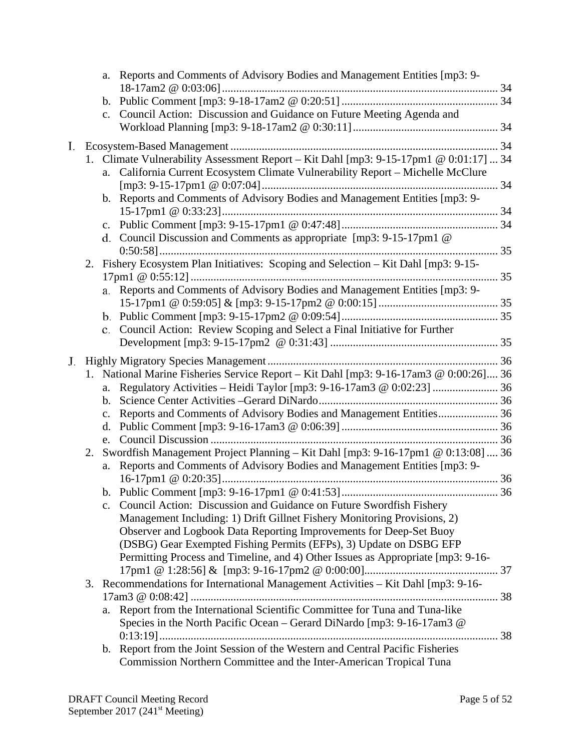a. Reports and Comments of Advisory Bodies and Management Entities [mp3: 9-18-17am2 @ 0:03:06] ... 34
b. Public Comment [mp3: 9-18-17am2 @ 0:20:51] ... 34
c. Council Action: Discussion and Guidance on Future Meeting Agenda and Workload Planning [mp3: 9-18-17am2 @ 0:30:11] ... 34

I. Ecosystem-Based Management ... 34
1. Climate Vulnerability Assessment Report – Kit Dahl [mp3: 9-15-17pm1 @ 0:01:17] ... 34
   a. California Current Ecosystem Climate Vulnerability Report – Michelle McClure [mp3: 9-15-17pm1 @ 0:07:04] ... 34
   b. Reports and Comments of Advisory Bodies and Management Entities [mp3: 9-15-17pm1 @ 0:33:23] ... 34
   c. Public Comment [mp3: 9-15-17pm1 @ 0:47:48] ... 34
   d. Council Discussion and Comments as appropriate [mp3: 9-15-17pm1 @ 0:50:58] ... 35
2. Fishery Ecosystem Plan Initiatives: Scoping and Selection – Kit Dahl [mp3: 9-15-17pm1 @ 0:55:12] ... 35
   a. Reports and Comments of Advisory Bodies and Management Entities [mp3: 9-15-17pm1 @ 0:59:05] & [mp3: 9-15-17pm2 @ 0:00:15] ... 35
   b. Public Comment [mp3: 9-15-17pm2 @ 0:09:54] ... 35
   c. Council Action: Review Scoping and Select a Final Initiative for Further Development [mp3: 9-15-17pm2 @ 0:31:43] ... 35

J. Highly Migratory Species Management ... 36
1. National Marine Fisheries Service Report – Kit Dahl [mp3: 9-16-17am3 @ 0:00:26] ... 36
   a. Regulatory Activities – Heidi Taylor [mp3: 9-16-17am3 @ 0:02:23] ... 36
   b. Science Center Activities –Gerard DiNardo ... 36
   c. Reports and Comments of Advisory Bodies and Management Entities ... 36
   d. Public Comment [mp3: 9-16-17am3 @ 0:06:39] ... 36
   e. Council Discussion ... 36
2. Swordfish Management Project Planning – Kit Dahl [mp3: 9-16-17pm1 @ 0:13:08] ... 36
   a. Reports and Comments of Advisory Bodies and Management Entities [mp3: 9-16-17pm1 @ 0:20:35] ... 36
   b. Public Comment [mp3: 9-16-17pm1 @ 0:41:53] ... 36
   c. Council Action: Discussion and Guidance on Future Swordfish Fishery Management Including: 1) Drift Gillnet Fishery Monitoring Provisions, 2) Observer and Logbook Data Reporting Improvements for Deep-Set Buoy (DSBG) Gear Exempted Fishing Permits (EFPs), 3) Update on DSBG EFP Permitting Process and Timeline, and 4) Other Issues as Appropriate [mp3: 9-16-17pm1 @ 1:28:56] & [mp3: 9-16-17pm2 @ 0:00:00] ... 37
3. Recommendations for International Management Activities – Kit Dahl [mp3: 9-16-17am3 @ 0:08:42] ... 38
   a. Report from the International Scientific Committee for Tuna and Tuna-like Species in the North Pacific Ocean – Gerard DiNardo [mp3: 9-16-17am3 @ 0:13:19] ... 38
   b. Report from the Joint Session of the Western and Central Pacific Fisheries Commission Northern Committee and the Inter-American Tropical Tuna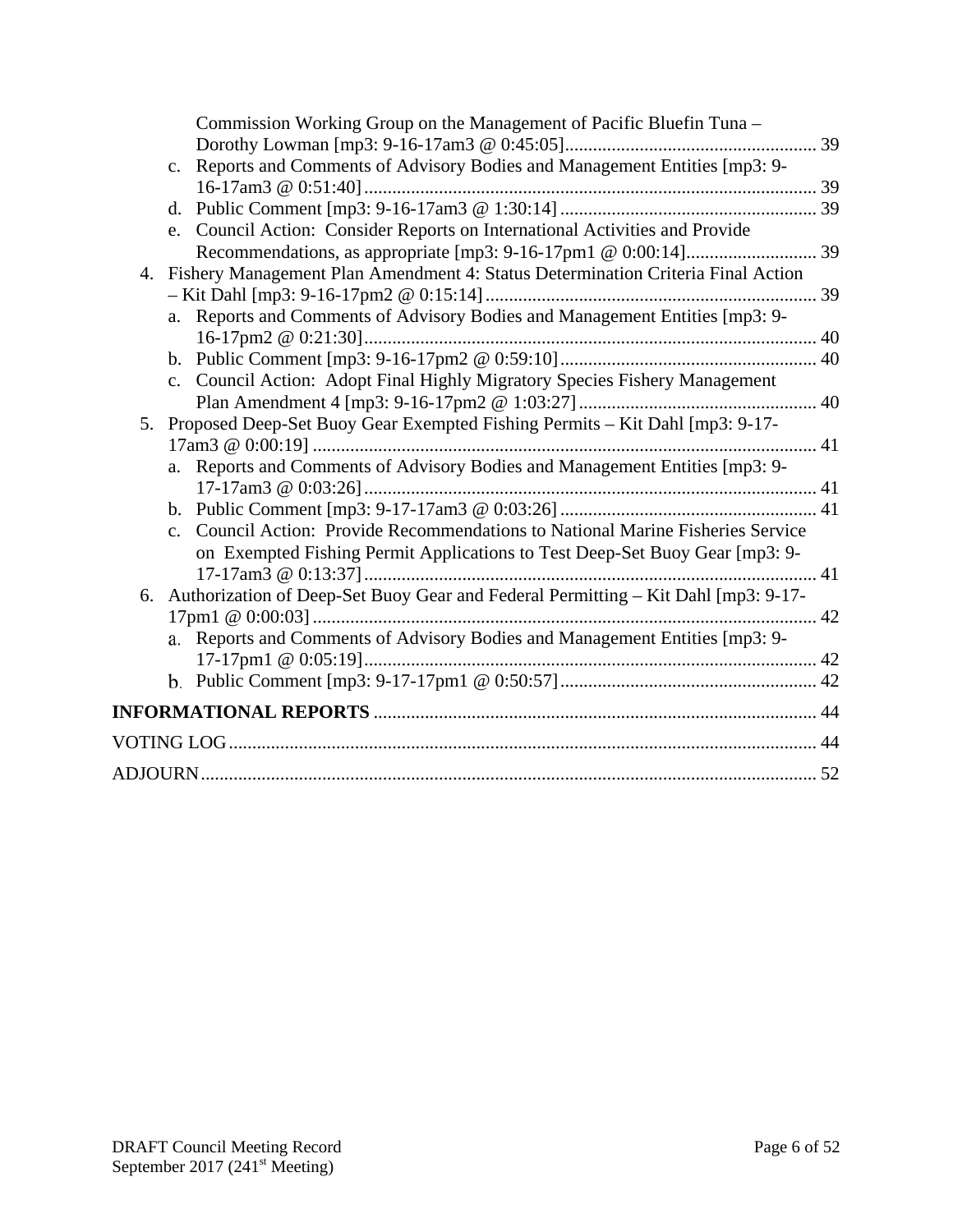Commission Working Group on the Management of Pacific Bluefin Tuna – Dorothy Lowman [mp3: 9-16-17am3 @ 0:45:05] ...................................................... 39

c. Reports and Comments of Advisory Bodies and Management Entities [mp3: 9-16-17am3 @ 0:51:40] ................................................................................................ 39

d. Public Comment [mp3: 9-16-17am3 @ 1:30:14] ...................................................... 39

e. Council Action: Consider Reports on International Activities and Provide Recommendations, as appropriate [mp3: 9-16-17pm1 @ 0:00:14] ........................... 39

4. Fishery Management Plan Amendment 4: Status Determination Criteria Final Action – Kit Dahl [mp3: 9-16-17pm2 @ 0:15:14] ...................................................................... 39

   a. Reports and Comments of Advisory Bodies and Management Entities [mp3: 9-16-17pm2 @ 0:21:30] ................................................................................................ 40

   b. Public Comment [mp3: 9-16-17pm2 @ 0:59:10] ...................................................... 40

   c. Council Action: Adopt Final Highly Migratory Species Fishery Management Plan Amendment 4 [mp3: 9-16-17pm2 @ 1:03:27] .................................................. 40

5. Proposed Deep-Set Buoy Gear Exempted Fishing Permits – Kit Dahl [mp3: 9-17-17am3 @ 0:00:19] ........................................................................................................... 41

   a. Reports and Comments of Advisory Bodies and Management Entities [mp3: 9-17-17am3 @ 0:03:26] ................................................................................................ 41

   b. Public Comment [mp3: 9-17-17am3 @ 0:03:26] ...................................................... 41

   c. Council Action: Provide Recommendations to National Marine Fisheries Service on Exempted Fishing Permit Applications to Test Deep-Set Buoy Gear [mp3: 9-17-17am3 @ 0:13:37] ................................................................................................ 41

6. Authorization of Deep-Set Buoy Gear and Federal Permitting – Kit Dahl [mp3: 9-17-17pm1 @ 0:00:03] ........................................................................................................... 42

   a. Reports and Comments of Advisory Bodies and Management Entities [mp3: 9-17-17pm1 @ 0:05:19] ................................................................................................ 42

   b. Public Comment [mp3: 9-17-17pm1 @ 0:50:57] ...................................................... 42

**INFORMATIONAL REPORTS** .............................................................................................. 44

VOTING LOG ............................................................................................................................. 44

ADJOURN .................................................................................................................................... 52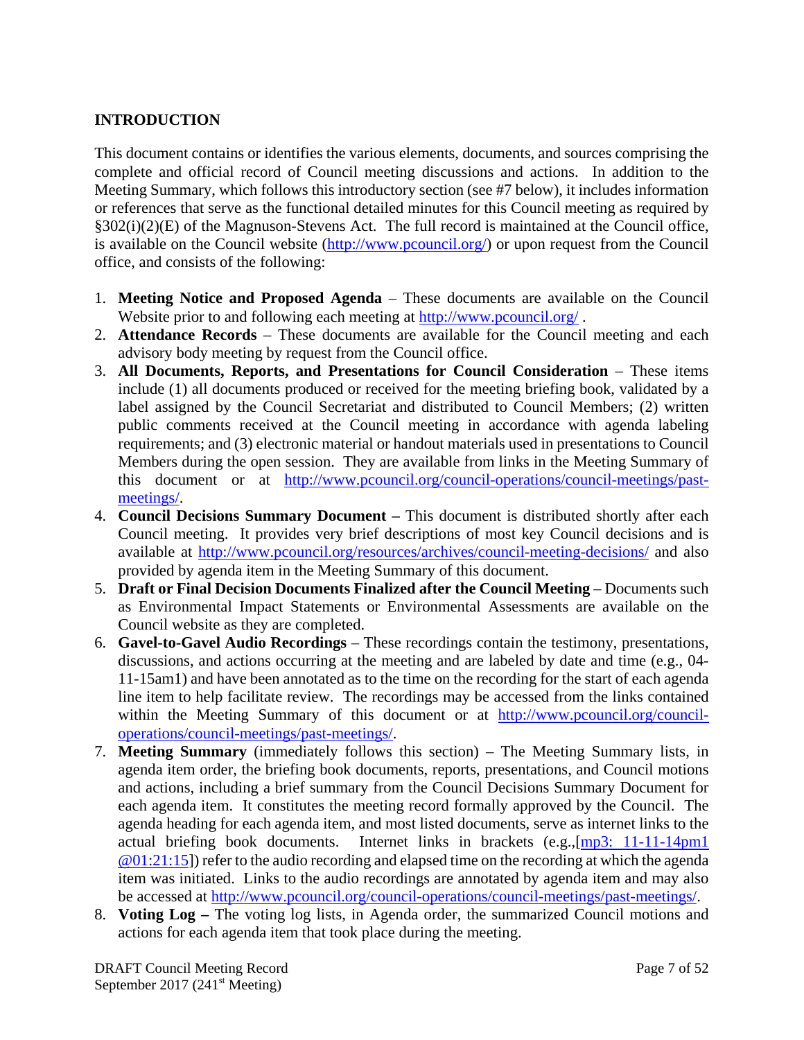## INTRODUCTION

This document contains or identifies the various elements, documents, and sources comprising the complete and official record of Council meeting discussions and actions. In addition to the Meeting Summary, which follows this introductory section (see #7 below), it includes information or references that serve as the functional detailed minutes for this Council meeting as required by §302(i)(2)(E) of the Magnuson-Stevens Act. The full record is maintained at the Council office, is available on the Council website (http://www.pcouncil.org/) or upon request from the Council office, and consists of the following:

1. **Meeting Notice and Proposed Agenda** – These documents are available on the Council Website prior to and following each meeting at http://www.pcouncil.org/ .
2. **Attendance Records** – These documents are available for the Council meeting and each advisory body meeting by request from the Council office.
3. **All Documents, Reports, and Presentations for Council Consideration** – These items include (1) all documents produced or received for the meeting briefing book, validated by a label assigned by the Council Secretariat and distributed to Council Members; (2) written public comments received at the Council meeting in accordance with agenda labeling requirements; and (3) electronic material or handout materials used in presentations to Council Members during the open session. They are available from links in the Meeting Summary of this document or at http://www.pcouncil.org/council-operations/council-meetings/past-meetings/.
4. **Council Decisions Summary Document –** This document is distributed shortly after each Council meeting. It provides very brief descriptions of most key Council decisions and is available at http://www.pcouncil.org/resources/archives/council-meeting-decisions/ and also provided by agenda item in the Meeting Summary of this document.
5. **Draft or Final Decision Documents Finalized after the Council Meeting** – Documents such as Environmental Impact Statements or Environmental Assessments are available on the Council website as they are completed.
6. **Gavel-to-Gavel Audio Recordings** – These recordings contain the testimony, presentations, discussions, and actions occurring at the meeting and are labeled by date and time (e.g., 04-11-15am1) and have been annotated as to the time on the recording for the start of each agenda line item to help facilitate review. The recordings may be accessed from the links contained within the Meeting Summary of this document or at http://www.pcouncil.org/council-operations/council-meetings/past-meetings/.
7. **Meeting Summary** (immediately follows this section) – The Meeting Summary lists, in agenda item order, the briefing book documents, reports, presentations, and Council motions and actions, including a brief summary from the Council Decisions Summary Document for each agenda item. It constitutes the meeting record formally approved by the Council. The agenda heading for each agenda item, and most listed documents, serve as internet links to the actual briefing book documents. Internet links in brackets (e.g.,[mp3: 11-11-14pm1 @01:21:15]) refer to the audio recording and elapsed time on the recording at which the agenda item was initiated. Links to the audio recordings are annotated by agenda item and may also be accessed at http://www.pcouncil.org/council-operations/council-meetings/past-meetings/.
8. **Voting Log –** The voting log lists, in Agenda order, the summarized Council motions and actions for each agenda item that took place during the meeting.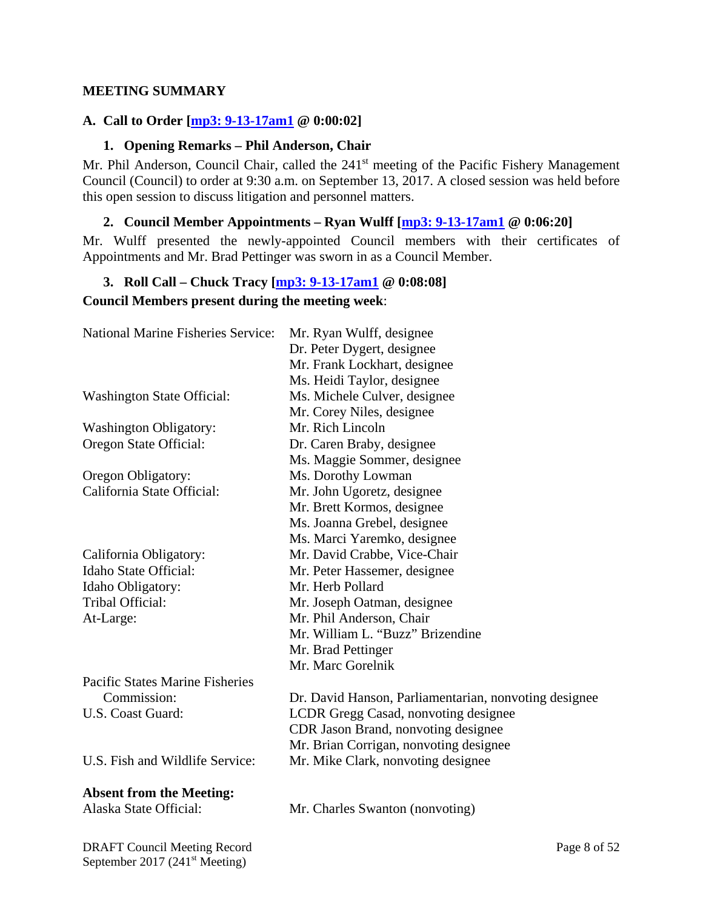**MEETING SUMMARY**

**A. Call to Order [mp3: 9-13-17am1 @ 0:00:02]**

**1. Opening Remarks – Phil Anderson, Chair**

Mr. Phil Anderson, Council Chair, called the 241st meeting of the Pacific Fishery Management Council (Council) to order at 9:30 a.m. on September 13, 2017. A closed session was held before this open session to discuss litigation and personnel matters.

**2. Council Member Appointments – Ryan Wulff [mp3: 9-13-17am1 @ 0:06:20]**

Mr. Wulff presented the newly-appointed Council members with their certificates of Appointments and Mr. Brad Pettinger was sworn in as a Council Member.

**3. Roll Call – Chuck Tracy [mp3: 9-13-17am1 @ 0:08:08]**

**Council Members present during the meeting week**:

| | |
|---|---|
| National Marine Fisheries Service: | Mr. Ryan Wulff, designee |
| | Dr. Peter Dygert, designee |
| | Mr. Frank Lockhart, designee |
| | Ms. Heidi Taylor, designee |
| Washington State Official: | Ms. Michele Culver, designee |
| | Mr. Corey Niles, designee |
| Washington Obligatory: | Mr. Rich Lincoln |
| Oregon State Official: | Dr. Caren Braby, designee |
| | Ms. Maggie Sommer, designee |
| Oregon Obligatory: | Ms. Dorothy Lowman |
| California State Official: | Mr. John Ugoretz, designee |
| | Mr. Brett Kormos, designee |
| | Ms. Joanna Grebel, designee |
| | Ms. Marci Yaremko, designee |
| California Obligatory: | Mr. David Crabbe, Vice-Chair |
| Idaho State Official: | Mr. Peter Hassemer, designee |
| Idaho Obligatory: | Mr. Herb Pollard |
| Tribal Official: | Mr. Joseph Oatman, designee |
| At-Large: | Mr. Phil Anderson, Chair |
| | Mr. William L. "Buzz" Brizendine |
| | Mr. Brad Pettinger |
| | Mr. Marc Gorelnik |
| Pacific States Marine Fisheries Commission: | Dr. David Hanson, Parliamentarian, nonvoting designee |
| U.S. Coast Guard: | LCDR Gregg Casad, nonvoting designee |
| | CDR Jason Brand, nonvoting designee |
| | Mr. Brian Corrigan, nonvoting designee |
| U.S. Fish and Wildlife Service: | Mr. Mike Clark, nonvoting designee |

**Absent from the Meeting:**

| | |
|---|---|
| Alaska State Official: | Mr. Charles Swanton (nonvoting) |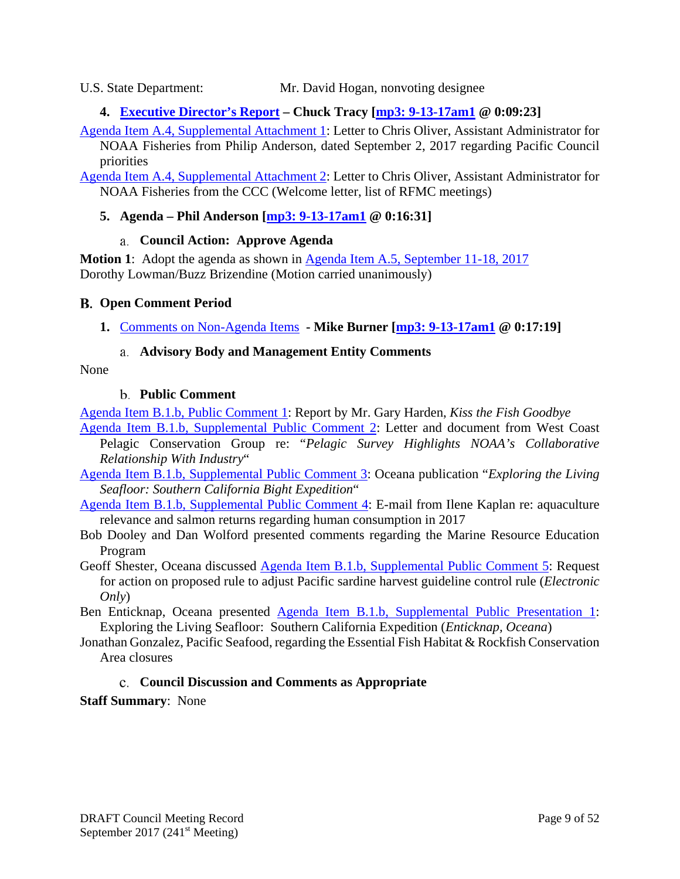U.S. State Department: Mr. David Hogan, nonvoting designee

### 4. Executive Director's Report – Chuck Tracy [mp3: 9-13-17am1 @ 0:09:23]

Agenda Item A.4, Supplemental Attachment 1: Letter to Chris Oliver, Assistant Administrator for NOAA Fisheries from Philip Anderson, dated September 2, 2017 regarding Pacific Council priorities

Agenda Item A.4, Supplemental Attachment 2: Letter to Chris Oliver, Assistant Administrator for NOAA Fisheries from the CCC (Welcome letter, list of RFMC meetings)

### 5. Agenda – Phil Anderson [mp3: 9-13-17am1 @ 0:16:31]

#### a. Council Action: Approve Agenda

**Motion 1**: Adopt the agenda as shown in Agenda Item A.5, September 11-18, 2017
Dorothy Lowman/Buzz Brizendine (Motion carried unanimously)

## B. Open Comment Period

### 1. Comments on Non-Agenda Items - Mike Burner [mp3: 9-13-17am1 @ 0:17:19]

#### a. Advisory Body and Management Entity Comments

None

#### b. Public Comment

Agenda Item B.1.b, Public Comment 1: Report by Mr. Gary Harden, *Kiss the Fish Goodbye*

Agenda Item B.1.b, Supplemental Public Comment 2: Letter and document from West Coast Pelagic Conservation Group re: "*Pelagic Survey Highlights NOAA's Collaborative Relationship With Industry*"

Agenda Item B.1.b, Supplemental Public Comment 3: Oceana publication "*Exploring the Living Seafloor: Southern California Bight Expedition*"

Agenda Item B.1.b, Supplemental Public Comment 4: E-mail from Ilene Kaplan re: aquaculture relevance and salmon returns regarding human consumption in 2017

Bob Dooley and Dan Wolford presented comments regarding the Marine Resource Education Program

Geoff Shester, Oceana discussed Agenda Item B.1.b, Supplemental Public Comment 5: Request for action on proposed rule to adjust Pacific sardine harvest guideline control rule (*Electronic Only*)

Ben Enticknap, Oceana presented Agenda Item B.1.b, Supplemental Public Presentation 1: Exploring the Living Seafloor: Southern California Expedition (*Enticknap, Oceana*)

Jonathan Gonzalez, Pacific Seafood, regarding the Essential Fish Habitat & Rockfish Conservation Area closures

#### c. Council Discussion and Comments as Appropriate

**Staff Summary**: None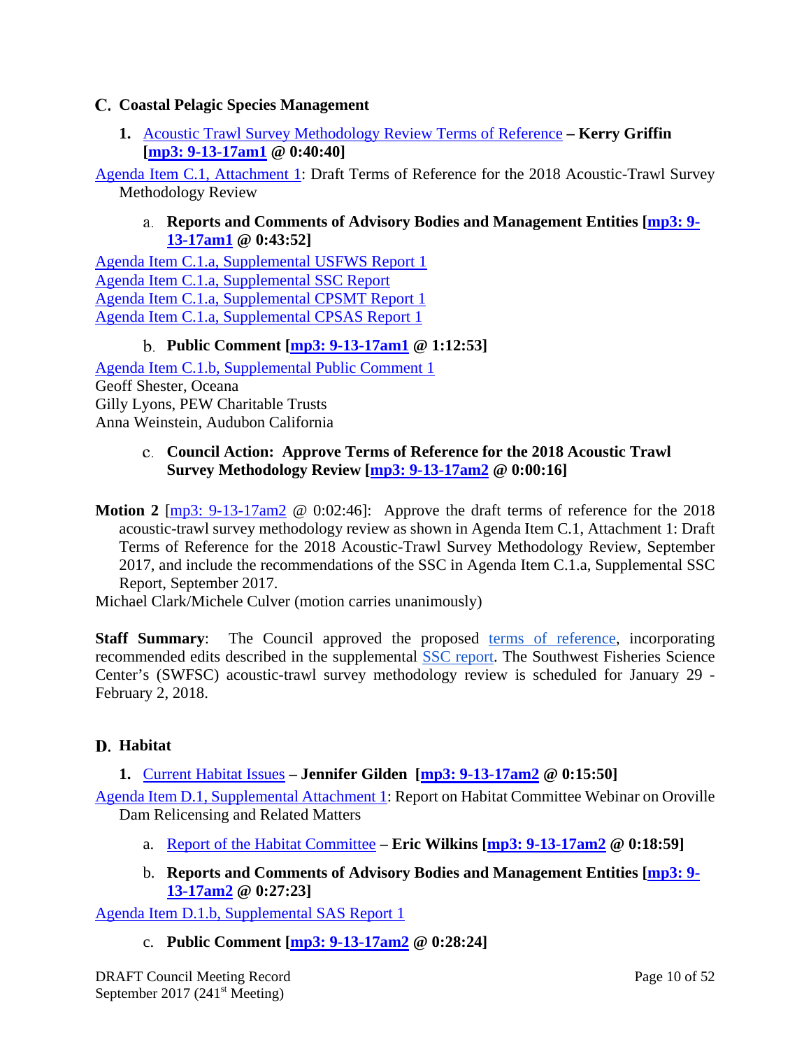## C. Coastal Pelagic Species Management

### 1. Acoustic Trawl Survey Methodology Review Terms of Reference – Kerry Griffin [mp3: 9-13-17am1 @ 0:40:40]

Agenda Item C.1, Attachment 1: Draft Terms of Reference for the 2018 Acoustic-Trawl Survey Methodology Review

#### a. Reports and Comments of Advisory Bodies and Management Entities [mp3: 9-13-17am1 @ 0:43:52]

Agenda Item C.1.a, Supplemental USFWS Report 1
Agenda Item C.1.a, Supplemental SSC Report
Agenda Item C.1.a, Supplemental CPSMT Report 1
Agenda Item C.1.a, Supplemental CPSAS Report 1

#### b. Public Comment [mp3: 9-13-17am1 @ 1:12:53]

Agenda Item C.1.b, Supplemental Public Comment 1
Geoff Shester, Oceana
Gilly Lyons, PEW Charitable Trusts
Anna Weinstein, Audubon California

#### c. Council Action: Approve Terms of Reference for the 2018 Acoustic Trawl Survey Methodology Review [mp3: 9-13-17am2 @ 0:00:16]

**Motion 2** [mp3: 9-13-17am2 @ 0:02:46]: Approve the draft terms of reference for the 2018 acoustic-trawl survey methodology review as shown in Agenda Item C.1, Attachment 1: Draft Terms of Reference for the 2018 Acoustic-Trawl Survey Methodology Review, September 2017, and include the recommendations of the SSC in Agenda Item C.1.a, Supplemental SSC Report, September 2017.
Michael Clark/Michele Culver (motion carries unanimously)

**Staff Summary**: The Council approved the proposed terms of reference, incorporating recommended edits described in the supplemental SSC report. The Southwest Fisheries Science Center's (SWFSC) acoustic-trawl survey methodology review is scheduled for January 29 - February 2, 2018.

## D. Habitat

### 1. Current Habitat Issues – Jennifer Gilden [mp3: 9-13-17am2 @ 0:15:50]

Agenda Item D.1, Supplemental Attachment 1: Report on Habitat Committee Webinar on Oroville Dam Relicensing and Related Matters

#### a. Report of the Habitat Committee – Eric Wilkins [mp3: 9-13-17am2 @ 0:18:59]

#### b. Reports and Comments of Advisory Bodies and Management Entities [mp3: 9-13-17am2 @ 0:27:23]

Agenda Item D.1.b, Supplemental SAS Report 1

#### c. Public Comment [mp3: 9-13-17am2 @ 0:28:24]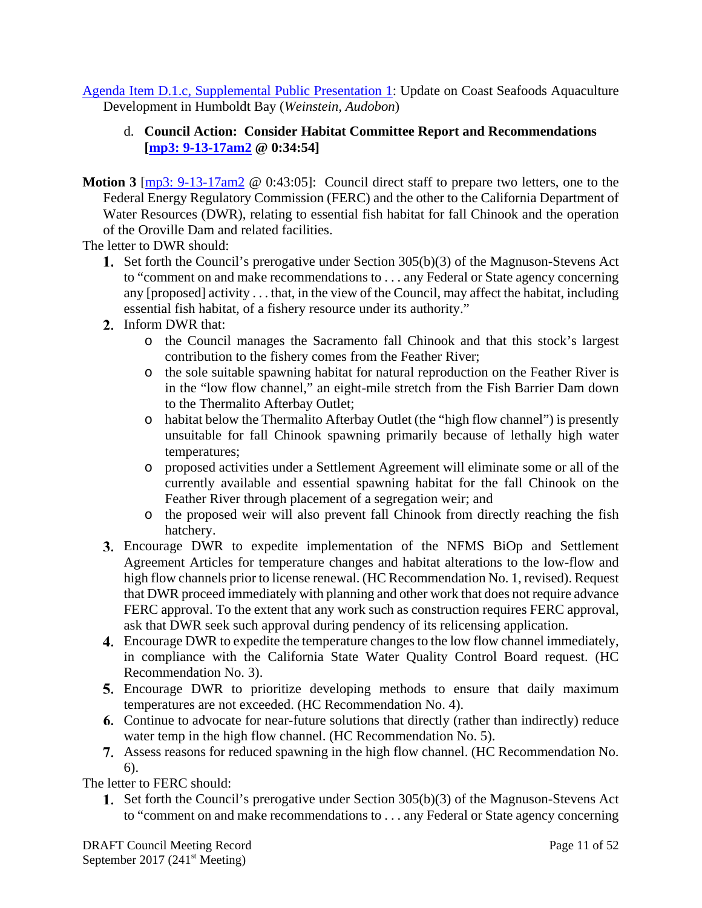[Agenda Item D.1.c, Supplemental Public Presentation 1]: Update on Coast Seafoods Aquaculture Development in Humboldt Bay (*Weinstein, Audobon*)

d. **Council Action: Consider Habitat Committee Report and Recommendations [mp3: 9-13-17am2 @ 0:34:54]**

**Motion 3** [mp3: 9-13-17am2 @ 0:43:05]: Council direct staff to prepare two letters, one to the Federal Energy Regulatory Commission (FERC) and the other to the California Department of Water Resources (DWR), relating to essential fish habitat for fall Chinook and the operation of the Oroville Dam and related facilities.

The letter to DWR should:

1. Set forth the Council's prerogative under Section 305(b)(3) of the Magnuson-Stevens Act to "comment on and make recommendations to . . . any Federal or State agency concerning any [proposed] activity . . . that, in the view of the Council, may affect the habitat, including essential fish habitat, of a fishery resource under its authority."
2. Inform DWR that:
   - the Council manages the Sacramento fall Chinook and that this stock's largest contribution to the fishery comes from the Feather River;
   - the sole suitable spawning habitat for natural reproduction on the Feather River is in the "low flow channel," an eight-mile stretch from the Fish Barrier Dam down to the Thermalito Afterbay Outlet;
   - habitat below the Thermalito Afterbay Outlet (the "high flow channel") is presently unsuitable for fall Chinook spawning primarily because of lethally high water temperatures;
   - proposed activities under a Settlement Agreement will eliminate some or all of the currently available and essential spawning habitat for the fall Chinook on the Feather River through placement of a segregation weir; and
   - the proposed weir will also prevent fall Chinook from directly reaching the fish hatchery.
3. Encourage DWR to expedite implementation of the NFMS BiOp and Settlement Agreement Articles for temperature changes and habitat alterations to the low-flow and high flow channels prior to license renewal. (HC Recommendation No. 1, revised). Request that DWR proceed immediately with planning and other work that does not require advance FERC approval. To the extent that any work such as construction requires FERC approval, ask that DWR seek such approval during pendency of its relicensing application.
4. Encourage DWR to expedite the temperature changes to the low flow channel immediately, in compliance with the California State Water Quality Control Board request. (HC Recommendation No. 3).
5. Encourage DWR to prioritize developing methods to ensure that daily maximum temperatures are not exceeded. (HC Recommendation No. 4).
6. Continue to advocate for near-future solutions that directly (rather than indirectly) reduce water temp in the high flow channel. (HC Recommendation No. 5).
7. Assess reasons for reduced spawning in the high flow channel. (HC Recommendation No. 6).

The letter to FERC should:

1. Set forth the Council's prerogative under Section 305(b)(3) of the Magnuson-Stevens Act to "comment on and make recommendations to . . . any Federal or State agency concerning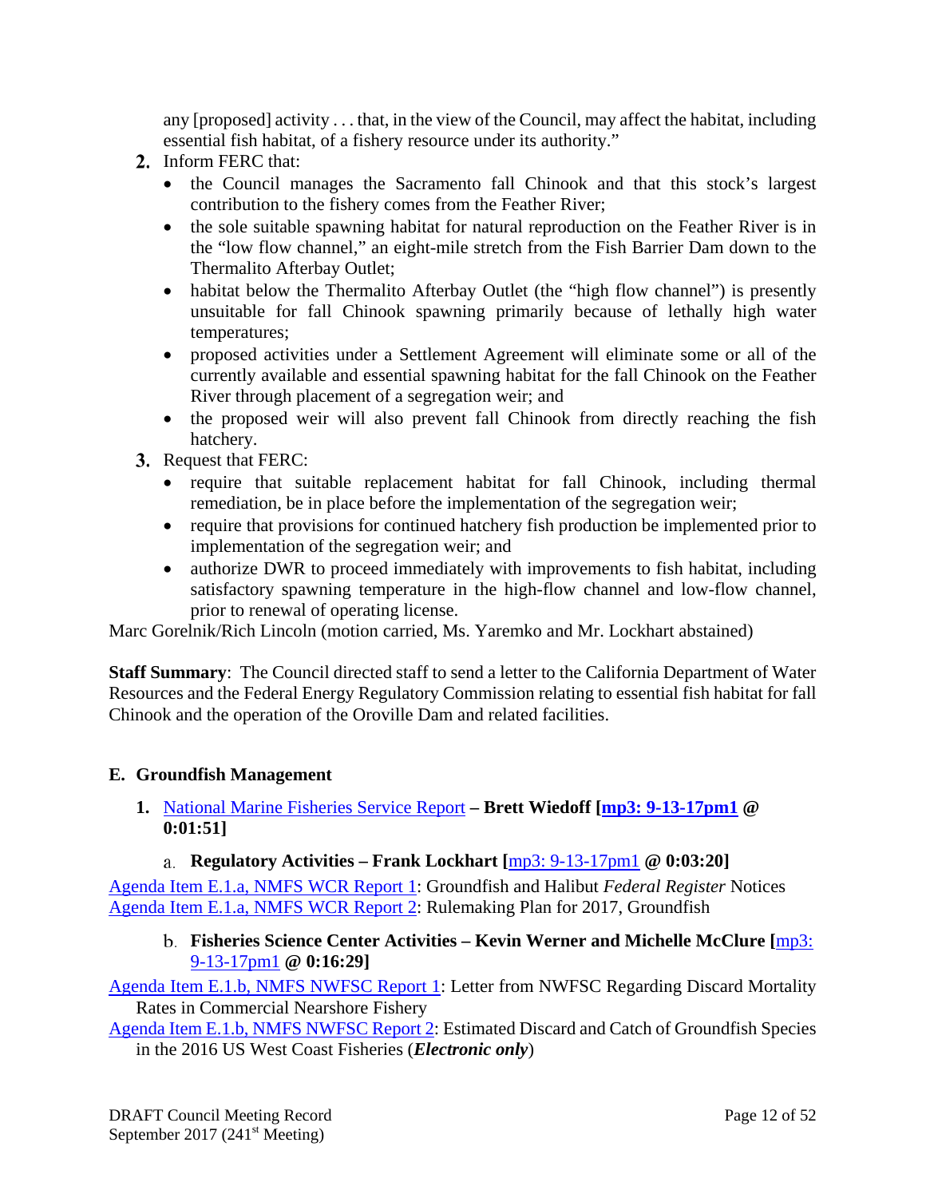any [proposed] activity . . . that, in the view of the Council, may affect the habitat, including essential fish habitat, of a fishery resource under its authority."

2. Inform FERC that:
   - the Council manages the Sacramento fall Chinook and that this stock's largest contribution to the fishery comes from the Feather River;
   - the sole suitable spawning habitat for natural reproduction on the Feather River is in the "low flow channel," an eight-mile stretch from the Fish Barrier Dam down to the Thermalito Afterbay Outlet;
   - habitat below the Thermalito Afterbay Outlet (the "high flow channel") is presently unsuitable for fall Chinook spawning primarily because of lethally high water temperatures;
   - proposed activities under a Settlement Agreement will eliminate some or all of the currently available and essential spawning habitat for the fall Chinook on the Feather River through placement of a segregation weir; and
   - the proposed weir will also prevent fall Chinook from directly reaching the fish hatchery.
3. Request that FERC:
   - require that suitable replacement habitat for fall Chinook, including thermal remediation, be in place before the implementation of the segregation weir;
   - require that provisions for continued hatchery fish production be implemented prior to implementation of the segregation weir; and
   - authorize DWR to proceed immediately with improvements to fish habitat, including satisfactory spawning temperature in the high-flow channel and low-flow channel, prior to renewal of operating license.

Marc Gorelnik/Rich Lincoln (motion carried, Ms. Yaremko and Mr. Lockhart abstained)

**Staff Summary**: The Council directed staff to send a letter to the California Department of Water Resources and the Federal Energy Regulatory Commission relating to essential fish habitat for fall Chinook and the operation of the Oroville Dam and related facilities.

## E. Groundfish Management

### 1. National Marine Fisheries Service Report – Brett Wiedoff [mp3: 9-13-17pm1 @ 0:01:51]

#### a. Regulatory Activities – Frank Lockhart [mp3: 9-13-17pm1 @ 0:03:20]

Agenda Item E.1.a, NMFS WCR Report 1: Groundfish and Halibut *Federal Register* Notices
Agenda Item E.1.a, NMFS WCR Report 2: Rulemaking Plan for 2017, Groundfish

#### b. Fisheries Science Center Activities – Kevin Werner and Michelle McClure [mp3: 9-13-17pm1 @ 0:16:29]

Agenda Item E.1.b, NMFS NWFSC Report 1: Letter from NWFSC Regarding Discard Mortality Rates in Commercial Nearshore Fishery
Agenda Item E.1.b, NMFS NWFSC Report 2: Estimated Discard and Catch of Groundfish Species in the 2016 US West Coast Fisheries (***Electronic only***)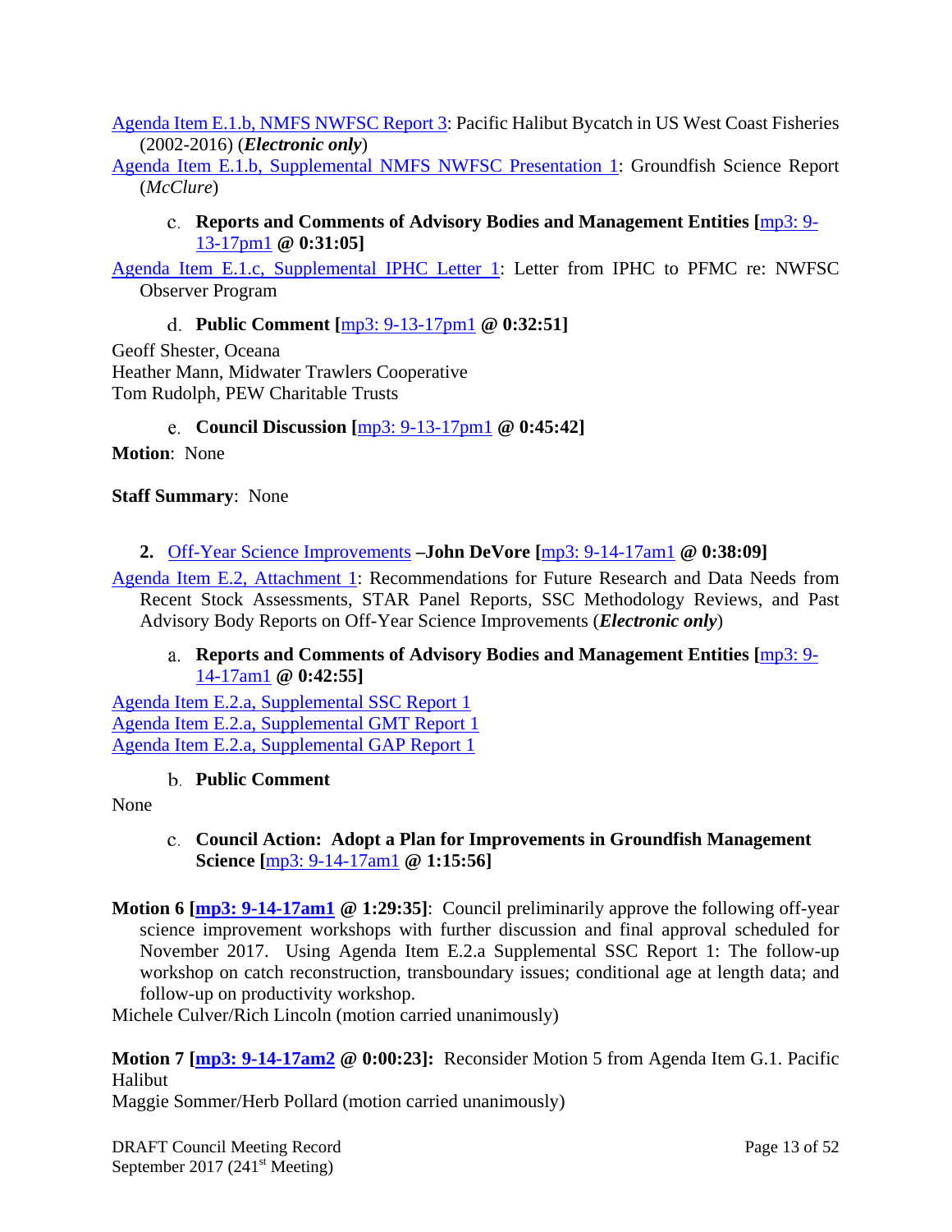Agenda Item E.1.b, NMFS NWFSC Report 3: Pacific Halibut Bycatch in US West Coast Fisheries (2002-2016) (***Electronic only***)

Agenda Item E.1.b, Supplemental NMFS NWFSC Presentation 1: Groundfish Science Report (*McClure*)

c. **Reports and Comments of Advisory Bodies and Management Entities [**mp3: 9-13-17pm1 **@ 0:31:05]**

Agenda Item E.1.c, Supplemental IPHC Letter 1: Letter from IPHC to PFMC re: NWFSC Observer Program

d. **Public Comment [**mp3: 9-13-17pm1 **@ 0:32:51]**

Geoff Shester, Oceana
Heather Mann, Midwater Trawlers Cooperative
Tom Rudolph, PEW Charitable Trusts

e. **Council Discussion [**mp3: 9-13-17pm1 **@ 0:45:42]**

**Motion**: None

**Staff Summary**: None

**2.** Off-Year Science Improvements **–John DeVore [**mp3: 9-14-17am1 **@ 0:38:09]**

Agenda Item E.2, Attachment 1: Recommendations for Future Research and Data Needs from Recent Stock Assessments, STAR Panel Reports, SSC Methodology Reviews, and Past Advisory Body Reports on Off-Year Science Improvements (***Electronic only***)

a. **Reports and Comments of Advisory Bodies and Management Entities [**mp3: 9-14-17am1 **@ 0:42:55]**

Agenda Item E.2.a, Supplemental SSC Report 1
Agenda Item E.2.a, Supplemental GMT Report 1
Agenda Item E.2.a, Supplemental GAP Report 1

b. **Public Comment**

None

c. **Council Action: Adopt a Plan for Improvements in Groundfish Management Science [**mp3: 9-14-17am1 **@ 1:15:56]**

**Motion 6 [mp3: 9-14-17am1 @ 1:29:35]**: Council preliminarily approve the following off-year science improvement workshops with further discussion and final approval scheduled for November 2017. Using Agenda Item E.2.a Supplemental SSC Report 1: The follow-up workshop on catch reconstruction, transboundary issues; conditional age at length data; and follow-up on productivity workshop.

Michele Culver/Rich Lincoln (motion carried unanimously)

**Motion 7 [mp3: 9-14-17am2 @ 0:00:23]:** Reconsider Motion 5 from Agenda Item G.1. Pacific Halibut

Maggie Sommer/Herb Pollard (motion carried unanimously)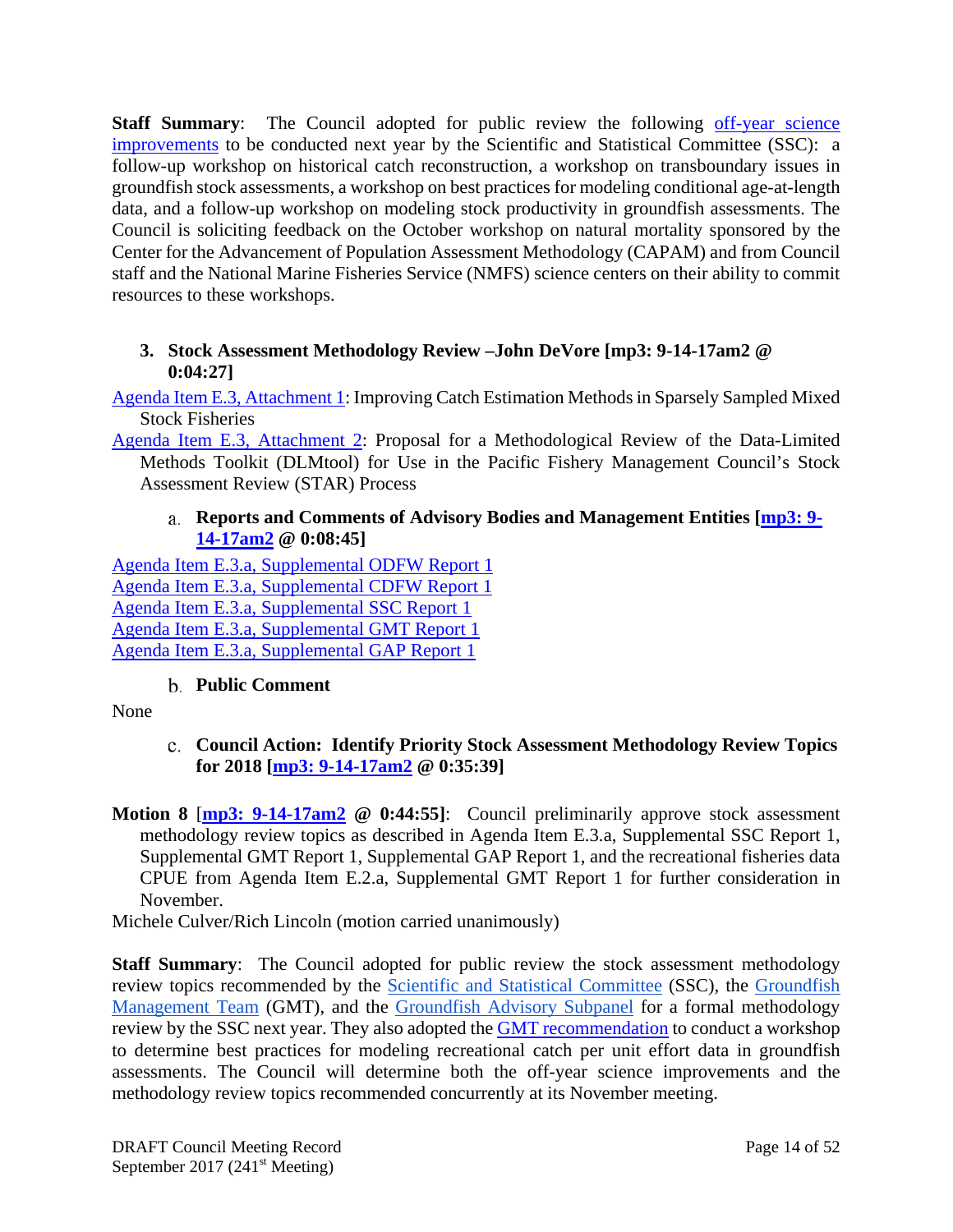**Staff Summary**: The Council adopted for public review the following off-year science improvements to be conducted next year by the Scientific and Statistical Committee (SSC): a follow-up workshop on historical catch reconstruction, a workshop on transboundary issues in groundfish stock assessments, a workshop on best practices for modeling conditional age-at-length data, and a follow-up workshop on modeling stock productivity in groundfish assessments. The Council is soliciting feedback on the October workshop on natural mortality sponsored by the Center for the Advancement of Population Assessment Methodology (CAPAM) and from Council staff and the National Marine Fisheries Service (NMFS) science centers on their ability to commit resources to these workshops.

### 3. Stock Assessment Methodology Review –John DeVore [mp3: 9-14-17am2 @ 0:04:27]

Agenda Item E.3, Attachment 1: Improving Catch Estimation Methods in Sparsely Sampled Mixed Stock Fisheries

Agenda Item E.3, Attachment 2: Proposal for a Methodological Review of the Data-Limited Methods Toolkit (DLMtool) for Use in the Pacific Fishery Management Council's Stock Assessment Review (STAR) Process

#### a. Reports and Comments of Advisory Bodies and Management Entities [mp3: 9-14-17am2 @ 0:08:45]

Agenda Item E.3.a, Supplemental ODFW Report 1
Agenda Item E.3.a, Supplemental CDFW Report 1
Agenda Item E.3.a, Supplemental SSC Report 1
Agenda Item E.3.a, Supplemental GMT Report 1
Agenda Item E.3.a, Supplemental GAP Report 1

#### b. Public Comment

None

#### c. Council Action: Identify Priority Stock Assessment Methodology Review Topics for 2018 [mp3: 9-14-17am2 @ 0:35:39]

**Motion 8** [**mp3: 9-14-17am2 @ 0:44:55]**: Council preliminarily approve stock assessment methodology review topics as described in Agenda Item E.3.a, Supplemental SSC Report 1, Supplemental GMT Report 1, Supplemental GAP Report 1, and the recreational fisheries data CPUE from Agenda Item E.2.a, Supplemental GMT Report 1 for further consideration in November.

Michele Culver/Rich Lincoln (motion carried unanimously)

**Staff Summary**: The Council adopted for public review the stock assessment methodology review topics recommended by the Scientific and Statistical Committee (SSC), the Groundfish Management Team (GMT), and the Groundfish Advisory Subpanel for a formal methodology review by the SSC next year. They also adopted the GMT recommendation to conduct a workshop to determine best practices for modeling recreational catch per unit effort data in groundfish assessments. The Council will determine both the off-year science improvements and the methodology review topics recommended concurrently at its November meeting.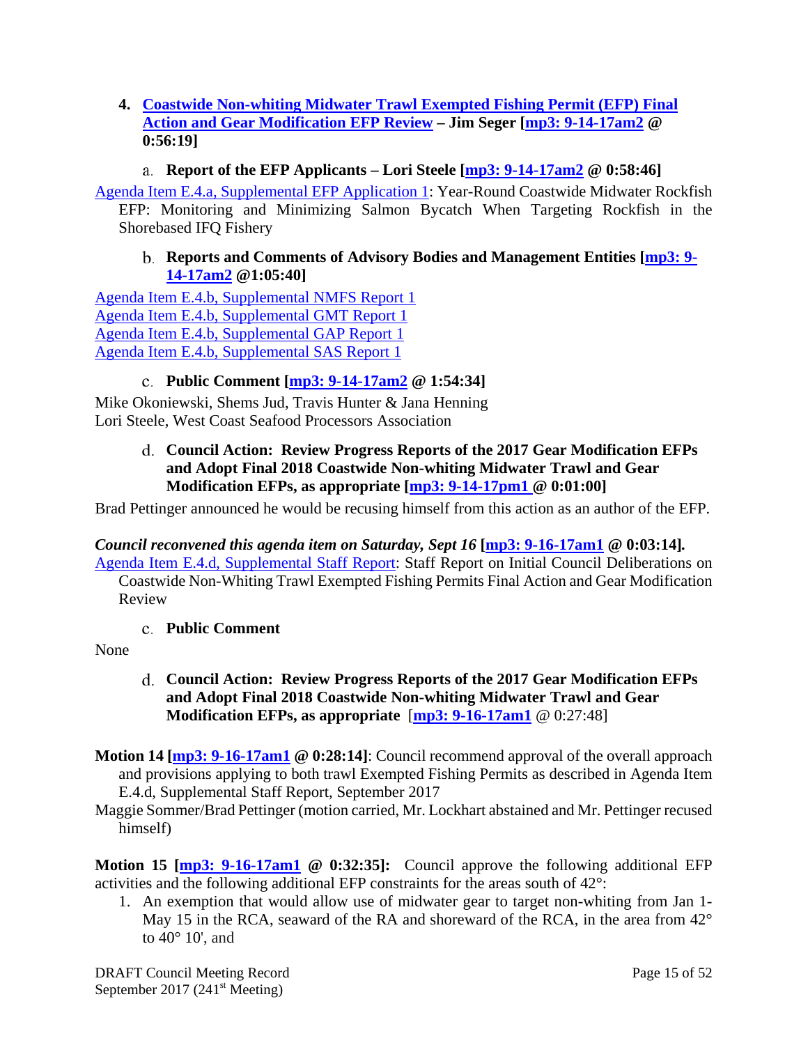4. **Coastwide Non-whiting Midwater Trawl Exempted Fishing Permit (EFP) Final Action and Gear Modification EFP Review – Jim Seger [mp3: 9-14-17am2 @ 0:56:19]**

a. **Report of the EFP Applicants – Lori Steele [mp3: 9-14-17am2 @ 0:58:46]**

Agenda Item E.4.a, Supplemental EFP Application 1: Year-Round Coastwide Midwater Rockfish EFP: Monitoring and Minimizing Salmon Bycatch When Targeting Rockfish in the Shorebased IFQ Fishery

b. **Reports and Comments of Advisory Bodies and Management Entities [mp3: 9-14-17am2 @1:05:40]**

Agenda Item E.4.b, Supplemental NMFS Report 1
Agenda Item E.4.b, Supplemental GMT Report 1
Agenda Item E.4.b, Supplemental GAP Report 1
Agenda Item E.4.b, Supplemental SAS Report 1

c. **Public Comment [mp3: 9-14-17am2 @ 1:54:34]**

Mike Okoniewski, Shems Jud, Travis Hunter & Jana Henning
Lori Steele, West Coast Seafood Processors Association

d. **Council Action: Review Progress Reports of the 2017 Gear Modification EFPs and Adopt Final 2018 Coastwide Non-whiting Midwater Trawl and Gear Modification EFPs, as appropriate [mp3: 9-14-17pm1 @ 0:01:00]**

Brad Pettinger announced he would be recusing himself from this action as an author of the EFP.

***Council reconvened this agenda item on Saturday, Sept 16* [mp3: 9-16-17am1 @ 0:03:14].**

Agenda Item E.4.d, Supplemental Staff Report: Staff Report on Initial Council Deliberations on Coastwide Non-Whiting Trawl Exempted Fishing Permits Final Action and Gear Modification Review

c. **Public Comment**

None

d. **Council Action: Review Progress Reports of the 2017 Gear Modification EFPs and Adopt Final 2018 Coastwide Non-whiting Midwater Trawl and Gear Modification EFPs, as appropriate** [**mp3: 9-16-17am1** @ 0:27:48]

**Motion 14 [mp3: 9-16-17am1 @ 0:28:14]**: Council recommend approval of the overall approach and provisions applying to both trawl Exempted Fishing Permits as described in Agenda Item E.4.d, Supplemental Staff Report, September 2017

Maggie Sommer/Brad Pettinger (motion carried, Mr. Lockhart abstained and Mr. Pettinger recused himself)

**Motion 15 [mp3: 9-16-17am1 @ 0:32:35]:** Council approve the following additional EFP activities and the following additional EFP constraints for the areas south of 42°:

1. An exemption that would allow use of midwater gear to target non-whiting from Jan 1-May 15 in the RCA, seaward of the RA and shoreward of the RCA, in the area from 42° to 40° 10', and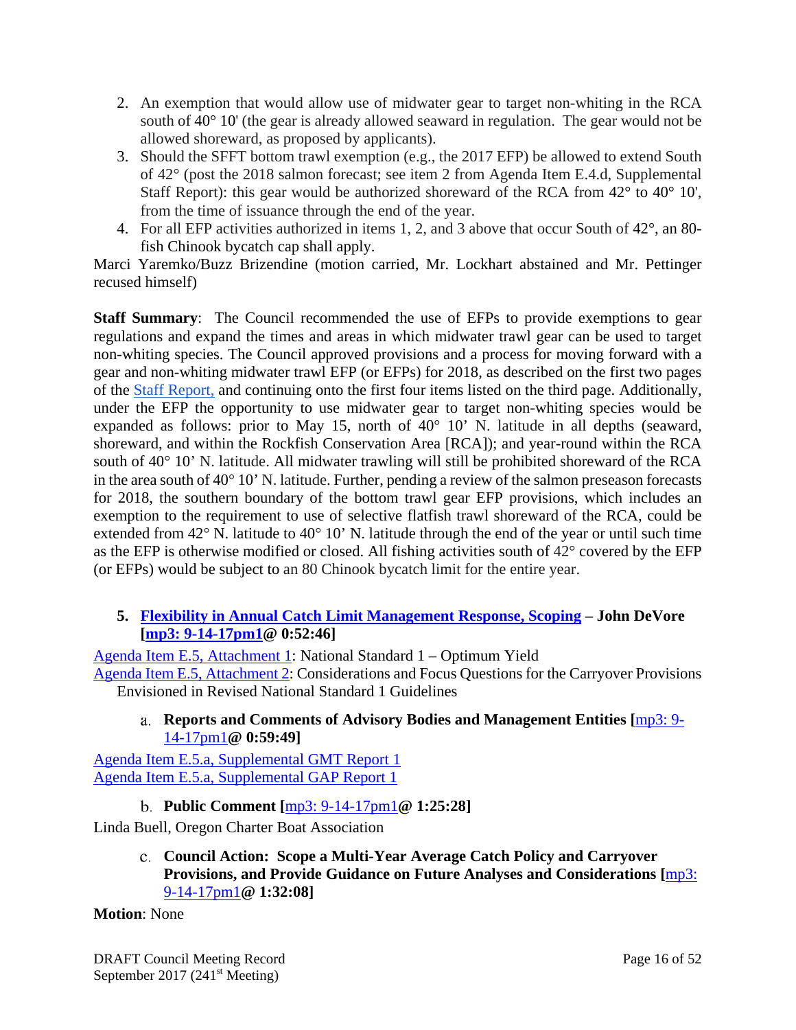2. An exemption that would allow use of midwater gear to target non-whiting in the RCA south of 40° 10' (the gear is already allowed seaward in regulation. The gear would not be allowed shoreward, as proposed by applicants).
3. Should the SFFT bottom trawl exemption (e.g., the 2017 EFP) be allowed to extend South of 42° (post the 2018 salmon forecast; see item 2 from Agenda Item E.4.d, Supplemental Staff Report): this gear would be authorized shoreward of the RCA from 42° to 40° 10', from the time of issuance through the end of the year.
4. For all EFP activities authorized in items 1, 2, and 3 above that occur South of 42°, an 80-fish Chinook bycatch cap shall apply.

Marci Yaremko/Buzz Brizendine (motion carried, Mr. Lockhart abstained and Mr. Pettinger recused himself)

**Staff Summary**: The Council recommended the use of EFPs to provide exemptions to gear regulations and expand the times and areas in which midwater trawl gear can be used to target non-whiting species. The Council approved provisions and a process for moving forward with a gear and non-whiting midwater trawl EFP (or EFPs) for 2018, as described on the first two pages of the Staff Report, and continuing onto the first four items listed on the third page. Additionally, under the EFP the opportunity to use midwater gear to target non-whiting species would be expanded as follows: prior to May 15, north of 40° 10' N. latitude in all depths (seaward, shoreward, and within the Rockfish Conservation Area [RCA]); and year-round within the RCA south of 40° 10' N. latitude. All midwater trawling will still be prohibited shoreward of the RCA in the area south of 40° 10' N. latitude. Further, pending a review of the salmon preseason forecasts for 2018, the southern boundary of the bottom trawl gear EFP provisions, which includes an exemption to the requirement to use of selective flatfish trawl shoreward of the RCA, could be extended from 42° N. latitude to 40° 10' N. latitude through the end of the year or until such time as the EFP is otherwise modified or closed. All fishing activities south of 42° covered by the EFP (or EFPs) would be subject to an 80 Chinook bycatch limit for the entire year.

### 5. Flexibility in Annual Catch Limit Management Response, Scoping – John DeVore [mp3: 9-14-17pm1@ 0:52:46]

Agenda Item E.5, Attachment 1: National Standard 1 – Optimum Yield
Agenda Item E.5, Attachment 2: Considerations and Focus Questions for the Carryover Provisions Envisioned in Revised National Standard 1 Guidelines

#### a. Reports and Comments of Advisory Bodies and Management Entities [mp3: 9-14-17pm1@ 0:59:49]

Agenda Item E.5.a, Supplemental GMT Report 1
Agenda Item E.5.a, Supplemental GAP Report 1

#### b. Public Comment [mp3: 9-14-17pm1@ 1:25:28]

Linda Buell, Oregon Charter Boat Association

#### c. Council Action: Scope a Multi-Year Average Catch Policy and Carryover Provisions, and Provide Guidance on Future Analyses and Considerations [mp3: 9-14-17pm1@ 1:32:08]

**Motion**: None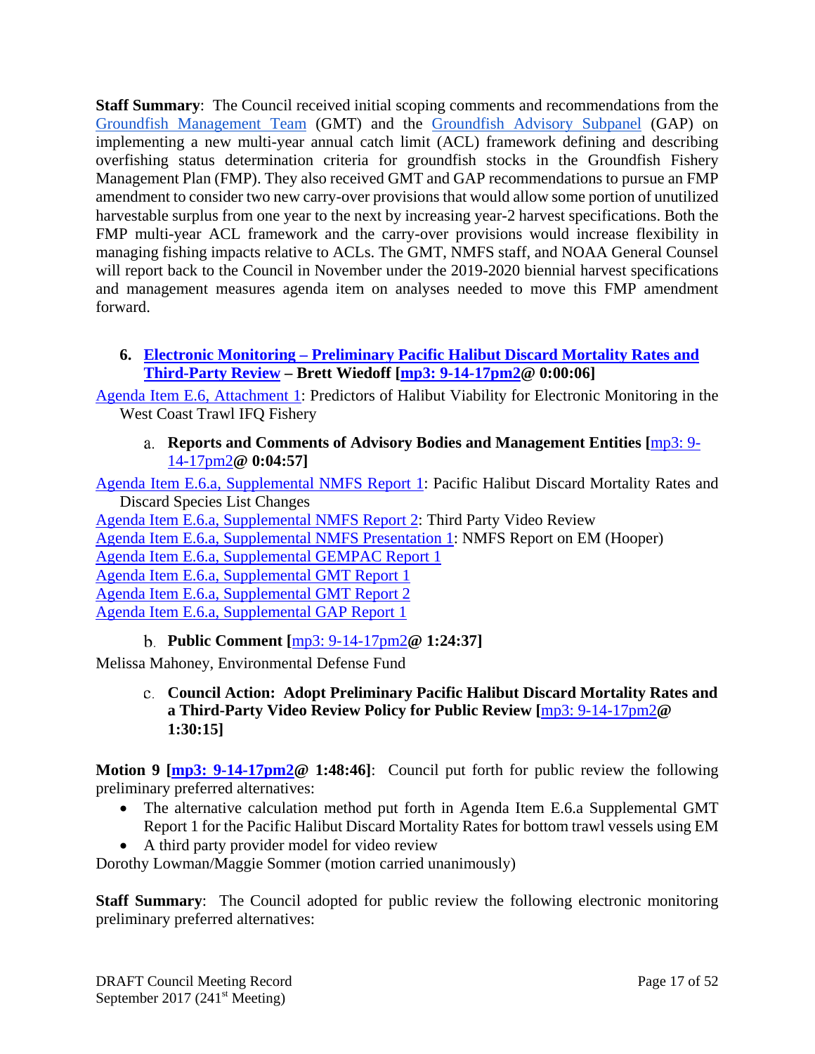**Staff Summary**: The Council received initial scoping comments and recommendations from the Groundfish Management Team (GMT) and the Groundfish Advisory Subpanel (GAP) on implementing a new multi-year annual catch limit (ACL) framework defining and describing overfishing status determination criteria for groundfish stocks in the Groundfish Fishery Management Plan (FMP). They also received GMT and GAP recommendations to pursue an FMP amendment to consider two new carry-over provisions that would allow some portion of unutilized harvestable surplus from one year to the next by increasing year-2 harvest specifications. Both the FMP multi-year ACL framework and the carry-over provisions would increase flexibility in managing fishing impacts relative to ACLs. The GMT, NMFS staff, and NOAA General Counsel will report back to the Council in November under the 2019-2020 biennial harvest specifications and management measures agenda item on analyses needed to move this FMP amendment forward.

### 6. Electronic Monitoring – Preliminary Pacific Halibut Discard Mortality Rates and Third-Party Review – Brett Wiedoff [mp3: 9-14-17pm2@ 0:00:06]

Agenda Item E.6, Attachment 1: Predictors of Halibut Viability for Electronic Monitoring in the West Coast Trawl IFQ Fishery

#### a. Reports and Comments of Advisory Bodies and Management Entities [mp3: 9-14-17pm2@ 0:04:57]

Agenda Item E.6.a, Supplemental NMFS Report 1: Pacific Halibut Discard Mortality Rates and Discard Species List Changes
Agenda Item E.6.a, Supplemental NMFS Report 2: Third Party Video Review
Agenda Item E.6.a, Supplemental NMFS Presentation 1: NMFS Report on EM (Hooper)
Agenda Item E.6.a, Supplemental GEMPAC Report 1
Agenda Item E.6.a, Supplemental GMT Report 1
Agenda Item E.6.a, Supplemental GMT Report 2
Agenda Item E.6.a, Supplemental GAP Report 1

#### b. Public Comment [mp3: 9-14-17pm2@ 1:24:37]

Melissa Mahoney, Environmental Defense Fund

#### c. Council Action: Adopt Preliminary Pacific Halibut Discard Mortality Rates and a Third-Party Video Review Policy for Public Review [mp3: 9-14-17pm2@ 1:30:15]

**Motion 9 [mp3: 9-14-17pm2@ 1:48:46]**: Council put forth for public review the following preliminary preferred alternatives:

- The alternative calculation method put forth in Agenda Item E.6.a Supplemental GMT Report 1 for the Pacific Halibut Discard Mortality Rates for bottom trawl vessels using EM
- A third party provider model for video review

Dorothy Lowman/Maggie Sommer (motion carried unanimously)

**Staff Summary**: The Council adopted for public review the following electronic monitoring preliminary preferred alternatives: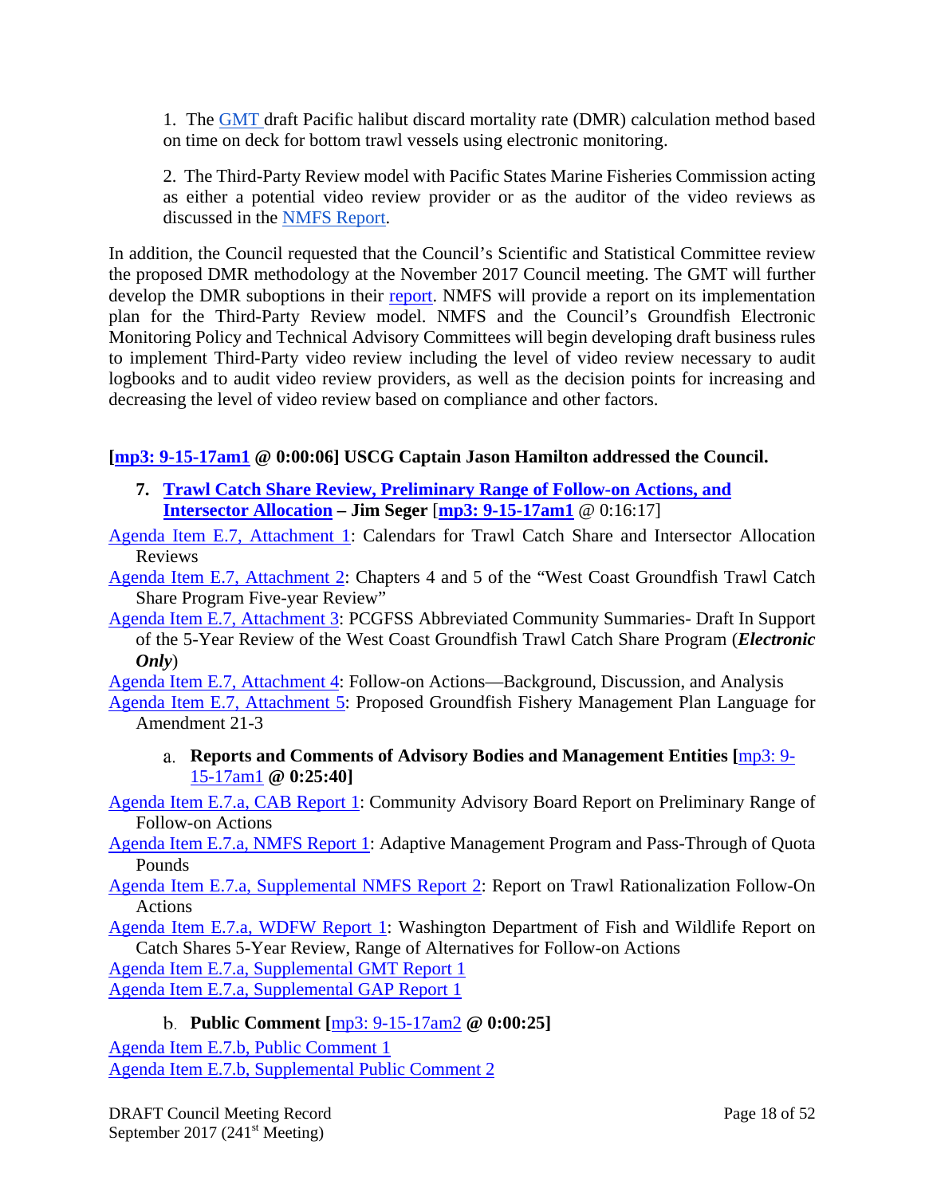1. The GMT draft Pacific halibut discard mortality rate (DMR) calculation method based on time on deck for bottom trawl vessels using electronic monitoring.

2. The Third-Party Review model with Pacific States Marine Fisheries Commission acting as either a potential video review provider or as the auditor of the video reviews as discussed in the NMFS Report.

In addition, the Council requested that the Council's Scientific and Statistical Committee review the proposed DMR methodology at the November 2017 Council meeting. The GMT will further develop the DMR suboptions in their report. NMFS will provide a report on its implementation plan for the Third-Party Review model. NMFS and the Council's Groundfish Electronic Monitoring Policy and Technical Advisory Committees will begin developing draft business rules to implement Third-Party video review including the level of video review necessary to audit logbooks and to audit video review providers, as well as the decision points for increasing and decreasing the level of video review based on compliance and other factors.

**[mp3: 9-15-17am1 @ 0:00:06] USCG Captain Jason Hamilton addressed the Council.**

### 7. Trawl Catch Share Review, Preliminary Range of Follow-on Actions, and Intersector Allocation – Jim Seger [mp3: 9-15-17am1 @ 0:16:17]

Agenda Item E.7, Attachment 1: Calendars for Trawl Catch Share and Intersector Allocation Reviews

Agenda Item E.7, Attachment 2: Chapters 4 and 5 of the "West Coast Groundfish Trawl Catch Share Program Five-year Review"

Agenda Item E.7, Attachment 3: PCGFSS Abbreviated Community Summaries- Draft In Support of the 5-Year Review of the West Coast Groundfish Trawl Catch Share Program (***Electronic Only***)

Agenda Item E.7, Attachment 4: Follow-on Actions—Background, Discussion, and Analysis

Agenda Item E.7, Attachment 5: Proposed Groundfish Fishery Management Plan Language for Amendment 21-3

#### a. Reports and Comments of Advisory Bodies and Management Entities [mp3: 9-15-17am1 @ 0:25:40]

Agenda Item E.7.a, CAB Report 1: Community Advisory Board Report on Preliminary Range of Follow-on Actions

Agenda Item E.7.a, NMFS Report 1: Adaptive Management Program and Pass-Through of Quota Pounds

Agenda Item E.7.a, Supplemental NMFS Report 2: Report on Trawl Rationalization Follow-On Actions

Agenda Item E.7.a, WDFW Report 1: Washington Department of Fish and Wildlife Report on Catch Shares 5-Year Review, Range of Alternatives for Follow-on Actions

Agenda Item E.7.a, Supplemental GMT Report 1

Agenda Item E.7.a, Supplemental GAP Report 1

#### b. Public Comment [mp3: 9-15-17am2 @ 0:00:25]

Agenda Item E.7.b, Public Comment 1

Agenda Item E.7.b, Supplemental Public Comment 2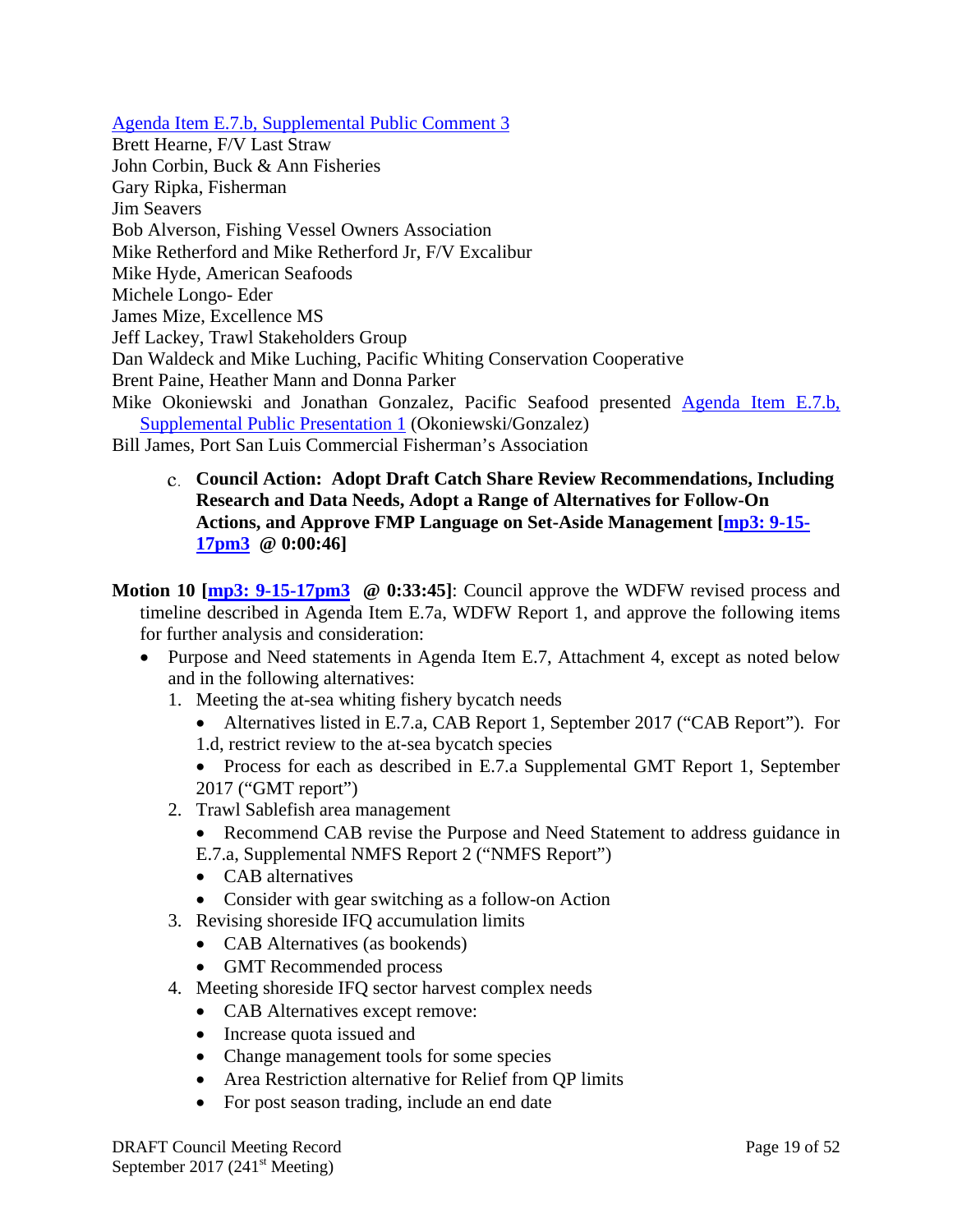Agenda Item E.7.b, Supplemental Public Comment 3

Brett Hearne, F/V Last Straw
John Corbin, Buck & Ann Fisheries
Gary Ripka, Fisherman
Jim Seavers
Bob Alverson, Fishing Vessel Owners Association
Mike Retherford and Mike Retherford Jr, F/V Excalibur
Mike Hyde, American Seafoods
Michele Longo- Eder
James Mize, Excellence MS
Jeff Lackey, Trawl Stakeholders Group
Dan Waldeck and Mike Luching, Pacific Whiting Conservation Cooperative
Brent Paine, Heather Mann and Donna Parker
Mike Okoniewski and Jonathan Gonzalez, Pacific Seafood presented Agenda Item E.7.b, Supplemental Public Presentation 1 (Okoniewski/Gonzalez)
Bill James, Port San Luis Commercial Fisherman's Association

c. **Council Action: Adopt Draft Catch Share Review Recommendations, Including Research and Data Needs, Adopt a Range of Alternatives for Follow-On Actions, and Approve FMP Language on Set-Aside Management [mp3: 9-15-17pm3 @ 0:00:46]**

**Motion 10 [mp3: 9-15-17pm3 @ 0:33:45]**: Council approve the WDFW revised process and timeline described in Agenda Item E.7a, WDFW Report 1, and approve the following items for further analysis and consideration:

- Purpose and Need statements in Agenda Item E.7, Attachment 4, except as noted below and in the following alternatives:
  1. Meeting the at-sea whiting fishery bycatch needs
     - Alternatives listed in E.7.a, CAB Report 1, September 2017 ("CAB Report"). For 1.d, restrict review to the at-sea bycatch species
     - Process for each as described in E.7.a Supplemental GMT Report 1, September 2017 ("GMT report")
  2. Trawl Sablefish area management
     - Recommend CAB revise the Purpose and Need Statement to address guidance in E.7.a, Supplemental NMFS Report 2 ("NMFS Report")
     - CAB alternatives
     - Consider with gear switching as a follow-on Action
  3. Revising shoreside IFQ accumulation limits
     - CAB Alternatives (as bookends)
     - GMT Recommended process
  4. Meeting shoreside IFQ sector harvest complex needs
     - CAB Alternatives except remove:
     - Increase quota issued and
     - Change management tools for some species
     - Area Restriction alternative for Relief from QP limits
     - For post season trading, include an end date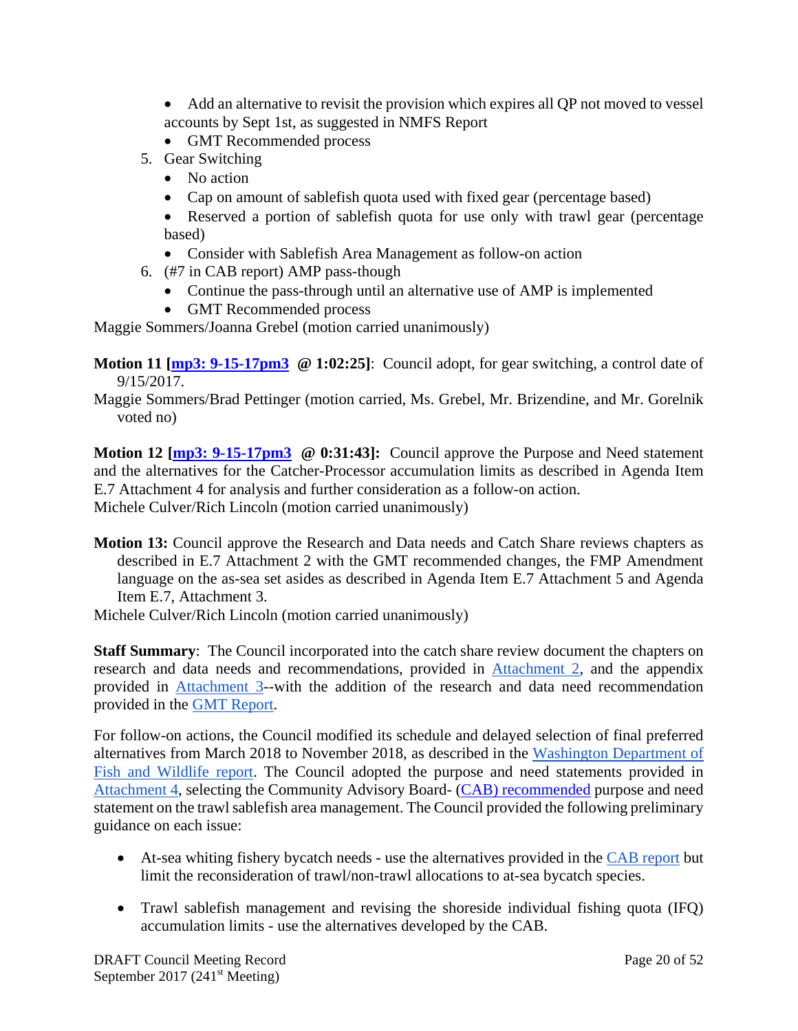- Add an alternative to revisit the provision which expires all QP not moved to vessel accounts by Sept 1st, as suggested in NMFS Report
  - GMT Recommended process
5. Gear Switching
   - No action
   - Cap on amount of sablefish quota used with fixed gear (percentage based)
   - Reserved a portion of sablefish quota for use only with trawl gear (percentage based)
   - Consider with Sablefish Area Management as follow-on action
6. (#7 in CAB report) AMP pass-though
   - Continue the pass-through until an alternative use of AMP is implemented
   - GMT Recommended process

Maggie Sommers/Joanna Grebel (motion carried unanimously)

**Motion 11 [mp3: 9-15-17pm3 @ 1:02:25]**: Council adopt, for gear switching, a control date of 9/15/2017.
Maggie Sommers/Brad Pettinger (motion carried, Ms. Grebel, Mr. Brizendine, and Mr. Gorelnik voted no)

**Motion 12 [mp3: 9-15-17pm3 @ 0:31:43]:** Council approve the Purpose and Need statement and the alternatives for the Catcher-Processor accumulation limits as described in Agenda Item E.7 Attachment 4 for analysis and further consideration as a follow-on action.
Michele Culver/Rich Lincoln (motion carried unanimously)

**Motion 13:** Council approve the Research and Data needs and Catch Share reviews chapters as described in E.7 Attachment 2 with the GMT recommended changes, the FMP Amendment language on the as-sea set asides as described in Agenda Item E.7 Attachment 5 and Agenda Item E.7, Attachment 3.
Michele Culver/Rich Lincoln (motion carried unanimously)

**Staff Summary**: The Council incorporated into the catch share review document the chapters on research and data needs and recommendations, provided in Attachment 2, and the appendix provided in Attachment 3--with the addition of the research and data need recommendation provided in the GMT Report.

For follow-on actions, the Council modified its schedule and delayed selection of final preferred alternatives from March 2018 to November 2018, as described in the Washington Department of Fish and Wildlife report. The Council adopted the purpose and need statements provided in Attachment 4, selecting the Community Advisory Board- (CAB) recommended purpose and need statement on the trawl sablefish area management. The Council provided the following preliminary guidance on each issue:

- At-sea whiting fishery bycatch needs - use the alternatives provided in the CAB report but limit the reconsideration of trawl/non-trawl allocations to at-sea bycatch species.
- Trawl sablefish management and revising the shoreside individual fishing quota (IFQ) accumulation limits - use the alternatives developed by the CAB.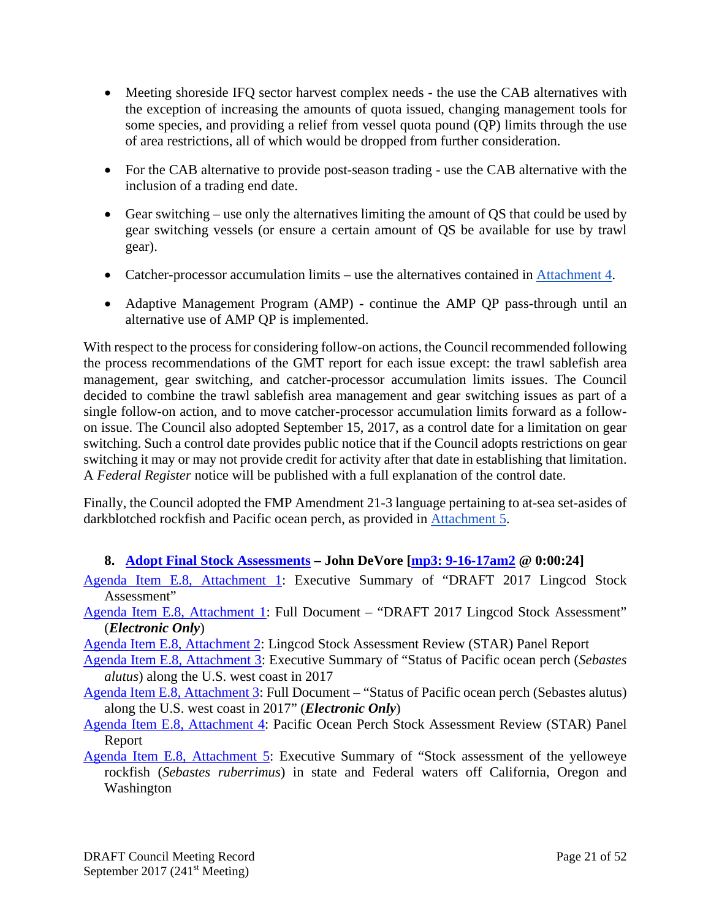- Meeting shoreside IFQ sector harvest complex needs - the use the CAB alternatives with the exception of increasing the amounts of quota issued, changing management tools for some species, and providing a relief from vessel quota pound (QP) limits through the use of area restrictions, all of which would be dropped from further consideration.

- For the CAB alternative to provide post-season trading - use the CAB alternative with the inclusion of a trading end date.

- Gear switching – use only the alternatives limiting the amount of QS that could be used by gear switching vessels (or ensure a certain amount of QS be available for use by trawl gear).

- Catcher-processor accumulation limits – use the alternatives contained in Attachment 4.

- Adaptive Management Program (AMP) - continue the AMP QP pass-through until an alternative use of AMP QP is implemented.

With respect to the process for considering follow-on actions, the Council recommended following the process recommendations of the GMT report for each issue except: the trawl sablefish area management, gear switching, and catcher-processor accumulation limits issues. The Council decided to combine the trawl sablefish area management and gear switching issues as part of a single follow-on action, and to move catcher-processor accumulation limits forward as a follow-on issue. The Council also adopted September 15, 2017, as a control date for a limitation on gear switching. Such a control date provides public notice that if the Council adopts restrictions on gear switching it may or may not provide credit for activity after that date in establishing that limitation. A *Federal Register* notice will be published with a full explanation of the control date.

Finally, the Council adopted the FMP Amendment 21-3 language pertaining to at-sea set-asides of darkblotched rockfish and Pacific ocean perch, as provided in Attachment 5.

### 8. Adopt Final Stock Assessments – John DeVore [mp3: 9-16-17am2 @ 0:00:24]

Agenda Item E.8, Attachment 1: Executive Summary of "DRAFT 2017 Lingcod Stock Assessment"

Agenda Item E.8, Attachment 1: Full Document – "DRAFT 2017 Lingcod Stock Assessment" (***Electronic Only***)

Agenda Item E.8, Attachment 2: Lingcod Stock Assessment Review (STAR) Panel Report

Agenda Item E.8, Attachment 3: Executive Summary of "Status of Pacific ocean perch (*Sebastes alutus*) along the U.S. west coast in 2017

Agenda Item E.8, Attachment 3: Full Document – "Status of Pacific ocean perch (Sebastes alutus) along the U.S. west coast in 2017" (***Electronic Only***)

Agenda Item E.8, Attachment 4: Pacific Ocean Perch Stock Assessment Review (STAR) Panel Report

Agenda Item E.8, Attachment 5: Executive Summary of "Stock assessment of the yelloweye rockfish (*Sebastes ruberrimus*) in state and Federal waters off California, Oregon and Washington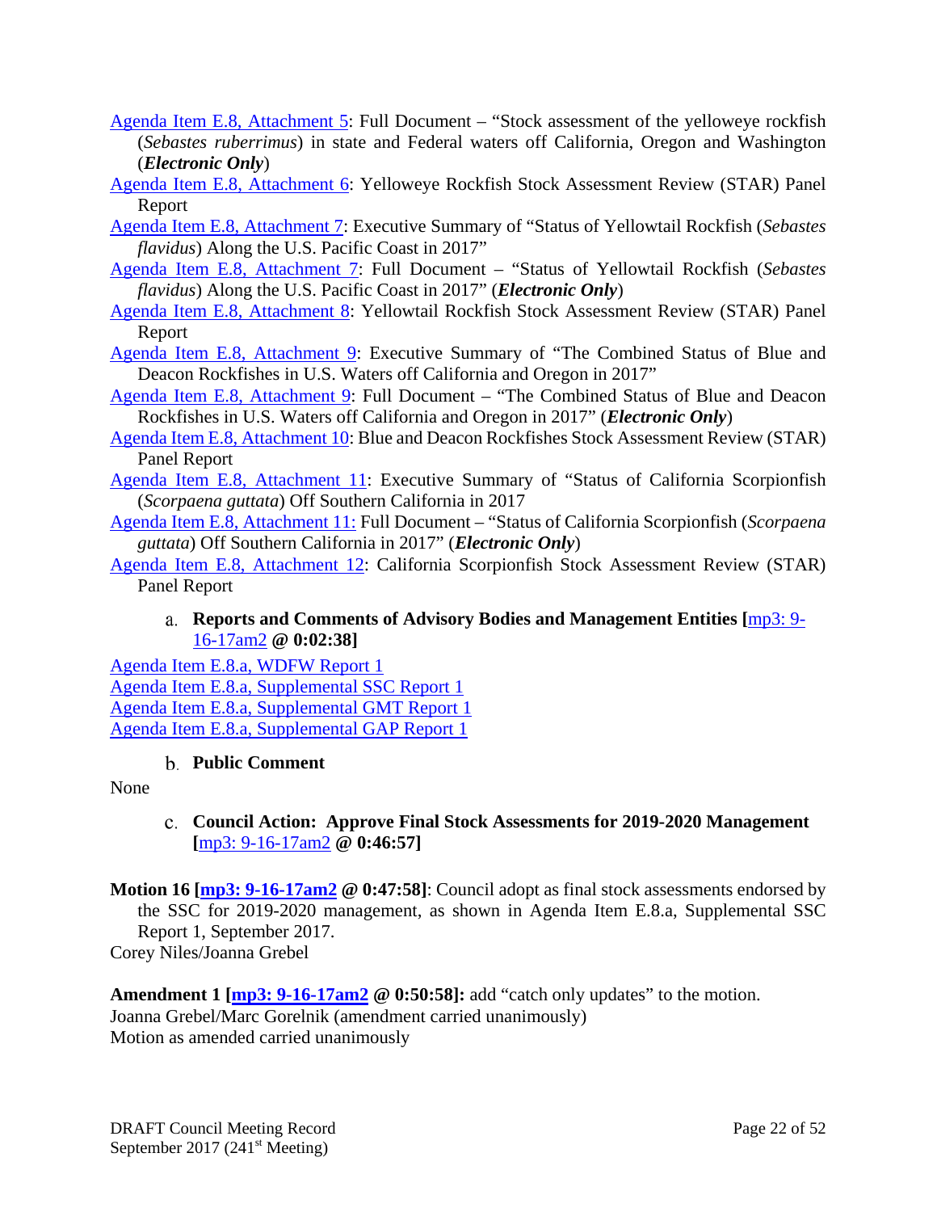Agenda Item E.8, Attachment 5: Full Document – "Stock assessment of the yelloweye rockfish (*Sebastes ruberrimus*) in state and Federal waters off California, Oregon and Washington (***Electronic Only***)

Agenda Item E.8, Attachment 6: Yelloweye Rockfish Stock Assessment Review (STAR) Panel Report

Agenda Item E.8, Attachment 7: Executive Summary of "Status of Yellowtail Rockfish (*Sebastes flavidus*) Along the U.S. Pacific Coast in 2017"

Agenda Item E.8, Attachment 7: Full Document – "Status of Yellowtail Rockfish (*Sebastes flavidus*) Along the U.S. Pacific Coast in 2017" (***Electronic Only***)

Agenda Item E.8, Attachment 8: Yellowtail Rockfish Stock Assessment Review (STAR) Panel Report

Agenda Item E.8, Attachment 9: Executive Summary of "The Combined Status of Blue and Deacon Rockfishes in U.S. Waters off California and Oregon in 2017"

Agenda Item E.8, Attachment 9: Full Document – "The Combined Status of Blue and Deacon Rockfishes in U.S. Waters off California and Oregon in 2017" (***Electronic Only***)

Agenda Item E.8, Attachment 10: Blue and Deacon Rockfishes Stock Assessment Review (STAR) Panel Report

Agenda Item E.8, Attachment 11: Executive Summary of "Status of California Scorpionfish (*Scorpaena guttata*) Off Southern California in 2017

Agenda Item E.8, Attachment 11: Full Document – "Status of California Scorpionfish (*Scorpaena guttata*) Off Southern California in 2017" (***Electronic Only***)

Agenda Item E.8, Attachment 12: California Scorpionfish Stock Assessment Review (STAR) Panel Report

a. **Reports and Comments of Advisory Bodies and Management Entities [**mp3: 9-16-17am2 **@ 0:02:38]**

Agenda Item E.8.a, WDFW Report 1
Agenda Item E.8.a, Supplemental SSC Report 1
Agenda Item E.8.a, Supplemental GMT Report 1
Agenda Item E.8.a, Supplemental GAP Report 1

b. **Public Comment**

None

c. **Council Action: Approve Final Stock Assessments for 2019-2020 Management [**mp3: 9-16-17am2 **@ 0:46:57]**

**Motion 16 [mp3: 9-16-17am2 @ 0:47:58]**: Council adopt as final stock assessments endorsed by the SSC for 2019-2020 management, as shown in Agenda Item E.8.a, Supplemental SSC Report 1, September 2017.
Corey Niles/Joanna Grebel

**Amendment 1 [mp3: 9-16-17am2 @ 0:50:58]:** add "catch only updates" to the motion.
Joanna Grebel/Marc Gorelnik (amendment carried unanimously)
Motion as amended carried unanimously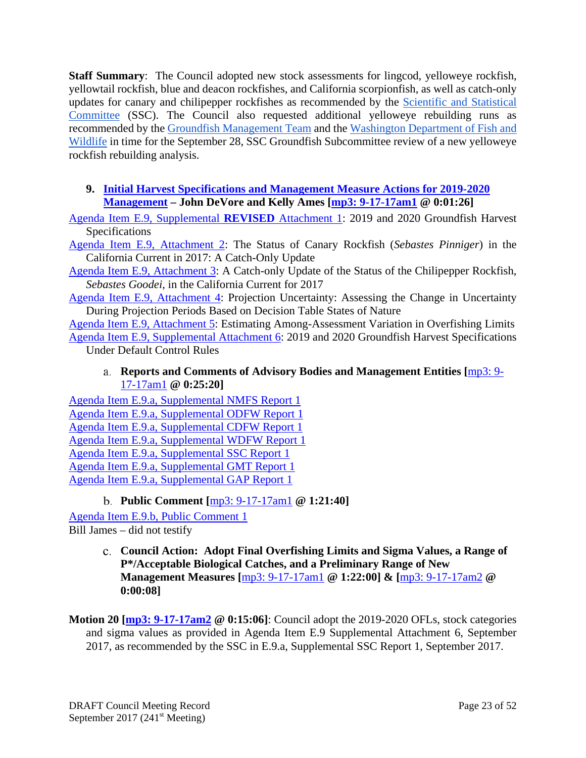**Staff Summary**: The Council adopted new stock assessments for lingcod, yelloweye rockfish, yellowtail rockfish, blue and deacon rockfishes, and California scorpionfish, as well as catch-only updates for canary and chilipepper rockfishes as recommended by the Scientific and Statistical Committee (SSC). The Council also requested additional yelloweye rebuilding runs as recommended by the Groundfish Management Team and the Washington Department of Fish and Wildlife in time for the September 28, SSC Groundfish Subcommittee review of a new yelloweye rockfish rebuilding analysis.

### 9. Initial Harvest Specifications and Management Measure Actions for 2019-2020 Management – John DeVore and Kelly Ames [mp3: 9-17-17am1 @ 0:01:26]

Agenda Item E.9, Supplemental **REVISED** Attachment 1: 2019 and 2020 Groundfish Harvest Specifications

Agenda Item E.9, Attachment 2: The Status of Canary Rockfish (*Sebastes Pinniger*) in the California Current in 2017: A Catch-Only Update

Agenda Item E.9, Attachment 3: A Catch-only Update of the Status of the Chilipepper Rockfish, *Sebastes Goodei*, in the California Current for 2017

Agenda Item E.9, Attachment 4: Projection Uncertainty: Assessing the Change in Uncertainty During Projection Periods Based on Decision Table States of Nature

Agenda Item E.9, Attachment 5: Estimating Among-Assessment Variation in Overfishing Limits

Agenda Item E.9, Supplemental Attachment 6: 2019 and 2020 Groundfish Harvest Specifications Under Default Control Rules

#### a. Reports and Comments of Advisory Bodies and Management Entities [mp3: 9-17-17am1 @ 0:25:20]

Agenda Item E.9.a, Supplemental NMFS Report 1
Agenda Item E.9.a, Supplemental ODFW Report 1
Agenda Item E.9.a, Supplemental CDFW Report 1
Agenda Item E.9.a, Supplemental WDFW Report 1
Agenda Item E.9.a, Supplemental SSC Report 1
Agenda Item E.9.a, Supplemental GMT Report 1
Agenda Item E.9.a, Supplemental GAP Report 1

#### b. Public Comment [mp3: 9-17-17am1 @ 1:21:40]

Agenda Item E.9.b, Public Comment 1
Bill James – did not testify

#### c. Council Action: Adopt Final Overfishing Limits and Sigma Values, a Range of P*/Acceptable Biological Catches, and a Preliminary Range of New Management Measures [mp3: 9-17-17am1 @ 1:22:00] & [mp3: 9-17-17am2 @ 0:00:08]

**Motion 20 [mp3: 9-17-17am2 @ 0:15:06]**: Council adopt the 2019-2020 OFLs, stock categories and sigma values as provided in Agenda Item E.9 Supplemental Attachment 6, September 2017, as recommended by the SSC in E.9.a, Supplemental SSC Report 1, September 2017.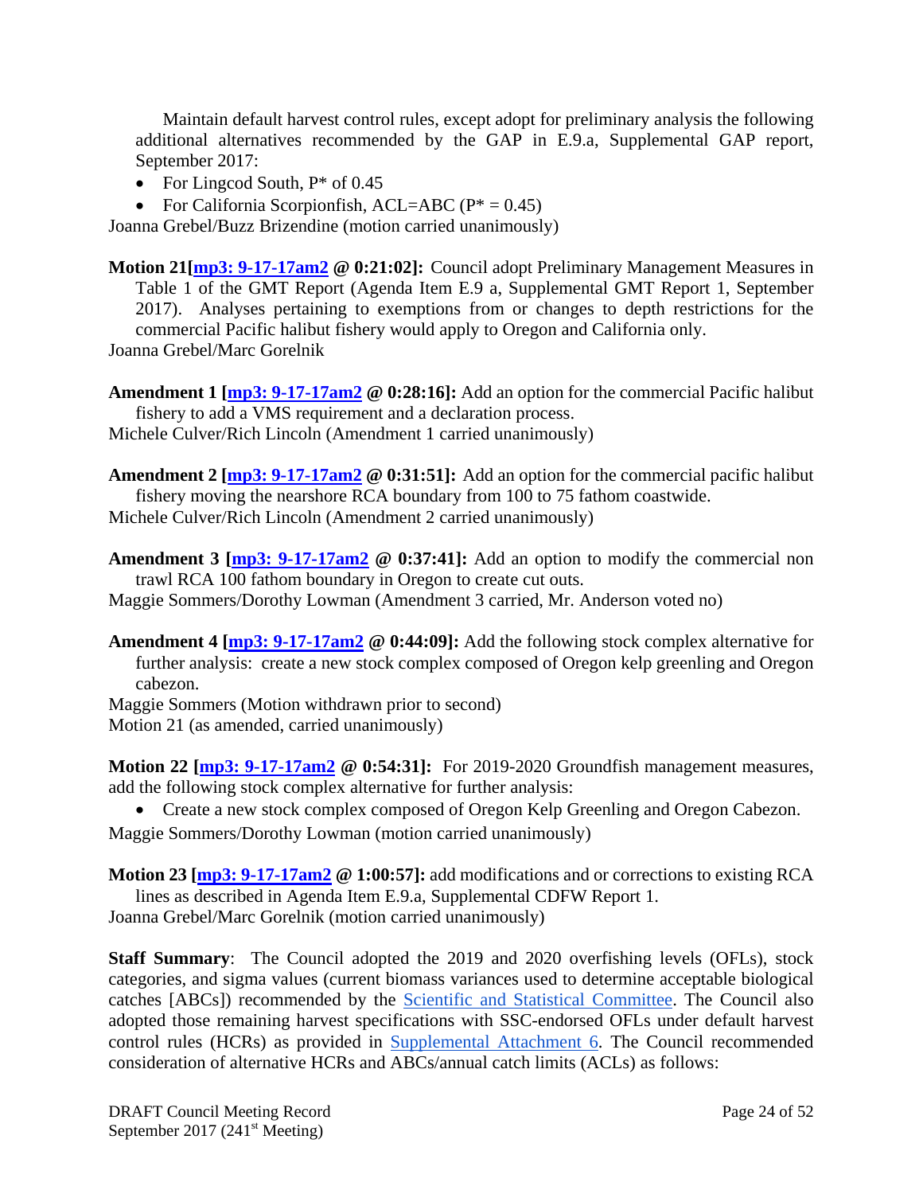Maintain default harvest control rules, except adopt for preliminary analysis the following additional alternatives recommended by the GAP in E.9.a, Supplemental GAP report, September 2017:

- For Lingcod South, P* of 0.45
- For California Scorpionfish, ACL=ABC (P* = 0.45)

Joanna Grebel/Buzz Brizendine (motion carried unanimously)

**Motion 21[mp3: 9-17-17am2 @ 0:21:02]:** Council adopt Preliminary Management Measures in Table 1 of the GMT Report (Agenda Item E.9 a, Supplemental GMT Report 1, September 2017). Analyses pertaining to exemptions from or changes to depth restrictions for the commercial Pacific halibut fishery would apply to Oregon and California only.
Joanna Grebel/Marc Gorelnik

**Amendment 1 [mp3: 9-17-17am2 @ 0:28:16]:** Add an option for the commercial Pacific halibut fishery to add a VMS requirement and a declaration process.
Michele Culver/Rich Lincoln (Amendment 1 carried unanimously)

**Amendment 2 [mp3: 9-17-17am2 @ 0:31:51]:** Add an option for the commercial pacific halibut fishery moving the nearshore RCA boundary from 100 to 75 fathom coastwide.
Michele Culver/Rich Lincoln (Amendment 2 carried unanimously)

**Amendment 3 [mp3: 9-17-17am2 @ 0:37:41]:** Add an option to modify the commercial non trawl RCA 100 fathom boundary in Oregon to create cut outs.
Maggie Sommers/Dorothy Lowman (Amendment 3 carried, Mr. Anderson voted no)

**Amendment 4 [mp3: 9-17-17am2 @ 0:44:09]:** Add the following stock complex alternative for further analysis: create a new stock complex composed of Oregon kelp greenling and Oregon cabezon.
Maggie Sommers (Motion withdrawn prior to second)
Motion 21 (as amended, carried unanimously)

**Motion 22 [mp3: 9-17-17am2 @ 0:54:31]:** For 2019-2020 Groundfish management measures, add the following stock complex alternative for further analysis:

- Create a new stock complex composed of Oregon Kelp Greenling and Oregon Cabezon.

Maggie Sommers/Dorothy Lowman (motion carried unanimously)

**Motion 23 [mp3: 9-17-17am2 @ 1:00:57]:** add modifications and or corrections to existing RCA lines as described in Agenda Item E.9.a, Supplemental CDFW Report 1.
Joanna Grebel/Marc Gorelnik (motion carried unanimously)

**Staff Summary**: The Council adopted the 2019 and 2020 overfishing levels (OFLs), stock categories, and sigma values (current biomass variances used to determine acceptable biological catches [ABCs]) recommended by the Scientific and Statistical Committee. The Council also adopted those remaining harvest specifications with SSC-endorsed OFLs under default harvest control rules (HCRs) as provided in Supplemental Attachment 6. The Council recommended consideration of alternative HCRs and ABCs/annual catch limits (ACLs) as follows: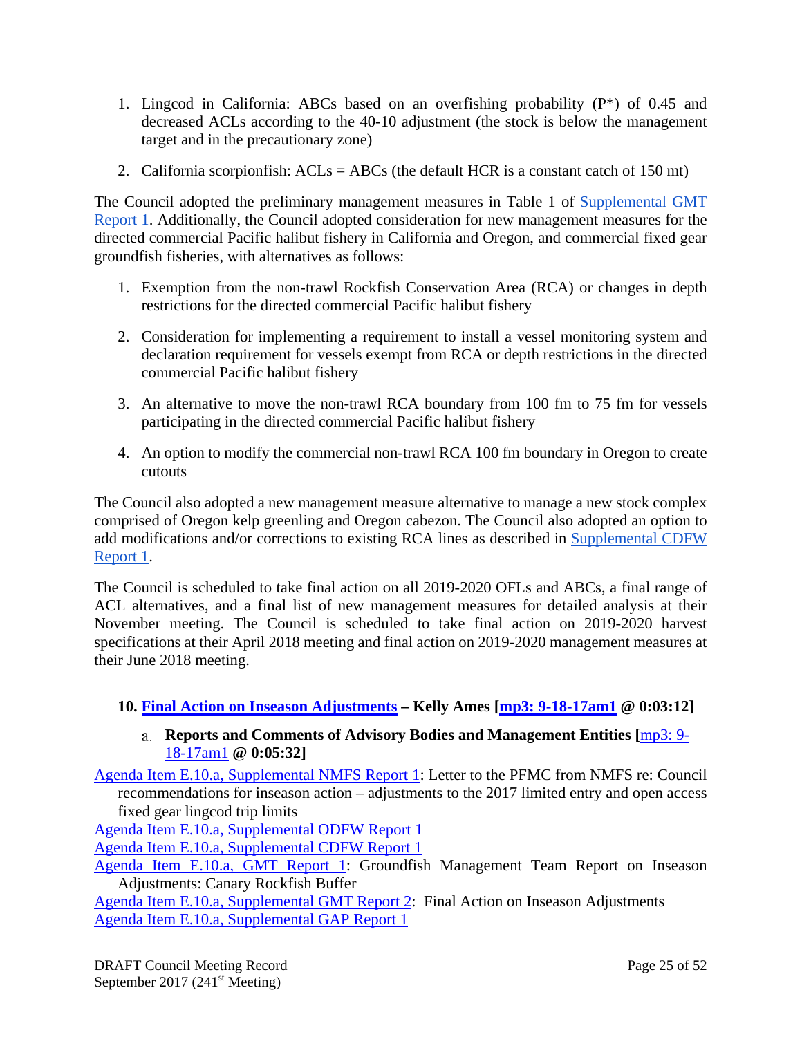1. Lingcod in California: ABCs based on an overfishing probability (P*) of 0.45 and decreased ACLs according to the 40-10 adjustment (the stock is below the management target and in the precautionary zone)

2. California scorpionfish: ACLs = ABCs (the default HCR is a constant catch of 150 mt)

The Council adopted the preliminary management measures in Table 1 of Supplemental GMT Report 1. Additionally, the Council adopted consideration for new management measures for the directed commercial Pacific halibut fishery in California and Oregon, and commercial fixed gear groundfish fisheries, with alternatives as follows:

1. Exemption from the non-trawl Rockfish Conservation Area (RCA) or changes in depth restrictions for the directed commercial Pacific halibut fishery

2. Consideration for implementing a requirement to install a vessel monitoring system and declaration requirement for vessels exempt from RCA or depth restrictions in the directed commercial Pacific halibut fishery

3. An alternative to move the non-trawl RCA boundary from 100 fm to 75 fm for vessels participating in the directed commercial Pacific halibut fishery

4. An option to modify the commercial non-trawl RCA 100 fm boundary in Oregon to create cutouts

The Council also adopted a new management measure alternative to manage a new stock complex comprised of Oregon kelp greenling and Oregon cabezon. The Council also adopted an option to add modifications and/or corrections to existing RCA lines as described in Supplemental CDFW Report 1.

The Council is scheduled to take final action on all 2019-2020 OFLs and ABCs, a final range of ACL alternatives, and a final list of new management measures for detailed analysis at their November meeting. The Council is scheduled to take final action on 2019-2020 harvest specifications at their April 2018 meeting and final action on 2019-2020 management measures at their June 2018 meeting.

### 10. Final Action on Inseason Adjustments – Kelly Ames [mp3: 9-18-17am1 @ 0:03:12]

#### a. Reports and Comments of Advisory Bodies and Management Entities [mp3: 9-18-17am1 @ 0:05:32]

Agenda Item E.10.a, Supplemental NMFS Report 1: Letter to the PFMC from NMFS re: Council recommendations for inseason action – adjustments to the 2017 limited entry and open access fixed gear lingcod trip limits

Agenda Item E.10.a, Supplemental ODFW Report 1

Agenda Item E.10.a, Supplemental CDFW Report 1

Agenda Item E.10.a, GMT Report 1: Groundfish Management Team Report on Inseason Adjustments: Canary Rockfish Buffer

Agenda Item E.10.a, Supplemental GMT Report 2: Final Action on Inseason Adjustments

Agenda Item E.10.a, Supplemental GAP Report 1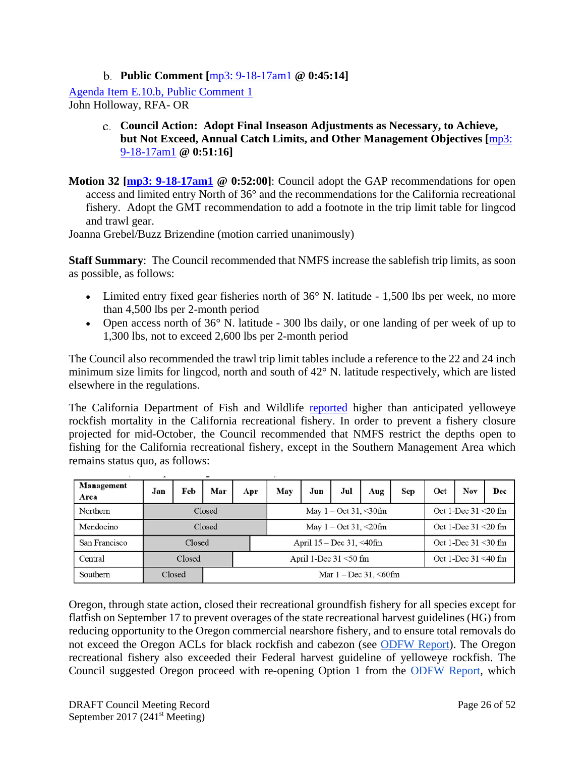b. **Public Comment [mp3: 9-18-17am1 @ 0:45:14]**

Agenda Item E.10.b, Public Comment 1
John Holloway, RFA- OR

c. **Council Action: Adopt Final Inseason Adjustments as Necessary, to Achieve, but Not Exceed, Annual Catch Limits, and Other Management Objectives [mp3: 9-18-17am1 @ 0:51:16]**

**Motion 32 [mp3: 9-18-17am1 @ 0:52:00]**: Council adopt the GAP recommendations for open access and limited entry North of 36° and the recommendations for the California recreational fishery. Adopt the GMT recommendation to add a footnote in the trip limit table for lingcod and trawl gear.
Joanna Grebel/Buzz Brizendine (motion carried unanimously)

**Staff Summary**: The Council recommended that NMFS increase the sablefish trip limits, as soon as possible, as follows:

- Limited entry fixed gear fisheries north of 36° N. latitude - 1,500 lbs per week, no more than 4,500 lbs per 2-month period
- Open access north of 36° N. latitude - 300 lbs daily, or one landing of per week of up to 1,300 lbs, not to exceed 2,600 lbs per 2-month period

The Council also recommended the trawl trip limit tables include a reference to the 22 and 24 inch minimum size limits for lingcod, north and south of 42° N. latitude respectively, which are listed elsewhere in the regulations.

The California Department of Fish and Wildlife reported higher than anticipated yelloweye rockfish mortality in the California recreational fishery. In order to prevent a fishery closure projected for mid-October, the Council recommended that NMFS restrict the depths open to fishing for the California recreational fishery, except in the Southern Management Area which remains status quo, as follows:

| Management Area | Jan | Feb | Mar | Apr | May | Jun | Jul | Aug | Sep | Oct | Nov | Dec |
|---|---|---|---|---|---|---|---|---|---|---|---|---|
| Northern | Closed | | | | May 1 – Oct 31, <30fm | | | | | Oct 1-Dec 31 <20 fm | | |
| Mendocino | Closed | | | | May 1 – Oct 31, <20fm | | | | | Oct 1-Dec 31 <20 fm | | |
| San Francisco | Closed | | | April 15 – Dec 31, <40fm | | | | | | Oct 1-Dec 31 <30 fm | | |
| Central | Closed | | | April 1-Dec 31 <50 fm | | | | | | Oct 1-Dec 31 <40 fm | | |
| Southern | Closed | | Mar 1 – Dec 31, <60fm | | | | | | | | | |

Oregon, through state action, closed their recreational groundfish fishery for all species except for flatfish on September 17 to prevent overages of the state recreational harvest guidelines (HG) from reducing opportunity to the Oregon commercial nearshore fishery, and to ensure total removals do not exceed the Oregon ACLs for black rockfish and cabezon (see ODFW Report). The Oregon recreational fishery also exceeded their Federal harvest guideline of yelloweye rockfish. The Council suggested Oregon proceed with re-opening Option 1 from the ODFW Report, which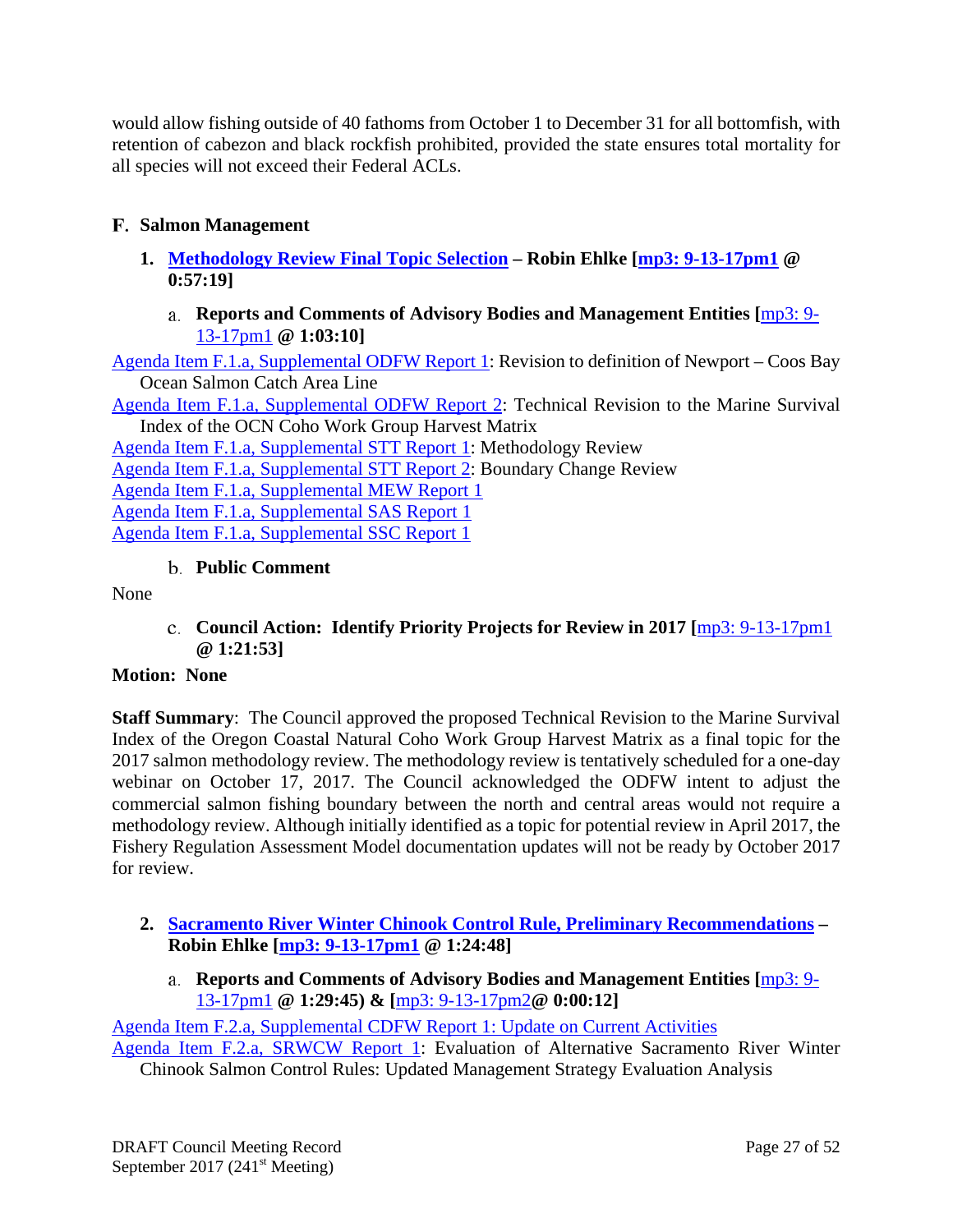would allow fishing outside of 40 fathoms from October 1 to December 31 for all bottomfish, with retention of cabezon and black rockfish prohibited, provided the state ensures total mortality for all species will not exceed their Federal ACLs.

## F. Salmon Management

### 1. Methodology Review Final Topic Selection – Robin Ehlke [mp3: 9-13-17pm1 @ 0:57:19]

#### a. Reports and Comments of Advisory Bodies and Management Entities [mp3: 9-13-17pm1 @ 1:03:10]

Agenda Item F.1.a, Supplemental ODFW Report 1: Revision to definition of Newport – Coos Bay Ocean Salmon Catch Area Line

Agenda Item F.1.a, Supplemental ODFW Report 2: Technical Revision to the Marine Survival Index of the OCN Coho Work Group Harvest Matrix

Agenda Item F.1.a, Supplemental STT Report 1: Methodology Review

Agenda Item F.1.a, Supplemental STT Report 2: Boundary Change Review

Agenda Item F.1.a, Supplemental MEW Report 1

Agenda Item F.1.a, Supplemental SAS Report 1

Agenda Item F.1.a, Supplemental SSC Report 1

#### b. Public Comment

None

#### c. Council Action: Identify Priority Projects for Review in 2017 [mp3: 9-13-17pm1 @ 1:21:53]

**Motion: None**

**Staff Summary**: The Council approved the proposed Technical Revision to the Marine Survival Index of the Oregon Coastal Natural Coho Work Group Harvest Matrix as a final topic for the 2017 salmon methodology review. The methodology review is tentatively scheduled for a one-day webinar on October 17, 2017. The Council acknowledged the ODFW intent to adjust the commercial salmon fishing boundary between the north and central areas would not require a methodology review. Although initially identified as a topic for potential review in April 2017, the Fishery Regulation Assessment Model documentation updates will not be ready by October 2017 for review.

### 2. Sacramento River Winter Chinook Control Rule, Preliminary Recommendations – Robin Ehlke [mp3: 9-13-17pm1 @ 1:24:48]

#### a. Reports and Comments of Advisory Bodies and Management Entities [mp3: 9-13-17pm1 @ 1:29:45) & [mp3: 9-13-17pm2@ 0:00:12]

Agenda Item F.2.a, Supplemental CDFW Report 1: Update on Current Activities

Agenda Item F.2.a, SRWCW Report 1: Evaluation of Alternative Sacramento River Winter Chinook Salmon Control Rules: Updated Management Strategy Evaluation Analysis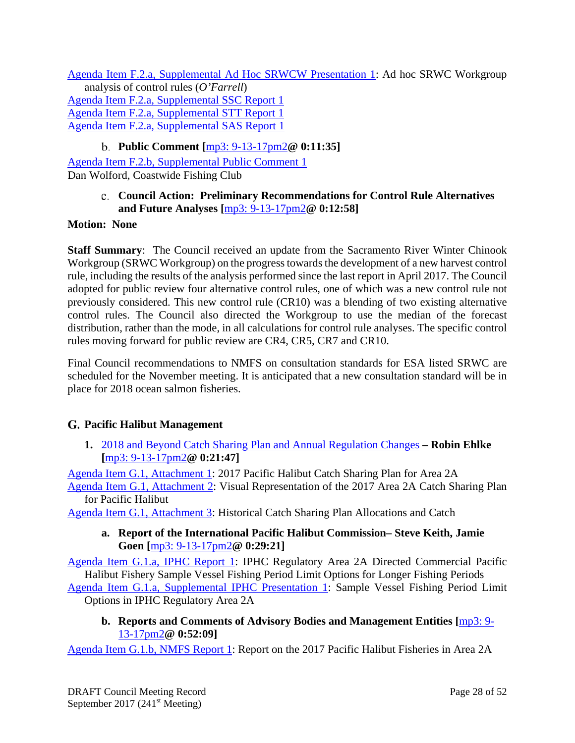Agenda Item F.2.a, Supplemental Ad Hoc SRWCW Presentation 1: Ad hoc SRWC Workgroup analysis of control rules (*O'Farrell*)
Agenda Item F.2.a, Supplemental SSC Report 1
Agenda Item F.2.a, Supplemental STT Report 1
Agenda Item F.2.a, Supplemental SAS Report 1

#### b. Public Comment [mp3: 9-13-17pm2@ 0:11:35]

Agenda Item F.2.b, Supplemental Public Comment 1
Dan Wolford, Coastwide Fishing Club

#### c. Council Action: Preliminary Recommendations for Control Rule Alternatives and Future Analyses [mp3: 9-13-17pm2@ 0:12:58]

**Motion: None**

**Staff Summary**: The Council received an update from the Sacramento River Winter Chinook Workgroup (SRWC Workgroup) on the progress towards the development of a new harvest control rule, including the results of the analysis performed since the last report in April 2017. The Council adopted for public review four alternative control rules, one of which was a new control rule not previously considered. This new control rule (CR10) was a blending of two existing alternative control rules. The Council also directed the Workgroup to use the median of the forecast distribution, rather than the mode, in all calculations for control rule analyses. The specific control rules moving forward for public review are CR4, CR5, CR7 and CR10.

Final Council recommendations to NMFS on consultation standards for ESA listed SRWC are scheduled for the November meeting. It is anticipated that a new consultation standard will be in place for 2018 ocean salmon fisheries.

## G. Pacific Halibut Management

### 1. 2018 and Beyond Catch Sharing Plan and Annual Regulation Changes – Robin Ehlke [mp3: 9-13-17pm2@ 0:21:47]

Agenda Item G.1, Attachment 1: 2017 Pacific Halibut Catch Sharing Plan for Area 2A
Agenda Item G.1, Attachment 2: Visual Representation of the 2017 Area 2A Catch Sharing Plan for Pacific Halibut
Agenda Item G.1, Attachment 3: Historical Catch Sharing Plan Allocations and Catch

#### a. Report of the International Pacific Halibut Commission– Steve Keith, Jamie Goen [mp3: 9-13-17pm2@ 0:29:21]

Agenda Item G.1.a, IPHC Report 1: IPHC Regulatory Area 2A Directed Commercial Pacific Halibut Fishery Sample Vessel Fishing Period Limit Options for Longer Fishing Periods
Agenda Item G.1.a, Supplemental IPHC Presentation 1: Sample Vessel Fishing Period Limit Options in IPHC Regulatory Area 2A

#### b. Reports and Comments of Advisory Bodies and Management Entities [mp3: 9-13-17pm2@ 0:52:09]

Agenda Item G.1.b, NMFS Report 1: Report on the 2017 Pacific Halibut Fisheries in Area 2A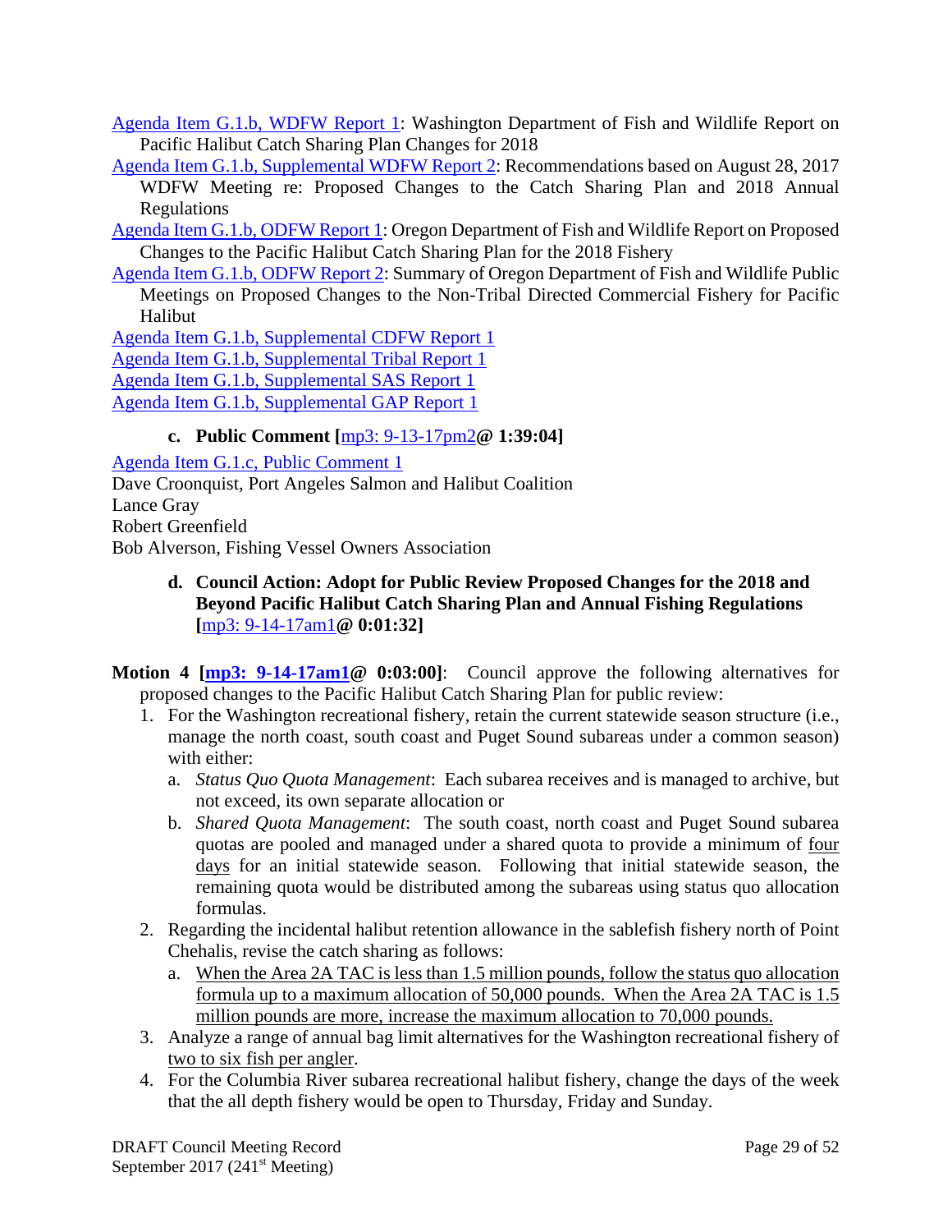Agenda Item G.1.b, WDFW Report 1: Washington Department of Fish and Wildlife Report on Pacific Halibut Catch Sharing Plan Changes for 2018

Agenda Item G.1.b, Supplemental WDFW Report 2: Recommendations based on August 28, 2017 WDFW Meeting re: Proposed Changes to the Catch Sharing Plan and 2018 Annual Regulations

Agenda Item G.1.b, ODFW Report 1: Oregon Department of Fish and Wildlife Report on Proposed Changes to the Pacific Halibut Catch Sharing Plan for the 2018 Fishery

Agenda Item G.1.b, ODFW Report 2: Summary of Oregon Department of Fish and Wildlife Public Meetings on Proposed Changes to the Non-Tribal Directed Commercial Fishery for Pacific Halibut

Agenda Item G.1.b, Supplemental CDFW Report 1

Agenda Item G.1.b, Supplemental Tribal Report 1

Agenda Item G.1.b, Supplemental SAS Report 1

Agenda Item G.1.b, Supplemental GAP Report 1

#### c. Public Comment [mp3: 9-13-17pm2@ 1:39:04]

Agenda Item G.1.c, Public Comment 1

Dave Croonquist, Port Angeles Salmon and Halibut Coalition
Lance Gray
Robert Greenfield
Bob Alverson, Fishing Vessel Owners Association

#### d. Council Action: Adopt for Public Review Proposed Changes for the 2018 and Beyond Pacific Halibut Catch Sharing Plan and Annual Fishing Regulations [mp3: 9-14-17am1@ 0:01:32]

**Motion 4 [mp3: 9-14-17am1@ 0:03:00]**: Council approve the following alternatives for proposed changes to the Pacific Halibut Catch Sharing Plan for public review:

1. For the Washington recreational fishery, retain the current statewide season structure (i.e., manage the north coast, south coast and Puget Sound subareas under a common season) with either:
   a. *Status Quo Quota Management*: Each subarea receives and is managed to archive, but not exceed, its own separate allocation or
   b. *Shared Quota Management*: The south coast, north coast and Puget Sound subarea quotas are pooled and managed under a shared quota to provide a minimum of four days for an initial statewide season. Following that initial statewide season, the remaining quota would be distributed among the subareas using status quo allocation formulas.
2. Regarding the incidental halibut retention allowance in the sablefish fishery north of Point Chehalis, revise the catch sharing as follows:
   a. When the Area 2A TAC is less than 1.5 million pounds, follow the status quo allocation formula up to a maximum allocation of 50,000 pounds. When the Area 2A TAC is 1.5 million pounds are more, increase the maximum allocation to 70,000 pounds.
3. Analyze a range of annual bag limit alternatives for the Washington recreational fishery of two to six fish per angler.
4. For the Columbia River subarea recreational halibut fishery, change the days of the week that the all depth fishery would be open to Thursday, Friday and Sunday.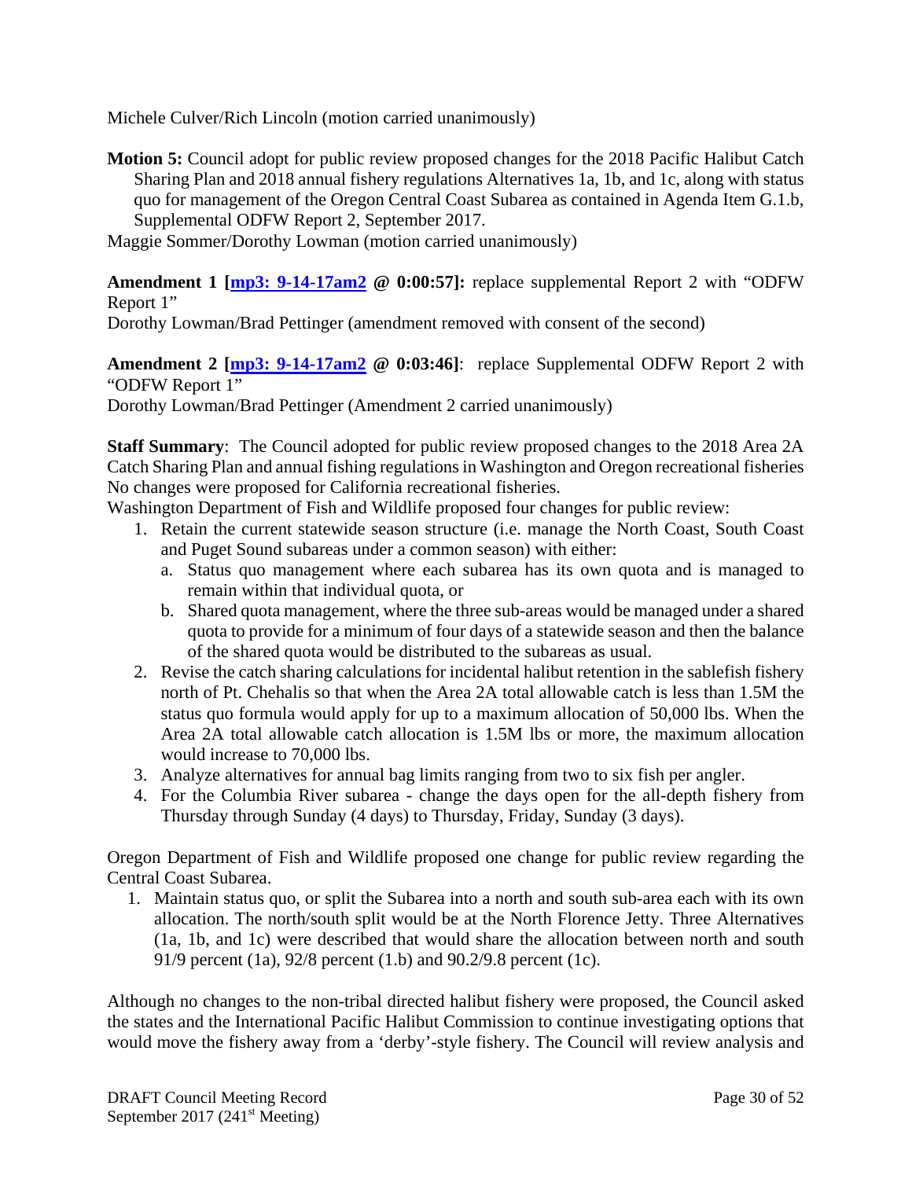Michele Culver/Rich Lincoln (motion carried unanimously)

**Motion 5:** Council adopt for public review proposed changes for the 2018 Pacific Halibut Catch Sharing Plan and 2018 annual fishery regulations Alternatives 1a, 1b, and 1c, along with status quo for management of the Oregon Central Coast Subarea as contained in Agenda Item G.1.b, Supplemental ODFW Report 2, September 2017.

Maggie Sommer/Dorothy Lowman (motion carried unanimously)

**Amendment 1 [mp3: 9-14-17am2 @ 0:00:57]:** replace supplemental Report 2 with "ODFW Report 1"

Dorothy Lowman/Brad Pettinger (amendment removed with consent of the second)

**Amendment 2 [mp3: 9-14-17am2 @ 0:03:46]**: replace Supplemental ODFW Report 2 with "ODFW Report 1"

Dorothy Lowman/Brad Pettinger (Amendment 2 carried unanimously)

**Staff Summary**: The Council adopted for public review proposed changes to the 2018 Area 2A Catch Sharing Plan and annual fishing regulations in Washington and Oregon recreational fisheries No changes were proposed for California recreational fisheries.

Washington Department of Fish and Wildlife proposed four changes for public review:

1. Retain the current statewide season structure (i.e. manage the North Coast, South Coast and Puget Sound subareas under a common season) with either:
   a. Status quo management where each subarea has its own quota and is managed to remain within that individual quota, or
   b. Shared quota management, where the three sub-areas would be managed under a shared quota to provide for a minimum of four days of a statewide season and then the balance of the shared quota would be distributed to the subareas as usual.
2. Revise the catch sharing calculations for incidental halibut retention in the sablefish fishery north of Pt. Chehalis so that when the Area 2A total allowable catch is less than 1.5M the status quo formula would apply for up to a maximum allocation of 50,000 lbs. When the Area 2A total allowable catch allocation is 1.5M lbs or more, the maximum allocation would increase to 70,000 lbs.
3. Analyze alternatives for annual bag limits ranging from two to six fish per angler.
4. For the Columbia River subarea - change the days open for the all-depth fishery from Thursday through Sunday (4 days) to Thursday, Friday, Sunday (3 days).

Oregon Department of Fish and Wildlife proposed one change for public review regarding the Central Coast Subarea.

1. Maintain status quo, or split the Subarea into a north and south sub-area each with its own allocation. The north/south split would be at the North Florence Jetty. Three Alternatives (1a, 1b, and 1c) were described that would share the allocation between north and south 91/9 percent (1a), 92/8 percent (1.b) and 90.2/9.8 percent (1c).

Although no changes to the non-tribal directed halibut fishery were proposed, the Council asked the states and the International Pacific Halibut Commission to continue investigating options that would move the fishery away from a 'derby'-style fishery. The Council will review analysis and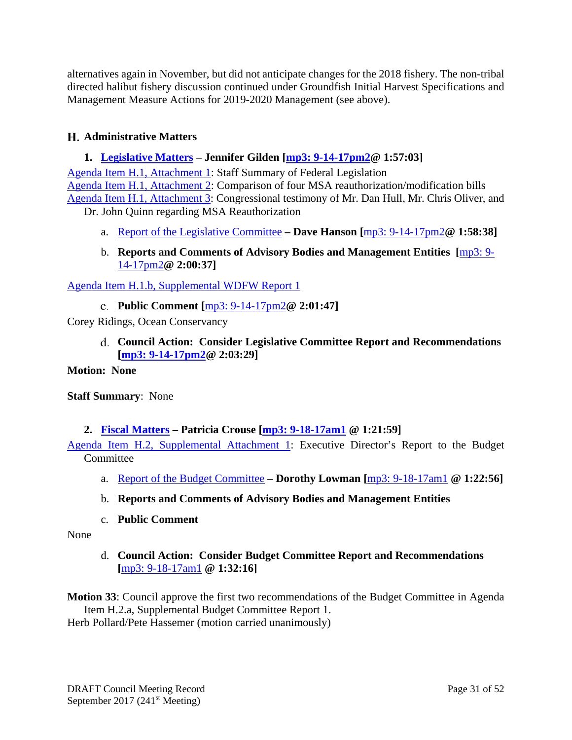alternatives again in November, but did not anticipate changes for the 2018 fishery. The non-tribal directed halibut fishery discussion continued under Groundfish Initial Harvest Specifications and Management Measure Actions for 2019-2020 Management (see above).

## H. Administrative Matters

### 1. Legislative Matters – Jennifer Gilden [mp3: 9-14-17pm2@ 1:57:03]

Agenda Item H.1, Attachment 1: Staff Summary of Federal Legislation
Agenda Item H.1, Attachment 2: Comparison of four MSA reauthorization/modification bills
Agenda Item H.1, Attachment 3: Congressional testimony of Mr. Dan Hull, Mr. Chris Oliver, and Dr. John Quinn regarding MSA Reauthorization

a. Report of the Legislative Committee **– Dave Hanson [**mp3: 9-14-17pm2**@ 1:58:38]**

b. **Reports and Comments of Advisory Bodies and Management Entities [**mp3: 9-14-17pm2**@ 2:00:37]**

Agenda Item H.1.b, Supplemental WDFW Report 1

c. **Public Comment [**mp3: 9-14-17pm2**@ 2:01:47]**

Corey Ridings, Ocean Conservancy

d. **Council Action: Consider Legislative Committee Report and Recommendations [mp3: 9-14-17pm2@ 2:03:29]**

**Motion: None**

**Staff Summary**: None

### 2. Fiscal Matters – Patricia Crouse [mp3: 9-18-17am1 @ 1:21:59]

Agenda Item H.2, Supplemental Attachment 1: Executive Director's Report to the Budget Committee

a. Report of the Budget Committee **– Dorothy Lowman [**mp3: 9-18-17am1 **@ 1:22:56]**

b. **Reports and Comments of Advisory Bodies and Management Entities**

c. **Public Comment**

None

d. **Council Action: Consider Budget Committee Report and Recommendations [**mp3: 9-18-17am1 **@ 1:32:16]**

**Motion 33**: Council approve the first two recommendations of the Budget Committee in Agenda Item H.2.a, Supplemental Budget Committee Report 1.
Herb Pollard/Pete Hassemer (motion carried unanimously)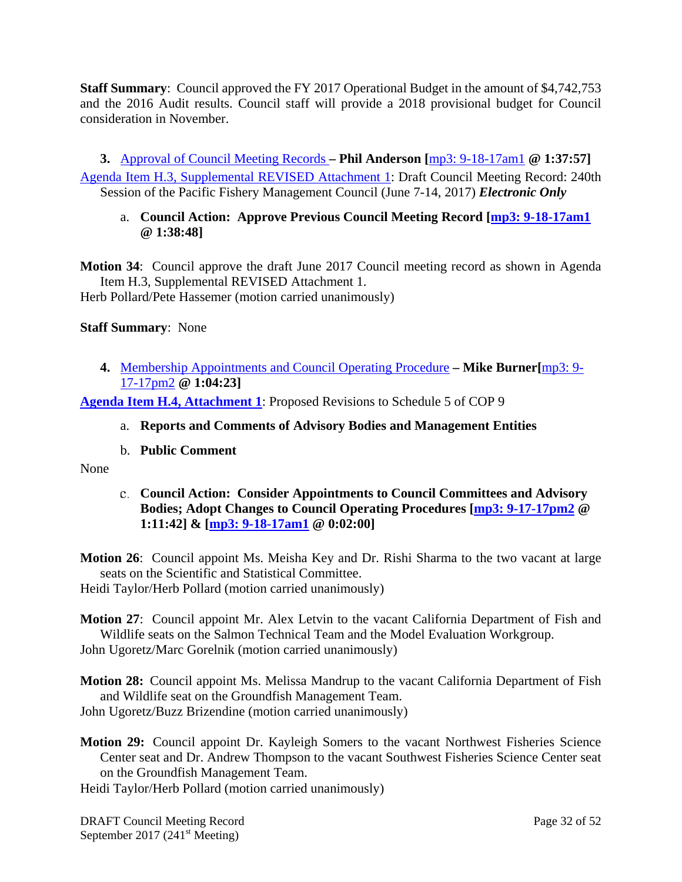**Staff Summary**: Council approved the FY 2017 Operational Budget in the amount of $4,742,753 and the 2016 Audit results. Council staff will provide a 2018 provisional budget for Council consideration in November.

**3.** Approval of Council Meeting Records **– Phil Anderson [**mp3: 9-18-17am1 **@ 1:37:57]**

Agenda Item H.3, Supplemental REVISED Attachment 1: Draft Council Meeting Record: 240th Session of the Pacific Fishery Management Council (June 7-14, 2017) ***Electronic Only***

a. **Council Action: Approve Previous Council Meeting Record [mp3: 9-18-17am1 @ 1:38:48]**

**Motion 34**: Council approve the draft June 2017 Council meeting record as shown in Agenda Item H.3, Supplemental REVISED Attachment 1.
Herb Pollard/Pete Hassemer (motion carried unanimously)

**Staff Summary**: None

**4.** Membership Appointments and Council Operating Procedure **– Mike Burner[**mp3: 9-17-17pm2 **@ 1:04:23]**

**Agenda Item H.4, Attachment 1**: Proposed Revisions to Schedule 5 of COP 9

a. **Reports and Comments of Advisory Bodies and Management Entities**

b. **Public Comment**

None

c. **Council Action: Consider Appointments to Council Committees and Advisory Bodies; Adopt Changes to Council Operating Procedures [mp3: 9-17-17pm2 @ 1:11:42] & [mp3: 9-18-17am1 @ 0:02:00]**

**Motion 26**: Council appoint Ms. Meisha Key and Dr. Rishi Sharma to the two vacant at large seats on the Scientific and Statistical Committee.
Heidi Taylor/Herb Pollard (motion carried unanimously)

**Motion 27**: Council appoint Mr. Alex Letvin to the vacant California Department of Fish and Wildlife seats on the Salmon Technical Team and the Model Evaluation Workgroup.
John Ugoretz/Marc Gorelnik (motion carried unanimously)

**Motion 28:** Council appoint Ms. Melissa Mandrup to the vacant California Department of Fish and Wildlife seat on the Groundfish Management Team.
John Ugoretz/Buzz Brizendine (motion carried unanimously)

**Motion 29:** Council appoint Dr. Kayleigh Somers to the vacant Northwest Fisheries Science Center seat and Dr. Andrew Thompson to the vacant Southwest Fisheries Science Center seat on the Groundfish Management Team.
Heidi Taylor/Herb Pollard (motion carried unanimously)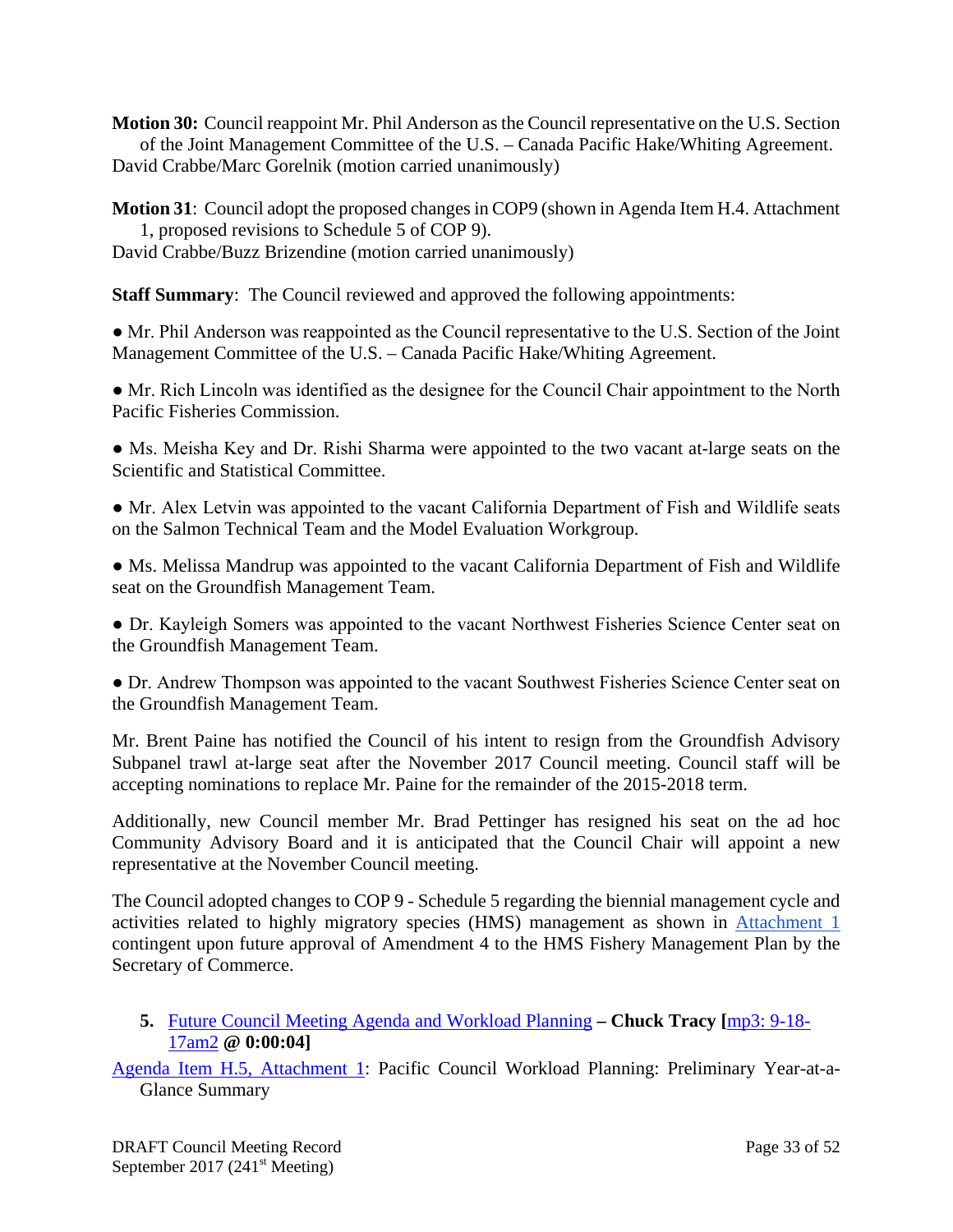**Motion 30:** Council reappoint Mr. Phil Anderson as the Council representative on the U.S. Section of the Joint Management Committee of the U.S. – Canada Pacific Hake/Whiting Agreement.
David Crabbe/Marc Gorelnik (motion carried unanimously)

**Motion 31**: Council adopt the proposed changes in COP9 (shown in Agenda Item H.4. Attachment 1, proposed revisions to Schedule 5 of COP 9).
David Crabbe/Buzz Brizendine (motion carried unanimously)

**Staff Summary**: The Council reviewed and approved the following appointments:

● Mr. Phil Anderson was reappointed as the Council representative to the U.S. Section of the Joint Management Committee of the U.S. – Canada Pacific Hake/Whiting Agreement.

● Mr. Rich Lincoln was identified as the designee for the Council Chair appointment to the North Pacific Fisheries Commission.

● Ms. Meisha Key and Dr. Rishi Sharma were appointed to the two vacant at-large seats on the Scientific and Statistical Committee.

● Mr. Alex Letvin was appointed to the vacant California Department of Fish and Wildlife seats on the Salmon Technical Team and the Model Evaluation Workgroup.

● Ms. Melissa Mandrup was appointed to the vacant California Department of Fish and Wildlife seat on the Groundfish Management Team.

● Dr. Kayleigh Somers was appointed to the vacant Northwest Fisheries Science Center seat on the Groundfish Management Team.

● Dr. Andrew Thompson was appointed to the vacant Southwest Fisheries Science Center seat on the Groundfish Management Team.

Mr. Brent Paine has notified the Council of his intent to resign from the Groundfish Advisory Subpanel trawl at-large seat after the November 2017 Council meeting. Council staff will be accepting nominations to replace Mr. Paine for the remainder of the 2015-2018 term.

Additionally, new Council member Mr. Brad Pettinger has resigned his seat on the ad hoc Community Advisory Board and it is anticipated that the Council Chair will appoint a new representative at the November Council meeting.

The Council adopted changes to COP 9 - Schedule 5 regarding the biennial management cycle and activities related to highly migratory species (HMS) management as shown in Attachment 1 contingent upon future approval of Amendment 4 to the HMS Fishery Management Plan by the Secretary of Commerce.

**5.** Future Council Meeting Agenda and Workload Planning **– Chuck Tracy [**mp3: 9-18-17am2 **@ 0:00:04]**

Agenda Item H.5, Attachment 1: Pacific Council Workload Planning: Preliminary Year-at-a-Glance Summary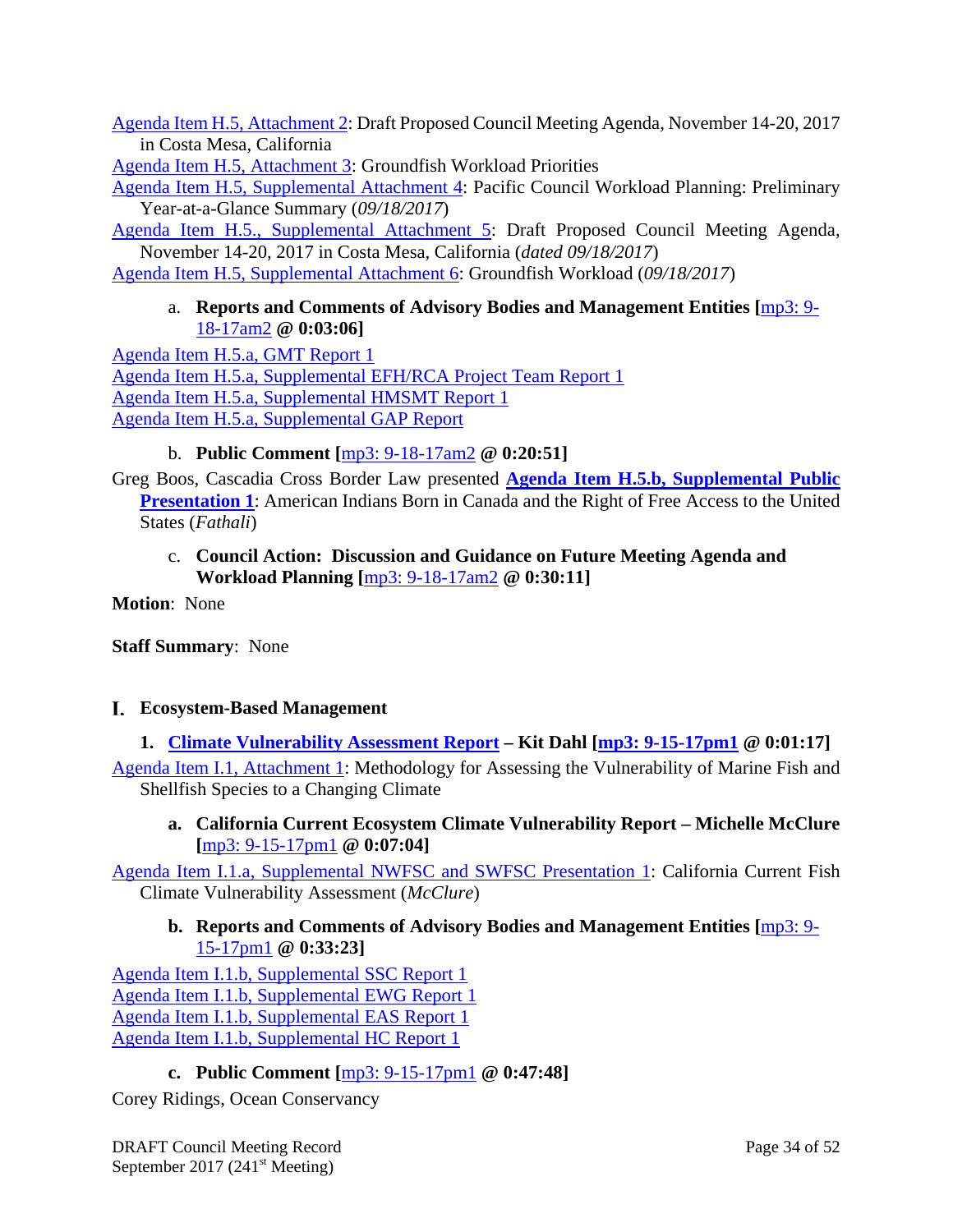Agenda Item H.5, Attachment 2: Draft Proposed Council Meeting Agenda, November 14-20, 2017 in Costa Mesa, California

Agenda Item H.5, Attachment 3: Groundfish Workload Priorities

Agenda Item H.5, Supplemental Attachment 4: Pacific Council Workload Planning: Preliminary Year-at-a-Glance Summary (*09/18/2017*)

Agenda Item H.5., Supplemental Attachment 5: Draft Proposed Council Meeting Agenda, November 14-20, 2017 in Costa Mesa, California (*dated 09/18/2017*)

Agenda Item H.5, Supplemental Attachment 6: Groundfish Workload (*09/18/2017*)

a. **Reports and Comments of Advisory Bodies and Management Entities [mp3: 9-18-17am2 @ 0:03:06]**

Agenda Item H.5.a, GMT Report 1

Agenda Item H.5.a, Supplemental EFH/RCA Project Team Report 1

Agenda Item H.5.a, Supplemental HMSMT Report 1

Agenda Item H.5.a, Supplemental GAP Report

b. **Public Comment [mp3: 9-18-17am2 @ 0:20:51]**

Greg Boos, Cascadia Cross Border Law presented **Agenda Item H.5.b, Supplemental Public Presentation 1**: American Indians Born in Canada and the Right of Free Access to the United States (*Fathali*)

c. **Council Action: Discussion and Guidance on Future Meeting Agenda and Workload Planning [mp3: 9-18-17am2 @ 0:30:11]**

**Motion**: None

**Staff Summary**: None

## I. Ecosystem-Based Management

### 1. Climate Vulnerability Assessment Report – Kit Dahl [mp3: 9-15-17pm1 @ 0:01:17]

Agenda Item I.1, Attachment 1: Methodology for Assessing the Vulnerability of Marine Fish and Shellfish Species to a Changing Climate

**a. California Current Ecosystem Climate Vulnerability Report – Michelle McClure [mp3: 9-15-17pm1 @ 0:07:04]**

Agenda Item I.1.a, Supplemental NWFSC and SWFSC Presentation 1: California Current Fish Climate Vulnerability Assessment (*McClure*)

**b. Reports and Comments of Advisory Bodies and Management Entities [mp3: 9-15-17pm1 @ 0:33:23]**

Agenda Item I.1.b, Supplemental SSC Report 1

Agenda Item I.1.b, Supplemental EWG Report 1

Agenda Item I.1.b, Supplemental EAS Report 1

Agenda Item I.1.b, Supplemental HC Report 1

**c. Public Comment [mp3: 9-15-17pm1 @ 0:47:48]**

Corey Ridings, Ocean Conservancy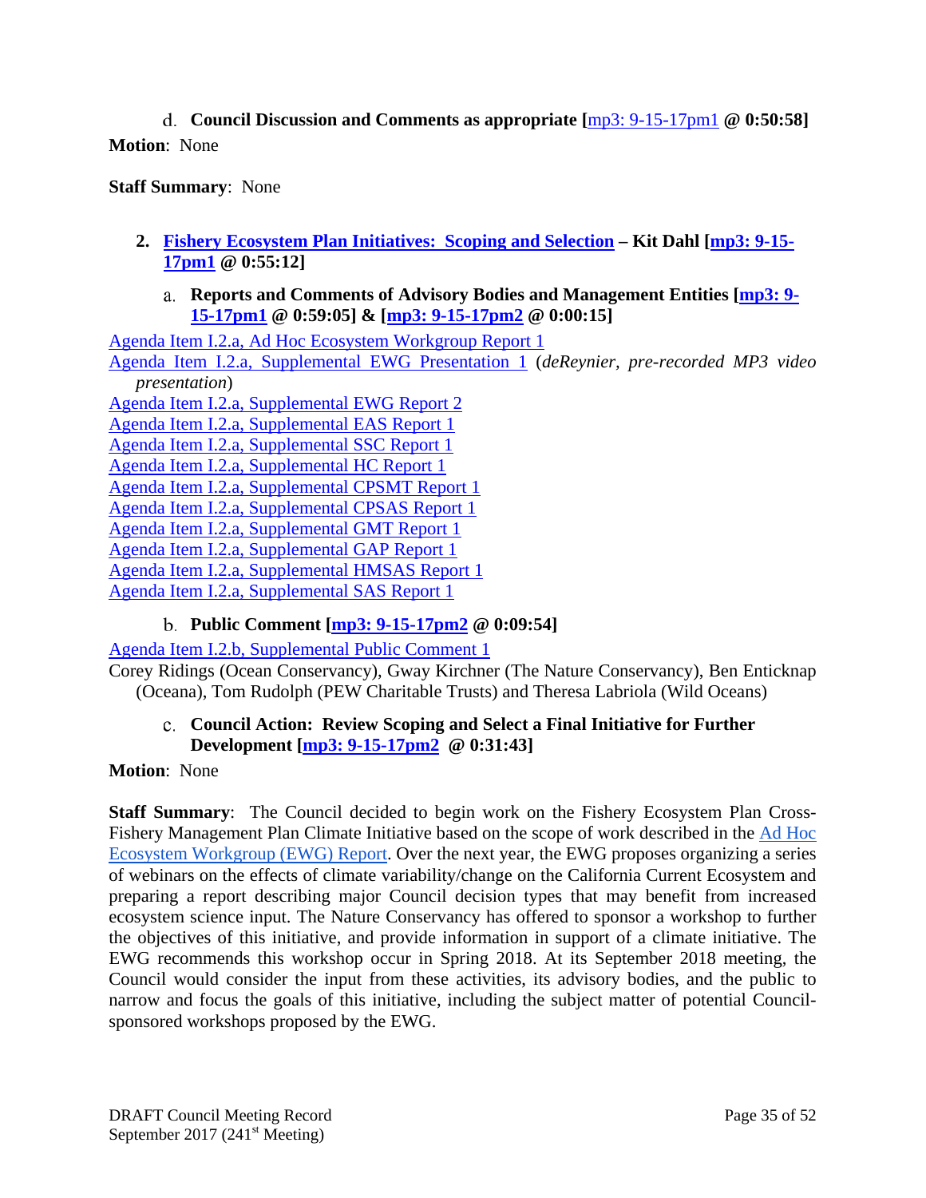d. **Council Discussion and Comments as appropriate [mp3: 9-15-17pm1 @ 0:50:58]**

**Motion**: None

**Staff Summary**: None

2. **Fishery Ecosystem Plan Initiatives: Scoping and Selection – Kit Dahl [mp3: 9-15-17pm1 @ 0:55:12]**

a. **Reports and Comments of Advisory Bodies and Management Entities [mp3: 9-15-17pm1 @ 0:59:05] & [mp3: 9-15-17pm2 @ 0:00:15]**

Agenda Item I.2.a, Ad Hoc Ecosystem Workgroup Report 1
Agenda Item I.2.a, Supplemental EWG Presentation 1 (*deReynier, pre-recorded MP3 video presentation*)
Agenda Item I.2.a, Supplemental EWG Report 2
Agenda Item I.2.a, Supplemental EAS Report 1
Agenda Item I.2.a, Supplemental SSC Report 1
Agenda Item I.2.a, Supplemental HC Report 1
Agenda Item I.2.a, Supplemental CPSMT Report 1
Agenda Item I.2.a, Supplemental CPSAS Report 1
Agenda Item I.2.a, Supplemental GMT Report 1
Agenda Item I.2.a, Supplemental GAP Report 1
Agenda Item I.2.a, Supplemental HMSAS Report 1
Agenda Item I.2.a, Supplemental SAS Report 1

b. **Public Comment [mp3: 9-15-17pm2 @ 0:09:54]**

Agenda Item I.2.b, Supplemental Public Comment 1
Corey Ridings (Ocean Conservancy), Gway Kirchner (The Nature Conservancy), Ben Enticknap (Oceana), Tom Rudolph (PEW Charitable Trusts) and Theresa Labriola (Wild Oceans)

c. **Council Action: Review Scoping and Select a Final Initiative for Further Development [mp3: 9-15-17pm2 @ 0:31:43]**

**Motion**: None

**Staff Summary**: The Council decided to begin work on the Fishery Ecosystem Plan Cross-Fishery Management Plan Climate Initiative based on the scope of work described in the Ad Hoc Ecosystem Workgroup (EWG) Report. Over the next year, the EWG proposes organizing a series of webinars on the effects of climate variability/change on the California Current Ecosystem and preparing a report describing major Council decision types that may benefit from increased ecosystem science input. The Nature Conservancy has offered to sponsor a workshop to further the objectives of this initiative, and provide information in support of a climate initiative. The EWG recommends this workshop occur in Spring 2018. At its September 2018 meeting, the Council would consider the input from these activities, its advisory bodies, and the public to narrow and focus the goals of this initiative, including the subject matter of potential Council-sponsored workshops proposed by the EWG.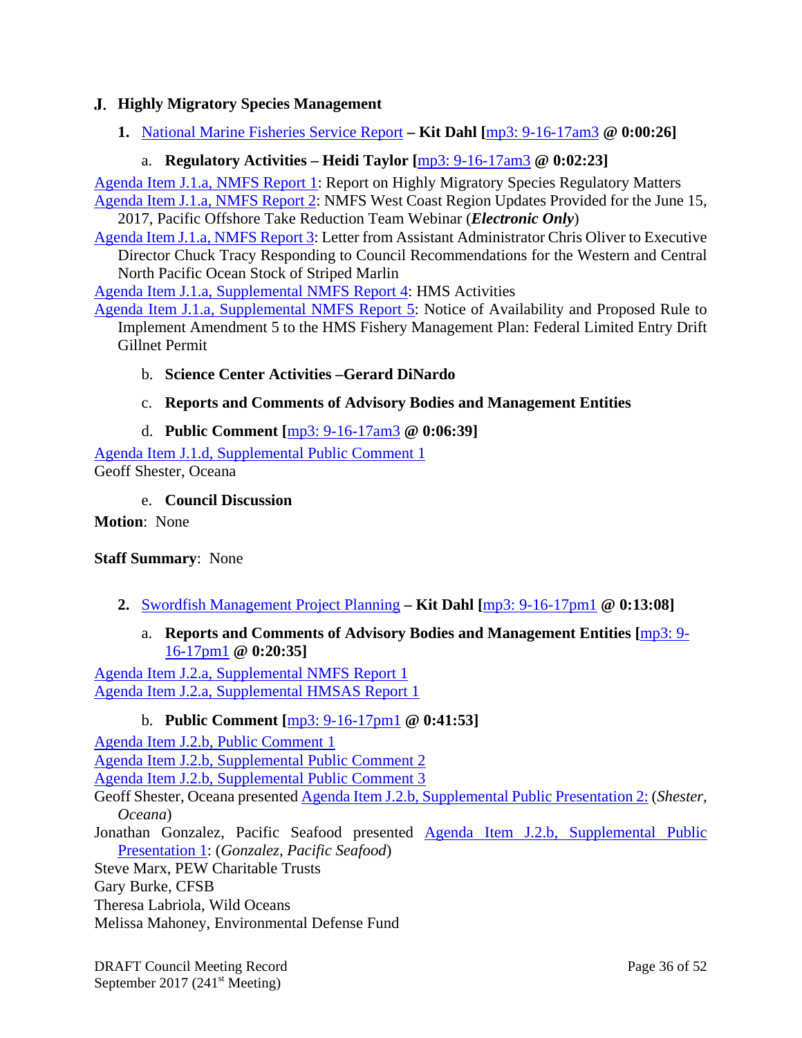## J. Highly Migratory Species Management

### 1. National Marine Fisheries Service Report – Kit Dahl [mp3: 9-16-17am3 @ 0:00:26]

#### a. Regulatory Activities – Heidi Taylor [mp3: 9-16-17am3 @ 0:02:23]

Agenda Item J.1.a, NMFS Report 1: Report on Highly Migratory Species Regulatory Matters
Agenda Item J.1.a, NMFS Report 2: NMFS West Coast Region Updates Provided for the June 15, 2017, Pacific Offshore Take Reduction Team Webinar (***Electronic Only***)
Agenda Item J.1.a, NMFS Report 3: Letter from Assistant Administrator Chris Oliver to Executive Director Chuck Tracy Responding to Council Recommendations for the Western and Central North Pacific Ocean Stock of Striped Marlin
Agenda Item J.1.a, Supplemental NMFS Report 4: HMS Activities
Agenda Item J.1.a, Supplemental NMFS Report 5: Notice of Availability and Proposed Rule to Implement Amendment 5 to the HMS Fishery Management Plan: Federal Limited Entry Drift Gillnet Permit

#### b. Science Center Activities –Gerard DiNardo

#### c. Reports and Comments of Advisory Bodies and Management Entities

#### d. Public Comment [mp3: 9-16-17am3 @ 0:06:39]

Agenda Item J.1.d, Supplemental Public Comment 1
Geoff Shester, Oceana

#### e. Council Discussion

**Motion**: None

**Staff Summary**: None

### 2. Swordfish Management Project Planning – Kit Dahl [mp3: 9-16-17pm1 @ 0:13:08]

#### a. Reports and Comments of Advisory Bodies and Management Entities [mp3: 9-16-17pm1 @ 0:20:35]

Agenda Item J.2.a, Supplemental NMFS Report 1
Agenda Item J.2.a, Supplemental HMSAS Report 1

#### b. Public Comment [mp3: 9-16-17pm1 @ 0:41:53]

Agenda Item J.2.b, Public Comment 1
Agenda Item J.2.b, Supplemental Public Comment 2
Agenda Item J.2.b, Supplemental Public Comment 3
Geoff Shester, Oceana presented Agenda Item J.2.b, Supplemental Public Presentation 2: (*Shester, Oceana*)
Jonathan Gonzalez, Pacific Seafood presented Agenda Item J.2.b, Supplemental Public Presentation 1: (*Gonzalez, Pacific Seafood*)
Steve Marx, PEW Charitable Trusts
Gary Burke, CFSB
Theresa Labriola, Wild Oceans
Melissa Mahoney, Environmental Defense Fund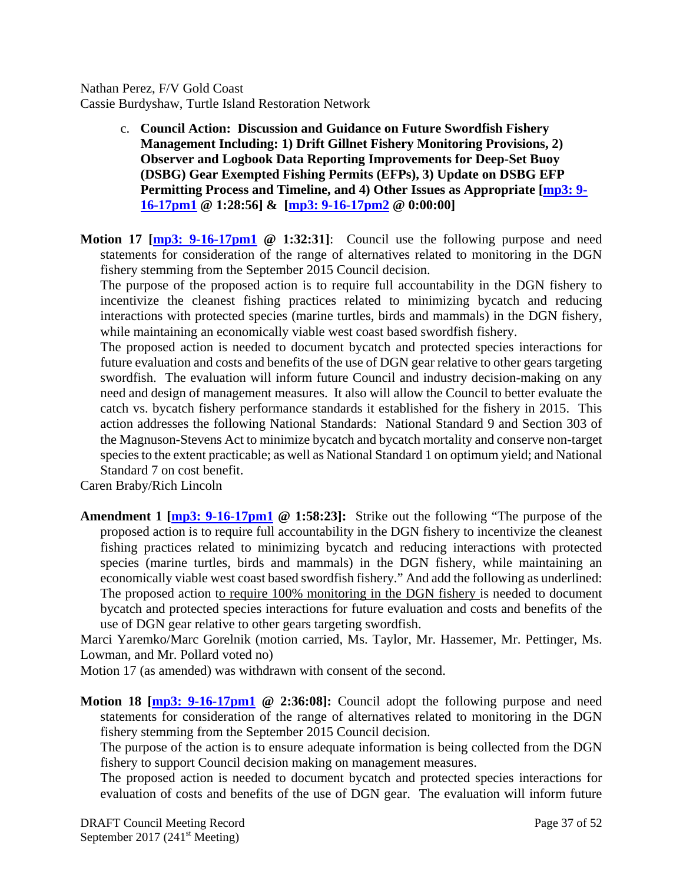Nathan Perez, F/V Gold Coast
Cassie Burdyshaw, Turtle Island Restoration Network

c. **Council Action: Discussion and Guidance on Future Swordfish Fishery Management Including: 1) Drift Gillnet Fishery Monitoring Provisions, 2) Observer and Logbook Data Reporting Improvements for Deep-Set Buoy (DSBG) Gear Exempted Fishing Permits (EFPs), 3) Update on DSBG EFP Permitting Process and Timeline, and 4) Other Issues as Appropriate [mp3: 9-16-17pm1 @ 1:28:56] & [mp3: 9-16-17pm2 @ 0:00:00]**

**Motion 17 [mp3: 9-16-17pm1 @ 1:32:31]**: Council use the following purpose and need statements for consideration of the range of alternatives related to monitoring in the DGN fishery stemming from the September 2015 Council decision.

The purpose of the proposed action is to require full accountability in the DGN fishery to incentivize the cleanest fishing practices related to minimizing bycatch and reducing interactions with protected species (marine turtles, birds and mammals) in the DGN fishery, while maintaining an economically viable west coast based swordfish fishery.

The proposed action is needed to document bycatch and protected species interactions for future evaluation and costs and benefits of the use of DGN gear relative to other gears targeting swordfish. The evaluation will inform future Council and industry decision-making on any need and design of management measures. It also will allow the Council to better evaluate the catch vs. bycatch fishery performance standards it established for the fishery in 2015. This action addresses the following National Standards: National Standard 9 and Section 303 of the Magnuson-Stevens Act to minimize bycatch and bycatch mortality and conserve non-target species to the extent practicable; as well as National Standard 1 on optimum yield; and National Standard 7 on cost benefit.

Caren Braby/Rich Lincoln

**Amendment 1 [mp3: 9-16-17pm1 @ 1:58:23]:** Strike out the following "The purpose of the proposed action is to require full accountability in the DGN fishery to incentivize the cleanest fishing practices related to minimizing bycatch and reducing interactions with protected species (marine turtles, birds and mammals) in the DGN fishery, while maintaining an economically viable west coast based swordfish fishery." And add the following as underlined: The proposed action <u>to require 100% monitoring in the DGN fishery</u> is needed to document bycatch and protected species interactions for future evaluation and costs and benefits of the use of DGN gear relative to other gears targeting swordfish.

Marci Yaremko/Marc Gorelnik (motion carried, Ms. Taylor, Mr. Hassemer, Mr. Pettinger, Ms. Lowman, and Mr. Pollard voted no)

Motion 17 (as amended) was withdrawn with consent of the second.

**Motion 18 [mp3: 9-16-17pm1 @ 2:36:08]:** Council adopt the following purpose and need statements for consideration of the range of alternatives related to monitoring in the DGN fishery stemming from the September 2015 Council decision.

The purpose of the action is to ensure adequate information is being collected from the DGN fishery to support Council decision making on management measures.

The proposed action is needed to document bycatch and protected species interactions for evaluation of costs and benefits of the use of DGN gear. The evaluation will inform future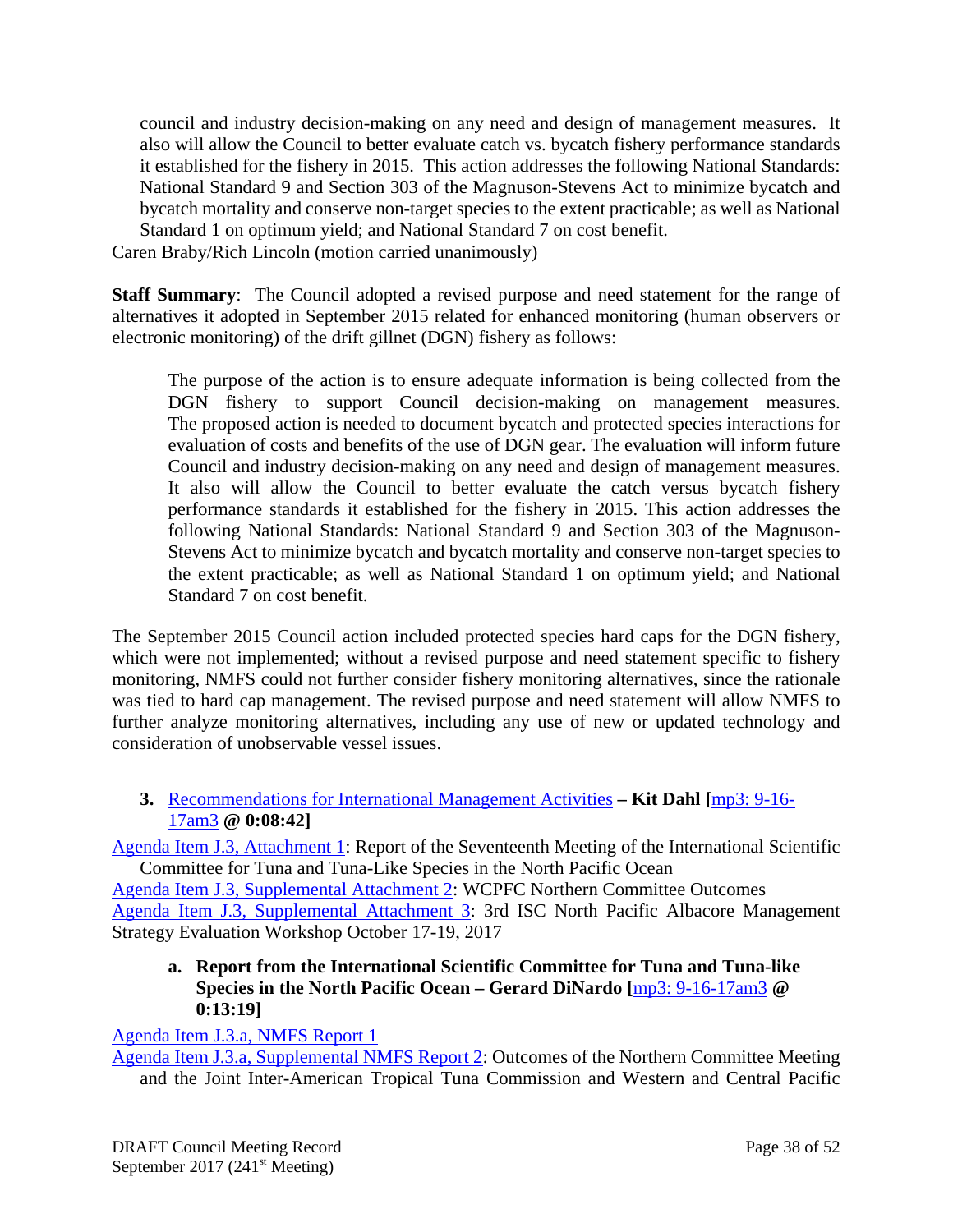council and industry decision-making on any need and design of management measures. It also will allow the Council to better evaluate catch vs. bycatch fishery performance standards it established for the fishery in 2015. This action addresses the following National Standards: National Standard 9 and Section 303 of the Magnuson-Stevens Act to minimize bycatch and bycatch mortality and conserve non-target species to the extent practicable; as well as National Standard 1 on optimum yield; and National Standard 7 on cost benefit.

Caren Braby/Rich Lincoln (motion carried unanimously)

**Staff Summary**: The Council adopted a revised purpose and need statement for the range of alternatives it adopted in September 2015 related for enhanced monitoring (human observers or electronic monitoring) of the drift gillnet (DGN) fishery as follows:

> The purpose of the action is to ensure adequate information is being collected from the DGN fishery to support Council decision-making on management measures. The proposed action is needed to document bycatch and protected species interactions for evaluation of costs and benefits of the use of DGN gear. The evaluation will inform future Council and industry decision-making on any need and design of management measures. It also will allow the Council to better evaluate the catch versus bycatch fishery performance standards it established for the fishery in 2015. This action addresses the following National Standards: National Standard 9 and Section 303 of the Magnuson-Stevens Act to minimize bycatch and bycatch mortality and conserve non-target species to the extent practicable; as well as National Standard 1 on optimum yield; and National Standard 7 on cost benefit.

The September 2015 Council action included protected species hard caps for the DGN fishery, which were not implemented; without a revised purpose and need statement specific to fishery monitoring, NMFS could not further consider fishery monitoring alternatives, since the rationale was tied to hard cap management. The revised purpose and need statement will allow NMFS to further analyze monitoring alternatives, including any use of new or updated technology and consideration of unobservable vessel issues.

**3.** Recommendations for International Management Activities **– Kit Dahl [**mp3: 9-16-17am3 **@ 0:08:42]**

Agenda Item J.3, Attachment 1: Report of the Seventeenth Meeting of the International Scientific Committee for Tuna and Tuna-Like Species in the North Pacific Ocean

Agenda Item J.3, Supplemental Attachment 2: WCPFC Northern Committee Outcomes

Agenda Item J.3, Supplemental Attachment 3: 3rd ISC North Pacific Albacore Management Strategy Evaluation Workshop October 17-19, 2017

**a. Report from the International Scientific Committee for Tuna and Tuna-like Species in the North Pacific Ocean – Gerard DiNardo [**mp3: 9-16-17am3 **@ 0:13:19]**

Agenda Item J.3.a, NMFS Report 1

Agenda Item J.3.a, Supplemental NMFS Report 2: Outcomes of the Northern Committee Meeting and the Joint Inter-American Tropical Tuna Commission and Western and Central Pacific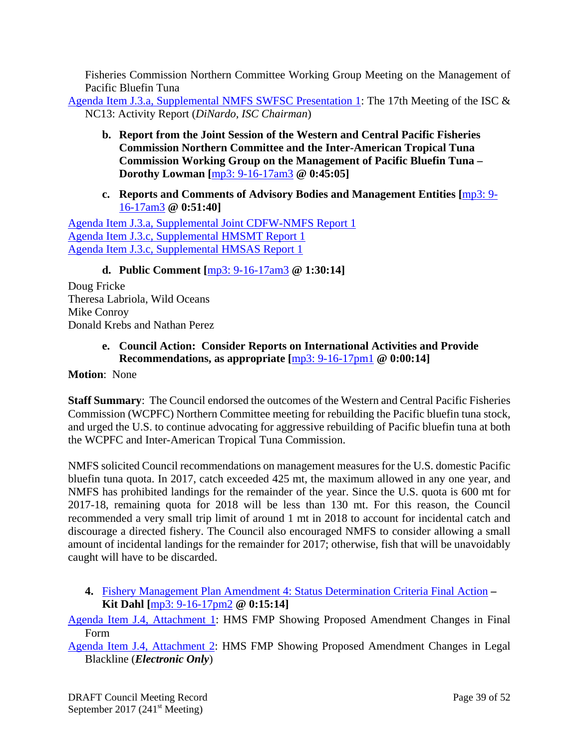Fisheries Commission Northern Committee Working Group Meeting on the Management of Pacific Bluefin Tuna

Agenda Item J.3.a, Supplemental NMFS SWFSC Presentation 1: The 17th Meeting of the ISC & NC13: Activity Report (*DiNardo, ISC Chairman*)

**b. Report from the Joint Session of the Western and Central Pacific Fisheries Commission Northern Committee and the Inter-American Tropical Tuna Commission Working Group on the Management of Pacific Bluefin Tuna – Dorothy Lowman [mp3: 9-16-17am3 @ 0:45:05]**

**c. Reports and Comments of Advisory Bodies and Management Entities [mp3: 9-16-17am3 @ 0:51:40]**

Agenda Item J.3.a, Supplemental Joint CDFW-NMFS Report 1
Agenda Item J.3.c, Supplemental HMSMT Report 1
Agenda Item J.3.c, Supplemental HMSAS Report 1

**d. Public Comment [mp3: 9-16-17am3 @ 1:30:14]**

Doug Fricke
Theresa Labriola, Wild Oceans
Mike Conroy
Donald Krebs and Nathan Perez

**e. Council Action: Consider Reports on International Activities and Provide Recommendations, as appropriate [mp3: 9-16-17pm1 @ 0:00:14]**

**Motion**: None

**Staff Summary**: The Council endorsed the outcomes of the Western and Central Pacific Fisheries Commission (WCPFC) Northern Committee meeting for rebuilding the Pacific bluefin tuna stock, and urged the U.S. to continue advocating for aggressive rebuilding of Pacific bluefin tuna at both the WCPFC and Inter-American Tropical Tuna Commission.

NMFS solicited Council recommendations on management measures for the U.S. domestic Pacific bluefin tuna quota. In 2017, catch exceeded 425 mt, the maximum allowed in any one year, and NMFS has prohibited landings for the remainder of the year. Since the U.S. quota is 600 mt for 2017-18, remaining quota for 2018 will be less than 130 mt. For this reason, the Council recommended a very small trip limit of around 1 mt in 2018 to account for incidental catch and discourage a directed fishery. The Council also encouraged NMFS to consider allowing a small amount of incidental landings for the remainder for 2017; otherwise, fish that will be unavoidably caught will have to be discarded.

**4. Fishery Management Plan Amendment 4: Status Determination Criteria Final Action – Kit Dahl [mp3: 9-16-17pm2 @ 0:15:14]**

Agenda Item J.4, Attachment 1: HMS FMP Showing Proposed Amendment Changes in Final Form

Agenda Item J.4, Attachment 2: HMS FMP Showing Proposed Amendment Changes in Legal Blackline (***Electronic Only***)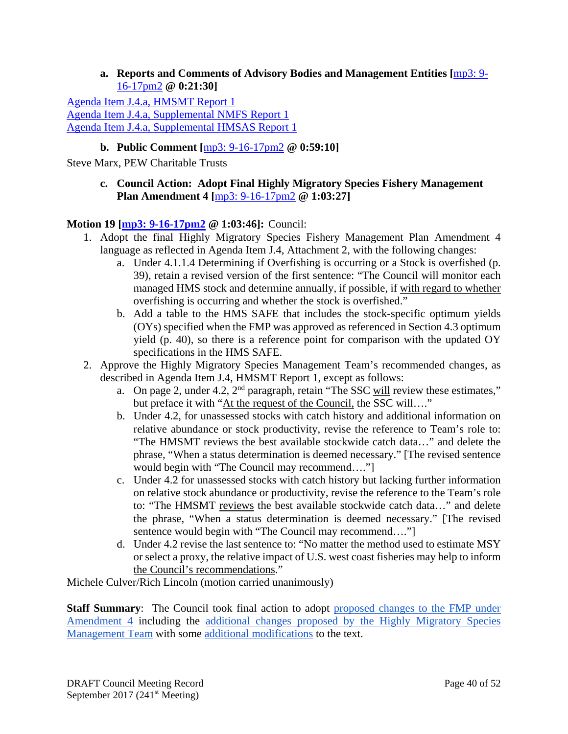**a. Reports and Comments of Advisory Bodies and Management Entities [mp3: 9-16-17pm2 @ 0:21:30]**

Agenda Item J.4.a, HMSMT Report 1
Agenda Item J.4.a, Supplemental NMFS Report 1
Agenda Item J.4.a, Supplemental HMSAS Report 1

**b. Public Comment [mp3: 9-16-17pm2 @ 0:59:10]**

Steve Marx, PEW Charitable Trusts

**c. Council Action: Adopt Final Highly Migratory Species Fishery Management Plan Amendment 4 [mp3: 9-16-17pm2 @ 1:03:27]**

**Motion 19 [mp3: 9-16-17pm2 @ 1:03:46]:** Council:

1. Adopt the final Highly Migratory Species Fishery Management Plan Amendment 4 language as reflected in Agenda Item J.4, Attachment 2, with the following changes:
   a. Under 4.1.1.4 Determining if Overfishing is occurring or a Stock is overfished (p. 39), retain a revised version of the first sentence: "The Council will monitor each managed HMS stock and determine annually, if possible, if with regard to whether overfishing is occurring and whether the stock is overfished."
   b. Add a table to the HMS SAFE that includes the stock-specific optimum yields (OYs) specified when the FMP was approved as referenced in Section 4.3 optimum yield (p. 40), so there is a reference point for comparison with the updated OY specifications in the HMS SAFE.
2. Approve the Highly Migratory Species Management Team's recommended changes, as described in Agenda Item J.4, HMSMT Report 1, except as follows:
   a. On page 2, under 4.2, 2nd paragraph, retain "The SSC will review these estimates," but preface it with "At the request of the Council, the SSC will…."
   b. Under 4.2, for unassessed stocks with catch history and additional information on relative abundance or stock productivity, revise the reference to Team's role to: "The HMSMT reviews the best available stockwide catch data…" and delete the phrase, "When a status determination is deemed necessary." [The revised sentence would begin with "The Council may recommend…."]
   c. Under 4.2 for unassessed stocks with catch history but lacking further information on relative stock abundance or productivity, revise the reference to the Team's role to: "The HMSMT reviews the best available stockwide catch data…" and delete the phrase, "When a status determination is deemed necessary." [The revised sentence would begin with "The Council may recommend…."]
   d. Under 4.2 revise the last sentence to: "No matter the method used to estimate MSY or select a proxy, the relative impact of U.S. west coast fisheries may help to inform the Council's recommendations."

Michele Culver/Rich Lincoln (motion carried unanimously)

**Staff Summary**: The Council took final action to adopt proposed changes to the FMP under Amendment 4 including the additional changes proposed by the Highly Migratory Species Management Team with some additional modifications to the text.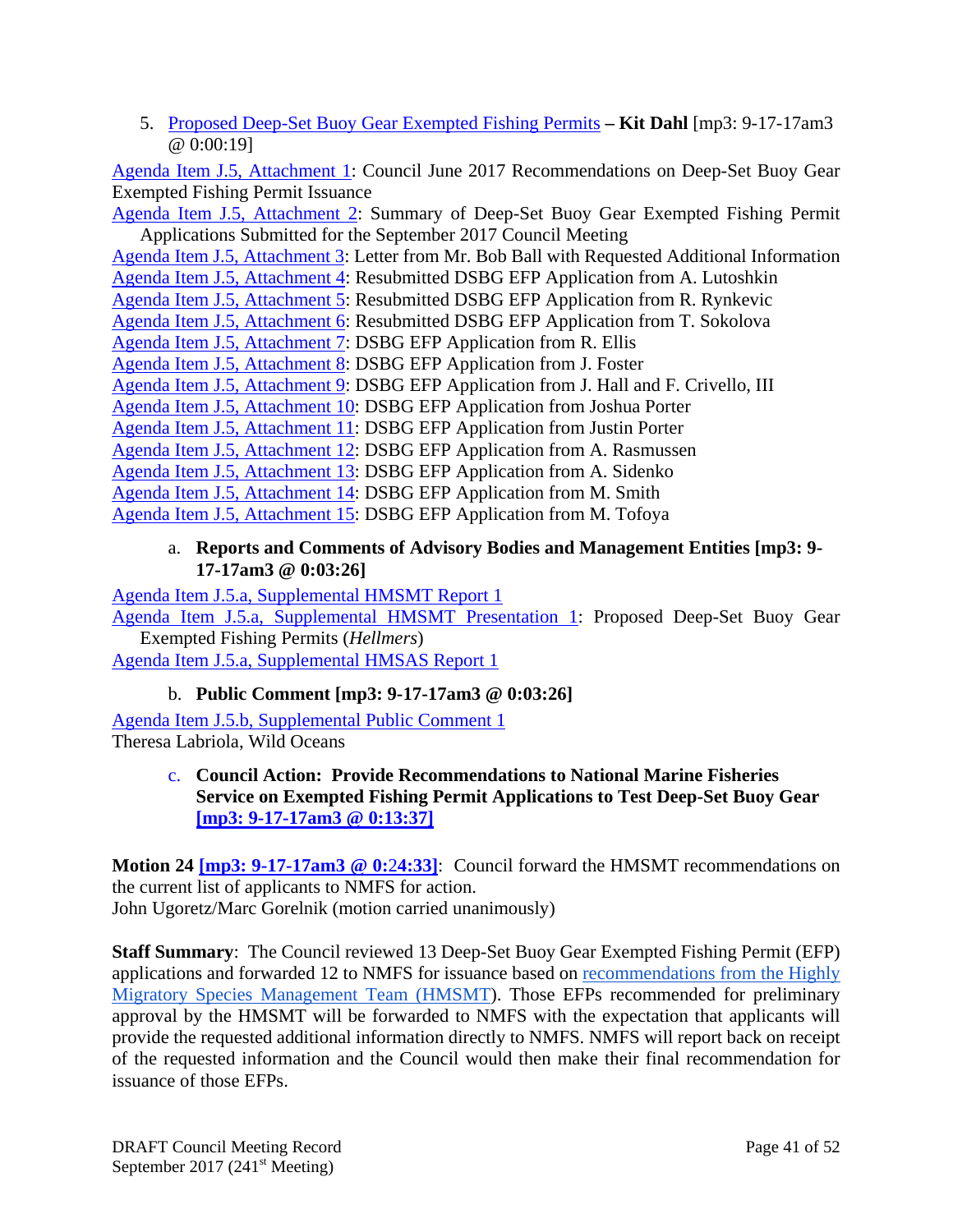5. Proposed Deep-Set Buoy Gear Exempted Fishing Permits **– Kit Dahl** [mp3: 9-17-17am3 @ 0:00:19]

Agenda Item J.5, Attachment 1: Council June 2017 Recommendations on Deep-Set Buoy Gear Exempted Fishing Permit Issuance
Agenda Item J.5, Attachment 2: Summary of Deep-Set Buoy Gear Exempted Fishing Permit Applications Submitted for the September 2017 Council Meeting
Agenda Item J.5, Attachment 3: Letter from Mr. Bob Ball with Requested Additional Information
Agenda Item J.5, Attachment 4: Resubmitted DSBG EFP Application from A. Lutoshkin
Agenda Item J.5, Attachment 5: Resubmitted DSBG EFP Application from R. Rynkevic
Agenda Item J.5, Attachment 6: Resubmitted DSBG EFP Application from T. Sokolova
Agenda Item J.5, Attachment 7: DSBG EFP Application from R. Ellis
Agenda Item J.5, Attachment 8: DSBG EFP Application from J. Foster
Agenda Item J.5, Attachment 9: DSBG EFP Application from J. Hall and F. Crivello, III
Agenda Item J.5, Attachment 10: DSBG EFP Application from Joshua Porter
Agenda Item J.5, Attachment 11: DSBG EFP Application from Justin Porter
Agenda Item J.5, Attachment 12: DSBG EFP Application from A. Rasmussen
Agenda Item J.5, Attachment 13: DSBG EFP Application from A. Sidenko
Agenda Item J.5, Attachment 14: DSBG EFP Application from M. Smith
Agenda Item J.5, Attachment 15: DSBG EFP Application from M. Tofoya

a. **Reports and Comments of Advisory Bodies and Management Entities [mp3: 9-17-17am3 @ 0:03:26]**

Agenda Item J.5.a, Supplemental HMSMT Report 1
Agenda Item J.5.a, Supplemental HMSMT Presentation 1: Proposed Deep-Set Buoy Gear Exempted Fishing Permits (*Hellmers*)
Agenda Item J.5.a, Supplemental HMSAS Report 1

b. **Public Comment [mp3: 9-17-17am3 @ 0:03:26]**

Agenda Item J.5.b, Supplemental Public Comment 1
Theresa Labriola, Wild Oceans

c. **Council Action: Provide Recommendations to National Marine Fisheries Service on Exempted Fishing Permit Applications to Test Deep-Set Buoy Gear [mp3: 9-17-17am3 @ 0:13:37]**

**Motion 24 [mp3: 9-17-17am3 @ 0:24:33]**: Council forward the HMSMT recommendations on the current list of applicants to NMFS for action.
John Ugoretz/Marc Gorelnik (motion carried unanimously)

**Staff Summary**: The Council reviewed 13 Deep-Set Buoy Gear Exempted Fishing Permit (EFP) applications and forwarded 12 to NMFS for issuance based on recommendations from the Highly Migratory Species Management Team (HMSMT). Those EFPs recommended for preliminary approval by the HMSMT will be forwarded to NMFS with the expectation that applicants will provide the requested additional information directly to NMFS. NMFS will report back on receipt of the requested information and the Council would then make their final recommendation for issuance of those EFPs.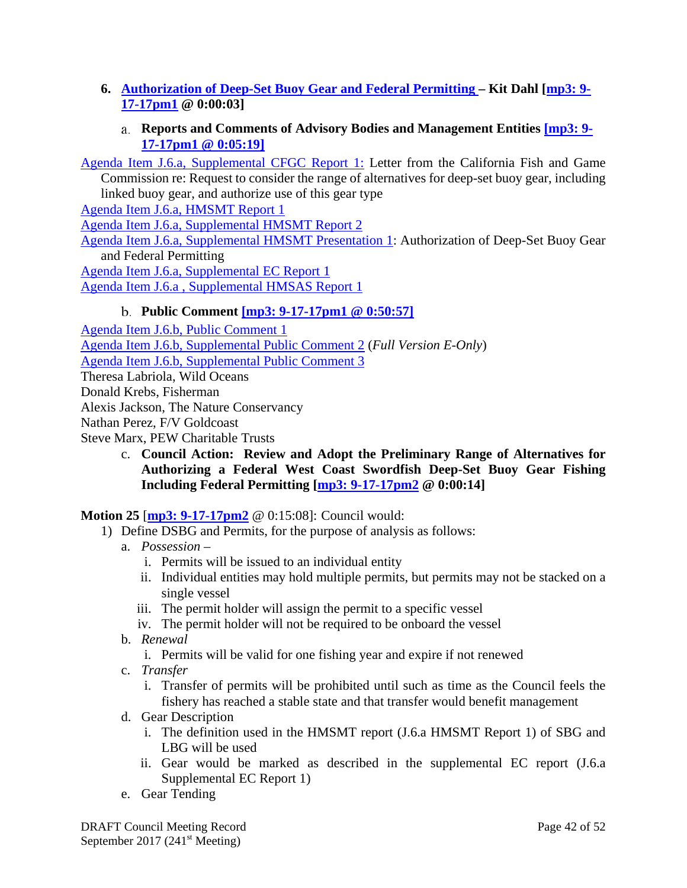6. **Authorization of Deep-Set Buoy Gear and Federal Permitting – Kit Dahl [mp3: 9-17-17pm1 @ 0:00:03]**

   a. **Reports and Comments of Advisory Bodies and Management Entities [mp3: 9-17-17pm1 @ 0:05:19]**

Agenda Item J.6.a, Supplemental CFGC Report 1: Letter from the California Fish and Game Commission re: Request to consider the range of alternatives for deep-set buoy gear, including linked buoy gear, and authorize use of this gear type

Agenda Item J.6.a, HMSMT Report 1

Agenda Item J.6.a, Supplemental HMSMT Report 2

Agenda Item J.6.a, Supplemental HMSMT Presentation 1: Authorization of Deep-Set Buoy Gear and Federal Permitting

Agenda Item J.6.a, Supplemental EC Report 1

Agenda Item J.6.a , Supplemental HMSAS Report 1

   b. **Public Comment [mp3: 9-17-17pm1 @ 0:50:57]**

Agenda Item J.6.b, Public Comment 1

Agenda Item J.6.b, Supplemental Public Comment 2 (*Full Version E-Only*)

Agenda Item J.6.b, Supplemental Public Comment 3

Theresa Labriola, Wild Oceans

Donald Krebs, Fisherman

Alexis Jackson, The Nature Conservancy

Nathan Perez, F/V Goldcoast

Steve Marx, PEW Charitable Trusts

   c. **Council Action: Review and Adopt the Preliminary Range of Alternatives for Authorizing a Federal West Coast Swordfish Deep-Set Buoy Gear Fishing Including Federal Permitting [mp3: 9-17-17pm2 @ 0:00:14]**

**Motion 25** [**mp3: 9-17-17pm2** @ 0:15:08]: Council would:

1) Define DSBG and Permits, for the purpose of analysis as follows:
   a. *Possession –*
      i. Permits will be issued to an individual entity
      ii. Individual entities may hold multiple permits, but permits may not be stacked on a single vessel
      iii. The permit holder will assign the permit to a specific vessel
      iv. The permit holder will not be required to be onboard the vessel
   b. *Renewal*
      i. Permits will be valid for one fishing year and expire if not renewed
   c. *Transfer*
      i. Transfer of permits will be prohibited until such as time as the Council feels the fishery has reached a stable state and that transfer would benefit management
   d. Gear Description
      i. The definition used in the HMSMT report (J.6.a HMSMT Report 1) of SBG and LBG will be used
      ii. Gear would be marked as described in the supplemental EC report (J.6.a Supplemental EC Report 1)
   e. Gear Tending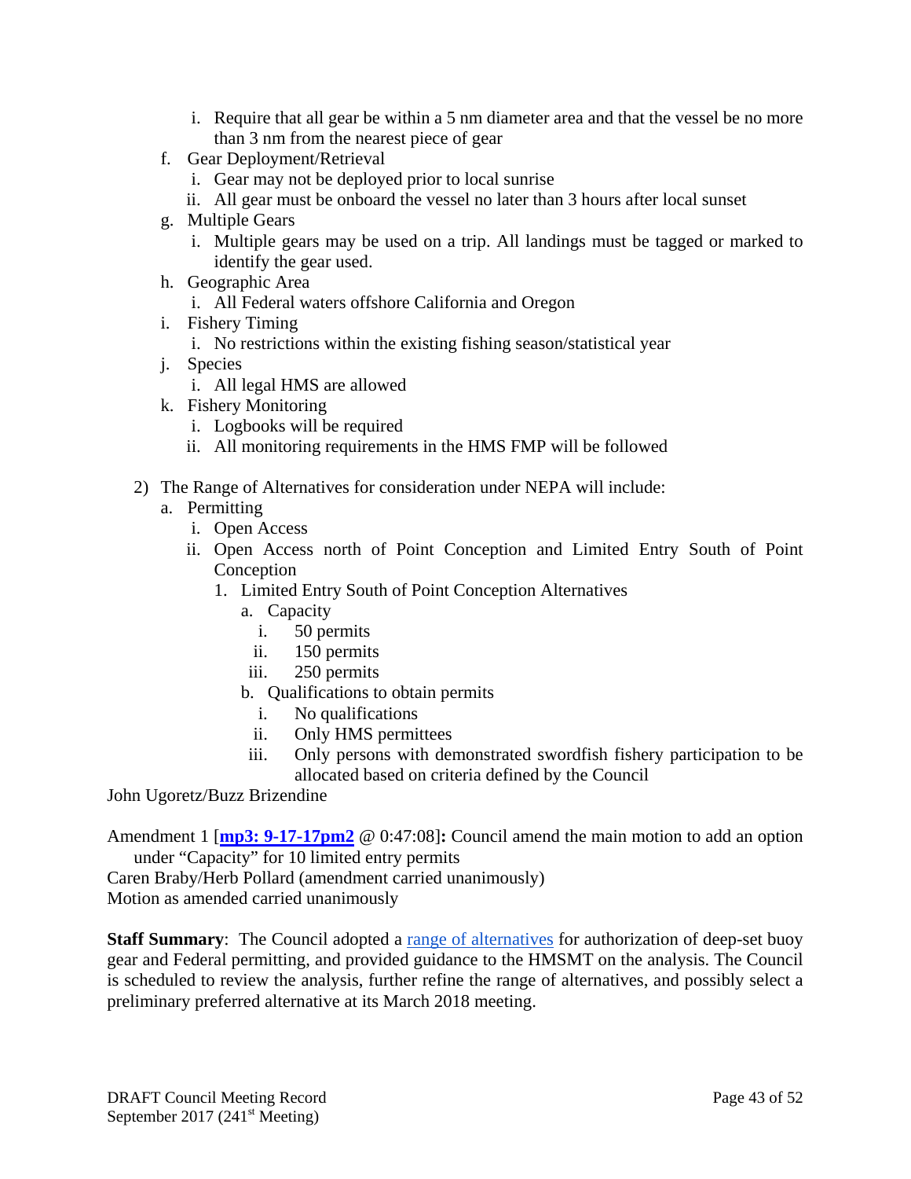i. Require that all gear be within a 5 nm diameter area and that the vessel be no more than 3 nm from the nearest piece of gear
    f. Gear Deployment/Retrieval
        i. Gear may not be deployed prior to local sunrise
        ii. All gear must be onboard the vessel no later than 3 hours after local sunset
    g. Multiple Gears
        i. Multiple gears may be used on a trip. All landings must be tagged or marked to identify the gear used.
    h. Geographic Area
        i. All Federal waters offshore California and Oregon
    i. Fishery Timing
        i. No restrictions within the existing fishing season/statistical year
    j. Species
        i. All legal HMS are allowed
    k. Fishery Monitoring
        i. Logbooks will be required
        ii. All monitoring requirements in the HMS FMP will be followed

2) The Range of Alternatives for consideration under NEPA will include:
    a. Permitting
        i. Open Access
        ii. Open Access north of Point Conception and Limited Entry South of Point Conception
            1. Limited Entry South of Point Conception Alternatives
                a. Capacity
                    i. 50 permits
                    ii. 150 permits
                    iii. 250 permits
                b. Qualifications to obtain permits
                    i. No qualifications
                    ii. Only HMS permittees
                    iii. Only persons with demonstrated swordfish fishery participation to be allocated based on criteria defined by the Council

John Ugoretz/Buzz Brizendine

Amendment 1 [**mp3: 9-17-17pm2** @ 0:47:08]**:** Council amend the main motion to add an option under "Capacity" for 10 limited entry permits

Caren Braby/Herb Pollard (amendment carried unanimously)

Motion as amended carried unanimously

**Staff Summary**: The Council adopted a range of alternatives for authorization of deep-set buoy gear and Federal permitting, and provided guidance to the HMSMT on the analysis. The Council is scheduled to review the analysis, further refine the range of alternatives, and possibly select a preliminary preferred alternative at its March 2018 meeting.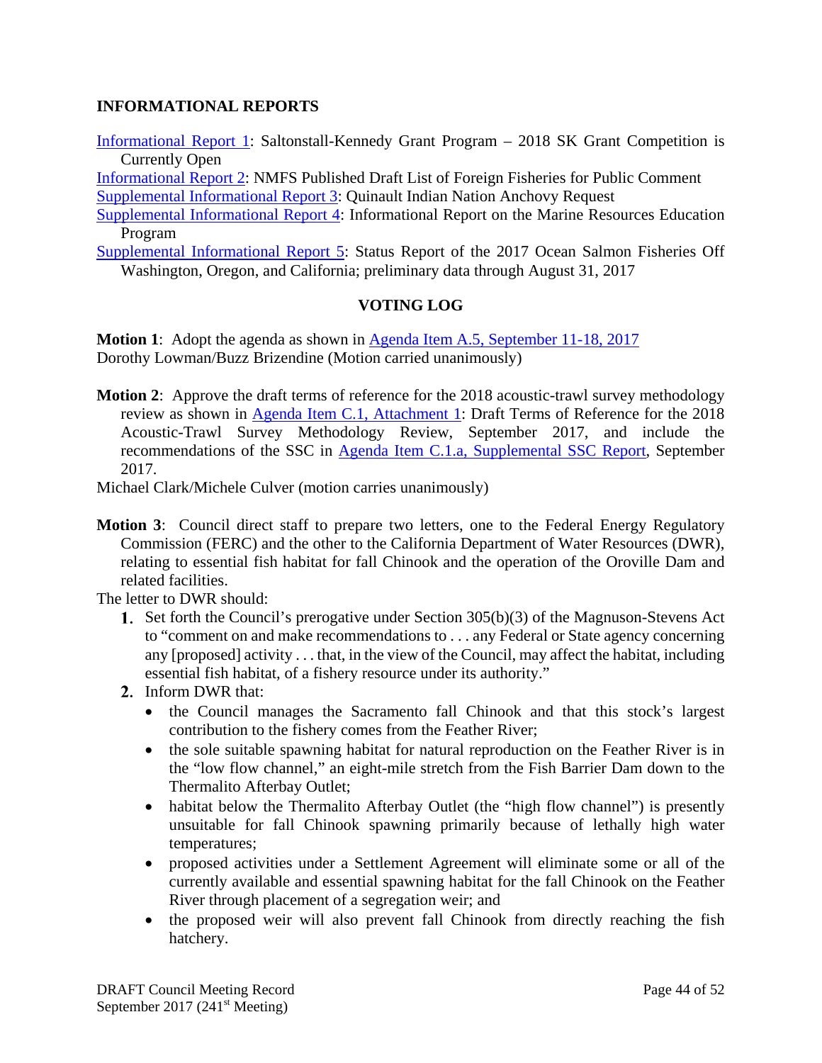## INFORMATIONAL REPORTS

Informational Report 1: Saltonstall-Kennedy Grant Program – 2018 SK Grant Competition is Currently Open
Informational Report 2: NMFS Published Draft List of Foreign Fisheries for Public Comment
Supplemental Informational Report 3: Quinault Indian Nation Anchovy Request
Supplemental Informational Report 4: Informational Report on the Marine Resources Education Program
Supplemental Informational Report 5: Status Report of the 2017 Ocean Salmon Fisheries Off Washington, Oregon, and California; preliminary data through August 31, 2017

## VOTING LOG

**Motion 1**: Adopt the agenda as shown in Agenda Item A.5, September 11-18, 2017
Dorothy Lowman/Buzz Brizendine (Motion carried unanimously)

**Motion 2**: Approve the draft terms of reference for the 2018 acoustic-trawl survey methodology review as shown in Agenda Item C.1, Attachment 1: Draft Terms of Reference for the 2018 Acoustic-Trawl Survey Methodology Review, September 2017, and include the recommendations of the SSC in Agenda Item C.1.a, Supplemental SSC Report, September 2017.
Michael Clark/Michele Culver (motion carries unanimously)

**Motion 3**: Council direct staff to prepare two letters, one to the Federal Energy Regulatory Commission (FERC) and the other to the California Department of Water Resources (DWR), relating to essential fish habitat for fall Chinook and the operation of the Oroville Dam and related facilities.
The letter to DWR should:

1. Set forth the Council's prerogative under Section 305(b)(3) of the Magnuson-Stevens Act to "comment on and make recommendations to . . . any Federal or State agency concerning any [proposed] activity . . . that, in the view of the Council, may affect the habitat, including essential fish habitat, of a fishery resource under its authority."
2. Inform DWR that:
   - the Council manages the Sacramento fall Chinook and that this stock's largest contribution to the fishery comes from the Feather River;
   - the sole suitable spawning habitat for natural reproduction on the Feather River is in the "low flow channel," an eight-mile stretch from the Fish Barrier Dam down to the Thermalito Afterbay Outlet;
   - habitat below the Thermalito Afterbay Outlet (the "high flow channel") is presently unsuitable for fall Chinook spawning primarily because of lethally high water temperatures;
   - proposed activities under a Settlement Agreement will eliminate some or all of the currently available and essential spawning habitat for the fall Chinook on the Feather River through placement of a segregation weir; and
   - the proposed weir will also prevent fall Chinook from directly reaching the fish hatchery.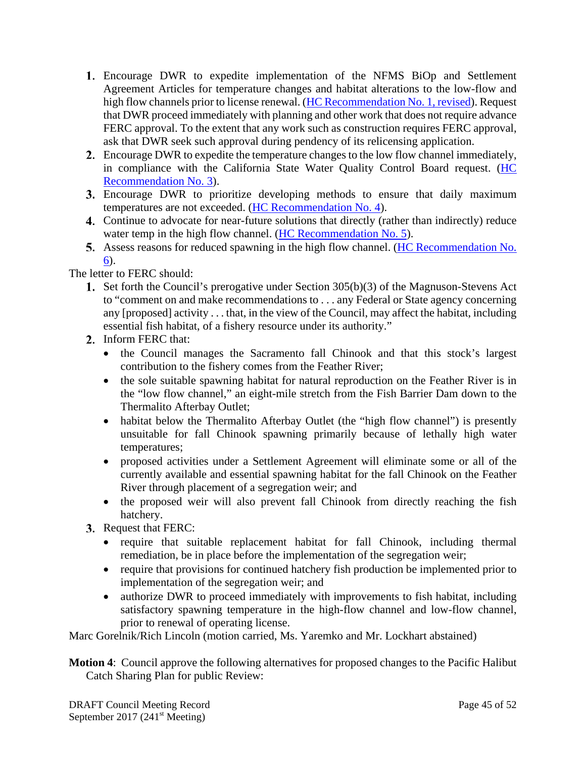1. Encourage DWR to expedite implementation of the NFMS BiOp and Settlement Agreement Articles for temperature changes and habitat alterations to the low-flow and high flow channels prior to license renewal. (HC Recommendation No. 1, revised). Request that DWR proceed immediately with planning and other work that does not require advance FERC approval. To the extent that any work such as construction requires FERC approval, ask that DWR seek such approval during pendency of its relicensing application.
2. Encourage DWR to expedite the temperature changes to the low flow channel immediately, in compliance with the California State Water Quality Control Board request. (HC Recommendation No. 3).
3. Encourage DWR to prioritize developing methods to ensure that daily maximum temperatures are not exceeded. (HC Recommendation No. 4).
4. Continue to advocate for near-future solutions that directly (rather than indirectly) reduce water temp in the high flow channel. (HC Recommendation No. 5).
5. Assess reasons for reduced spawning in the high flow channel. (HC Recommendation No. 6).

The letter to FERC should:

1. Set forth the Council's prerogative under Section 305(b)(3) of the Magnuson-Stevens Act to "comment on and make recommendations to . . . any Federal or State agency concerning any [proposed] activity . . . that, in the view of the Council, may affect the habitat, including essential fish habitat, of a fishery resource under its authority."
2. Inform FERC that:
   - the Council manages the Sacramento fall Chinook and that this stock's largest contribution to the fishery comes from the Feather River;
   - the sole suitable spawning habitat for natural reproduction on the Feather River is in the "low flow channel," an eight-mile stretch from the Fish Barrier Dam down to the Thermalito Afterbay Outlet;
   - habitat below the Thermalito Afterbay Outlet (the "high flow channel") is presently unsuitable for fall Chinook spawning primarily because of lethally high water temperatures;
   - proposed activities under a Settlement Agreement will eliminate some or all of the currently available and essential spawning habitat for the fall Chinook on the Feather River through placement of a segregation weir; and
   - the proposed weir will also prevent fall Chinook from directly reaching the fish hatchery.
3. Request that FERC:
   - require that suitable replacement habitat for fall Chinook, including thermal remediation, be in place before the implementation of the segregation weir;
   - require that provisions for continued hatchery fish production be implemented prior to implementation of the segregation weir; and
   - authorize DWR to proceed immediately with improvements to fish habitat, including satisfactory spawning temperature in the high-flow channel and low-flow channel, prior to renewal of operating license.

Marc Gorelnik/Rich Lincoln (motion carried, Ms. Yaremko and Mr. Lockhart abstained)

**Motion 4**: Council approve the following alternatives for proposed changes to the Pacific Halibut Catch Sharing Plan for public Review: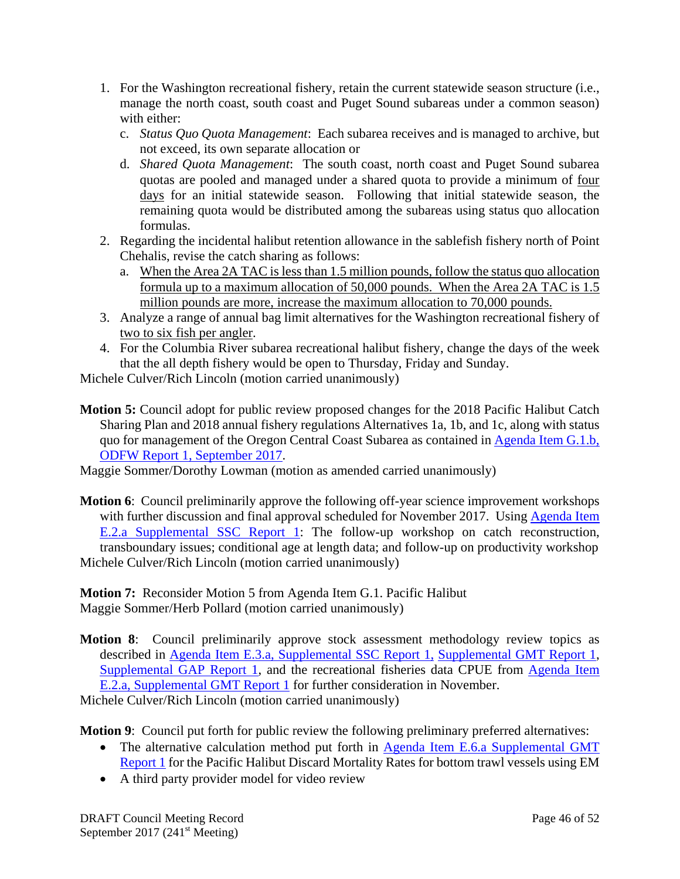1. For the Washington recreational fishery, retain the current statewide season structure (i.e., manage the north coast, south coast and Puget Sound subareas under a common season) with either:
   c. *Status Quo Quota Management*: Each subarea receives and is managed to archive, but not exceed, its own separate allocation or
   d. *Shared Quota Management*: The south coast, north coast and Puget Sound subarea quotas are pooled and managed under a shared quota to provide a minimum of <u>four days</u> for an initial statewide season. Following that initial statewide season, the remaining quota would be distributed among the subareas using status quo allocation formulas.
2. Regarding the incidental halibut retention allowance in the sablefish fishery north of Point Chehalis, revise the catch sharing as follows:
   a. <u>When the Area 2A TAC is less than 1.5 million pounds, follow the status quo allocation formula up to a maximum allocation of 50,000 pounds. When the Area 2A TAC is 1.5 million pounds are more, increase the maximum allocation to 70,000 pounds.</u>
3. Analyze a range of annual bag limit alternatives for the Washington recreational fishery of <u>two to six fish per angler</u>.
4. For the Columbia River subarea recreational halibut fishery, change the days of the week that the all depth fishery would be open to Thursday, Friday and Sunday.

Michele Culver/Rich Lincoln (motion carried unanimously)

**Motion 5:** Council adopt for public review proposed changes for the 2018 Pacific Halibut Catch Sharing Plan and 2018 annual fishery regulations Alternatives 1a, 1b, and 1c, along with status quo for management of the Oregon Central Coast Subarea as contained in Agenda Item G.1.b, ODFW Report 1, September 2017.

Maggie Sommer/Dorothy Lowman (motion as amended carried unanimously)

**Motion 6**: Council preliminarily approve the following off-year science improvement workshops with further discussion and final approval scheduled for November 2017. Using Agenda Item E.2.a Supplemental SSC Report 1: The follow-up workshop on catch reconstruction, transboundary issues; conditional age at length data; and follow-up on productivity workshop

Michele Culver/Rich Lincoln (motion carried unanimously)

**Motion 7:** Reconsider Motion 5 from Agenda Item G.1. Pacific Halibut

Maggie Sommer/Herb Pollard (motion carried unanimously)

**Motion 8**: Council preliminarily approve stock assessment methodology review topics as described in Agenda Item E.3.a, Supplemental SSC Report 1, Supplemental GMT Report 1, Supplemental GAP Report 1, and the recreational fisheries data CPUE from Agenda Item E.2.a, Supplemental GMT Report 1 for further consideration in November.

Michele Culver/Rich Lincoln (motion carried unanimously)

**Motion 9**: Council put forth for public review the following preliminary preferred alternatives:

- The alternative calculation method put forth in Agenda Item E.6.a Supplemental GMT Report 1 for the Pacific Halibut Discard Mortality Rates for bottom trawl vessels using EM
- A third party provider model for video review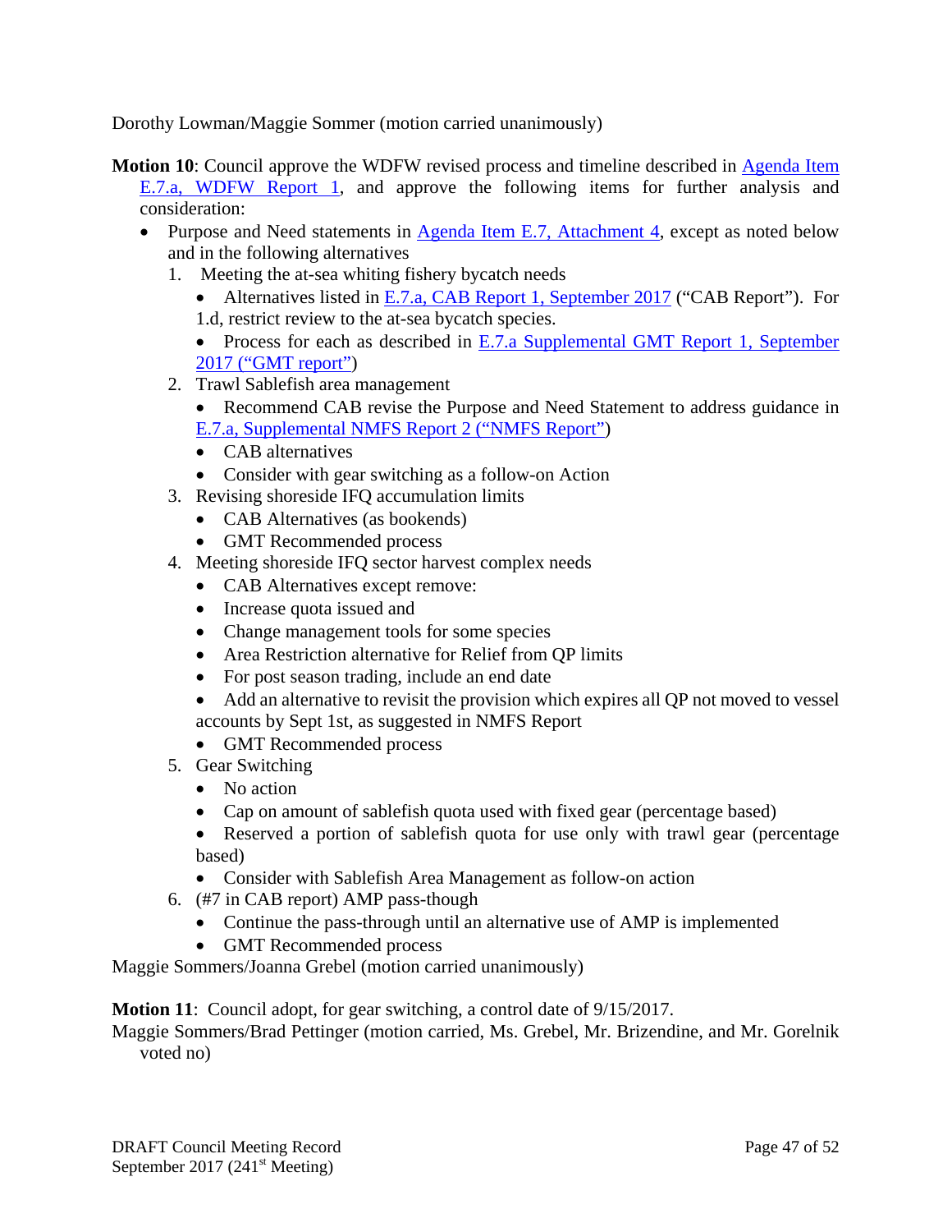Dorothy Lowman/Maggie Sommer (motion carried unanimously)

**Motion 10**: Council approve the WDFW revised process and timeline described in Agenda Item E.7.a, WDFW Report 1, and approve the following items for further analysis and consideration:

- Purpose and Need statements in Agenda Item E.7, Attachment 4, except as noted below and in the following alternatives
    1. Meeting the at-sea whiting fishery bycatch needs
        - Alternatives listed in E.7.a, CAB Report 1, September 2017 ("CAB Report"). For 1.d, restrict review to the at-sea bycatch species.
        - Process for each as described in E.7.a Supplemental GMT Report 1, September 2017 ("GMT report")
    2. Trawl Sablefish area management
        - Recommend CAB revise the Purpose and Need Statement to address guidance in E.7.a, Supplemental NMFS Report 2 ("NMFS Report")
        - CAB alternatives
        - Consider with gear switching as a follow-on Action
    3. Revising shoreside IFQ accumulation limits
        - CAB Alternatives (as bookends)
        - GMT Recommended process
    4. Meeting shoreside IFQ sector harvest complex needs
        - CAB Alternatives except remove:
        - Increase quota issued and
        - Change management tools for some species
        - Area Restriction alternative for Relief from QP limits
        - For post season trading, include an end date
        - Add an alternative to revisit the provision which expires all QP not moved to vessel accounts by Sept 1st, as suggested in NMFS Report
        - GMT Recommended process
    5. Gear Switching
        - No action
        - Cap on amount of sablefish quota used with fixed gear (percentage based)
        - Reserved a portion of sablefish quota for use only with trawl gear (percentage based)
        - Consider with Sablefish Area Management as follow-on action
    6. (#7 in CAB report) AMP pass-though
        - Continue the pass-through until an alternative use of AMP is implemented
        - GMT Recommended process

Maggie Sommers/Joanna Grebel (motion carried unanimously)

**Motion 11**: Council adopt, for gear switching, a control date of 9/15/2017.

Maggie Sommers/Brad Pettinger (motion carried, Ms. Grebel, Mr. Brizendine, and Mr. Gorelnik voted no)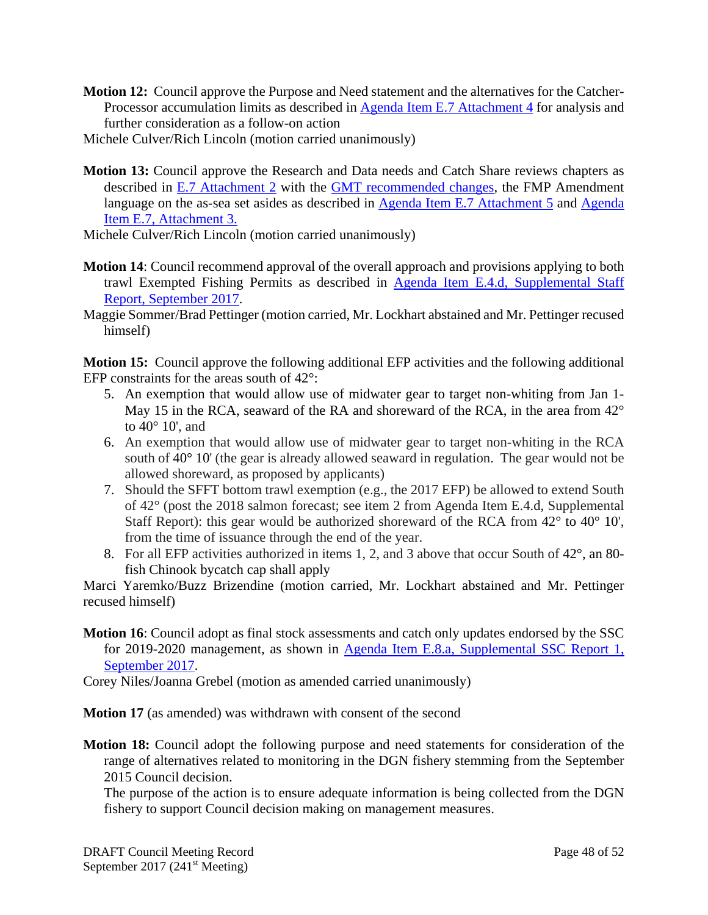**Motion 12:** Council approve the Purpose and Need statement and the alternatives for the Catcher-Processor accumulation limits as described in Agenda Item E.7 Attachment 4 for analysis and further consideration as a follow-on action

Michele Culver/Rich Lincoln (motion carried unanimously)

**Motion 13:** Council approve the Research and Data needs and Catch Share reviews chapters as described in E.7 Attachment 2 with the GMT recommended changes, the FMP Amendment language on the as-sea set asides as described in Agenda Item E.7 Attachment 5 and Agenda Item E.7, Attachment 3.

Michele Culver/Rich Lincoln (motion carried unanimously)

**Motion 14**: Council recommend approval of the overall approach and provisions applying to both trawl Exempted Fishing Permits as described in Agenda Item E.4.d, Supplemental Staff Report, September 2017.

Maggie Sommer/Brad Pettinger (motion carried, Mr. Lockhart abstained and Mr. Pettinger recused himself)

**Motion 15:** Council approve the following additional EFP activities and the following additional EFP constraints for the areas south of 42°:

5. An exemption that would allow use of midwater gear to target non-whiting from Jan 1-May 15 in the RCA, seaward of the RA and shoreward of the RCA, in the area from 42° to 40° 10', and
6. An exemption that would allow use of midwater gear to target non-whiting in the RCA south of 40° 10' (the gear is already allowed seaward in regulation. The gear would not be allowed shoreward, as proposed by applicants)
7. Should the SFFT bottom trawl exemption (e.g., the 2017 EFP) be allowed to extend South of 42° (post the 2018 salmon forecast; see item 2 from Agenda Item E.4.d, Supplemental Staff Report): this gear would be authorized shoreward of the RCA from 42° to 40° 10', from the time of issuance through the end of the year.
8. For all EFP activities authorized in items 1, 2, and 3 above that occur South of 42°, an 80-fish Chinook bycatch cap shall apply

Marci Yaremko/Buzz Brizendine (motion carried, Mr. Lockhart abstained and Mr. Pettinger recused himself)

**Motion 16**: Council adopt as final stock assessments and catch only updates endorsed by the SSC for 2019-2020 management, as shown in Agenda Item E.8.a, Supplemental SSC Report 1, September 2017.

Corey Niles/Joanna Grebel (motion as amended carried unanimously)

**Motion 17** (as amended) was withdrawn with consent of the second

**Motion 18:** Council adopt the following purpose and need statements for consideration of the range of alternatives related to monitoring in the DGN fishery stemming from the September 2015 Council decision.

The purpose of the action is to ensure adequate information is being collected from the DGN fishery to support Council decision making on management measures.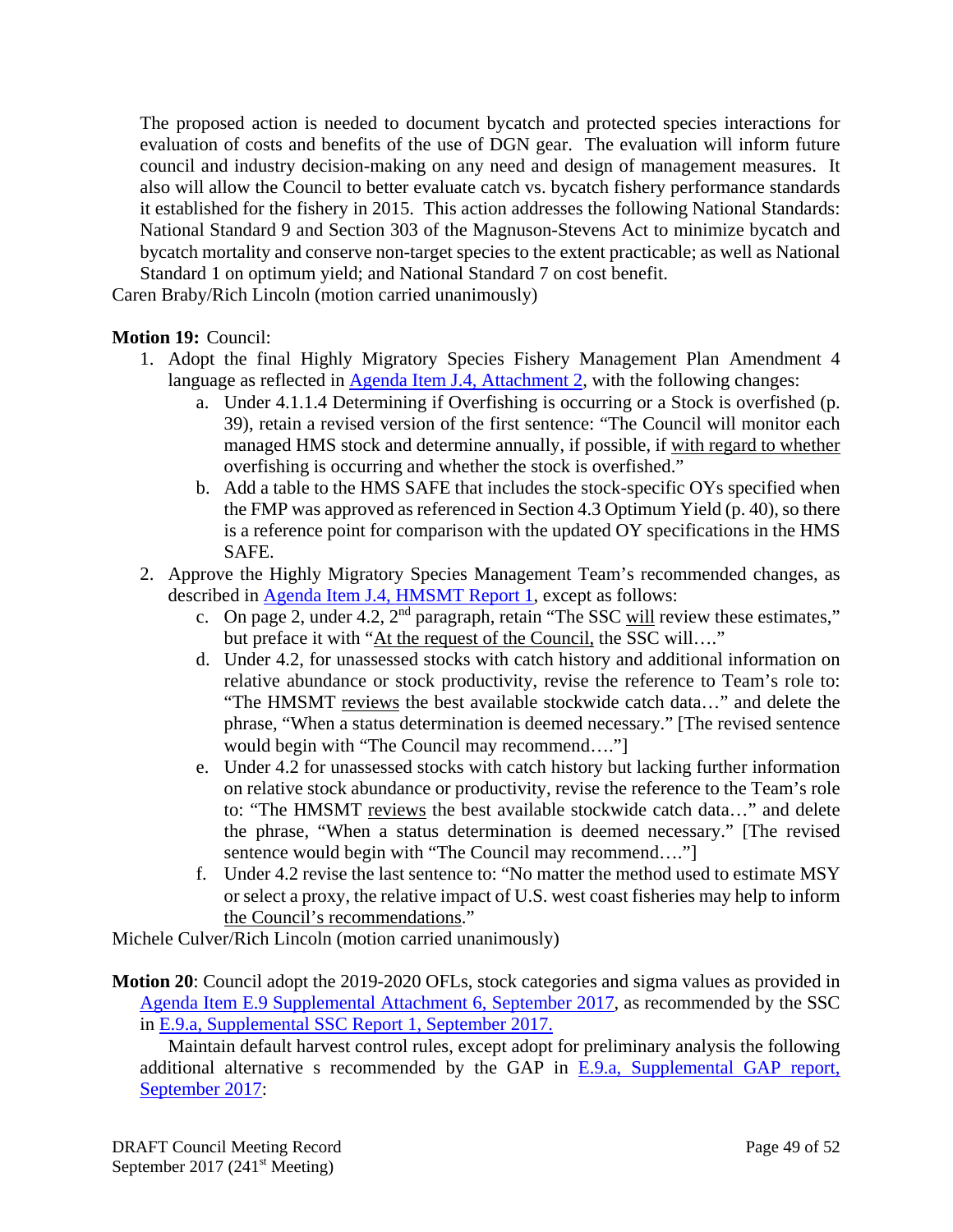The proposed action is needed to document bycatch and protected species interactions for evaluation of costs and benefits of the use of DGN gear. The evaluation will inform future council and industry decision-making on any need and design of management measures. It also will allow the Council to better evaluate catch vs. bycatch fishery performance standards it established for the fishery in 2015. This action addresses the following National Standards: National Standard 9 and Section 303 of the Magnuson-Stevens Act to minimize bycatch and bycatch mortality and conserve non-target species to the extent practicable; as well as National Standard 1 on optimum yield; and National Standard 7 on cost benefit.

Caren Braby/Rich Lincoln (motion carried unanimously)

**Motion 19:** Council:

1. Adopt the final Highly Migratory Species Fishery Management Plan Amendment 4 language as reflected in Agenda Item J.4, Attachment 2, with the following changes:
   a. Under 4.1.1.4 Determining if Overfishing is occurring or a Stock is overfished (p. 39), retain a revised version of the first sentence: "The Council will monitor each managed HMS stock and determine annually, if possible, if with regard to whether overfishing is occurring and whether the stock is overfished."
   b. Add a table to the HMS SAFE that includes the stock-specific OYs specified when the FMP was approved as referenced in Section 4.3 Optimum Yield (p. 40), so there is a reference point for comparison with the updated OY specifications in the HMS SAFE.
2. Approve the Highly Migratory Species Management Team's recommended changes, as described in Agenda Item J.4, HMSMT Report 1, except as follows:
   c. On page 2, under 4.2, 2nd paragraph, retain "The SSC will review these estimates," but preface it with "At the request of the Council, the SSC will…."
   d. Under 4.2, for unassessed stocks with catch history and additional information on relative abundance or stock productivity, revise the reference to Team's role to: "The HMSMT reviews the best available stockwide catch data…" and delete the phrase, "When a status determination is deemed necessary." [The revised sentence would begin with "The Council may recommend…."]
   e. Under 4.2 for unassessed stocks with catch history but lacking further information on relative stock abundance or productivity, revise the reference to the Team's role to: "The HMSMT reviews the best available stockwide catch data…" and delete the phrase, "When a status determination is deemed necessary." [The revised sentence would begin with "The Council may recommend…."]
   f. Under 4.2 revise the last sentence to: "No matter the method used to estimate MSY or select a proxy, the relative impact of U.S. west coast fisheries may help to inform the Council's recommendations."

Michele Culver/Rich Lincoln (motion carried unanimously)

**Motion 20**: Council adopt the 2019-2020 OFLs, stock categories and sigma values as provided in Agenda Item E.9 Supplemental Attachment 6, September 2017, as recommended by the SSC in E.9.a, Supplemental SSC Report 1, September 2017.

Maintain default harvest control rules, except adopt for preliminary analysis the following additional alternative s recommended by the GAP in E.9.a, Supplemental GAP report, September 2017: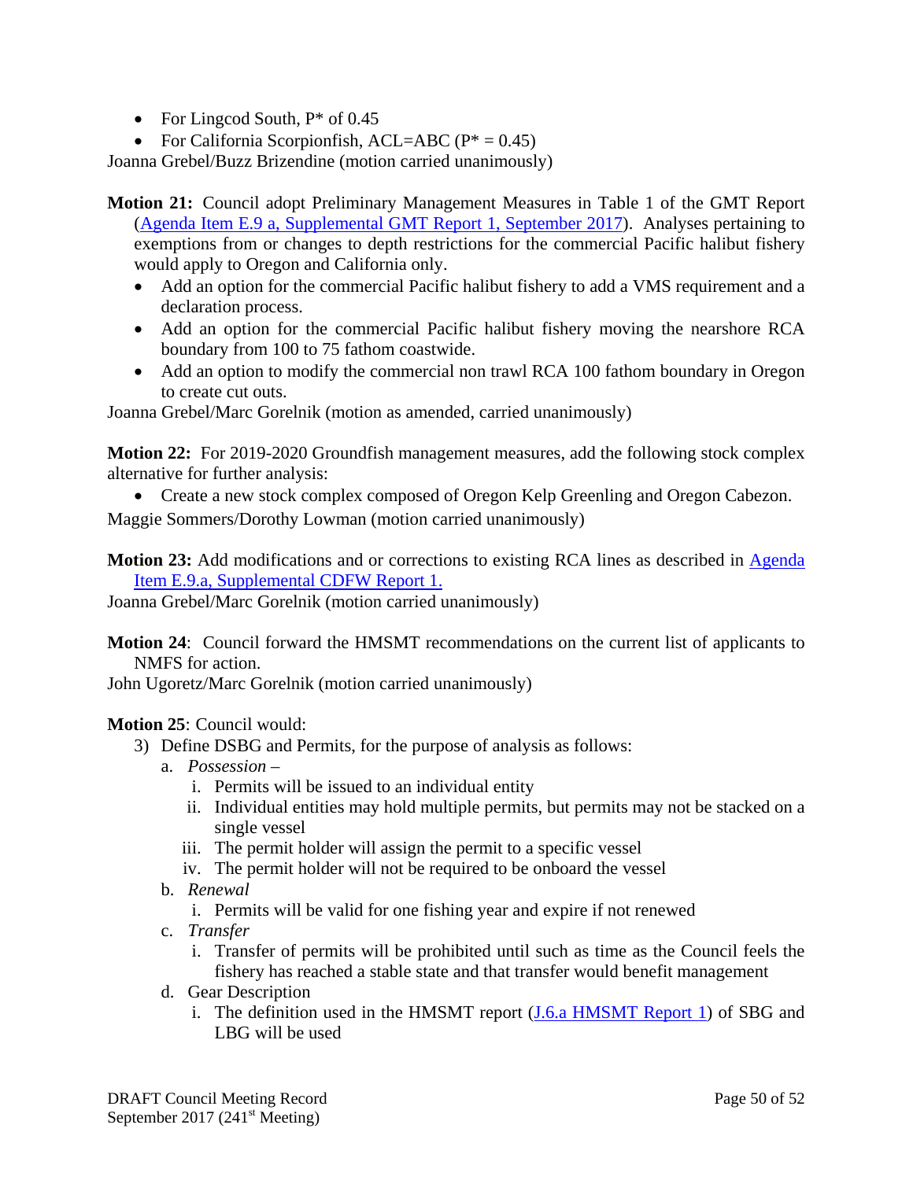- For Lingcod South, P* of 0.45
- For California Scorpionfish, ACL=ABC (P* = 0.45)

Joanna Grebel/Buzz Brizendine (motion carried unanimously)

**Motion 21:** Council adopt Preliminary Management Measures in Table 1 of the GMT Report (Agenda Item E.9 a, Supplemental GMT Report 1, September 2017). Analyses pertaining to exemptions from or changes to depth restrictions for the commercial Pacific halibut fishery would apply to Oregon and California only.

- Add an option for the commercial Pacific halibut fishery to add a VMS requirement and a declaration process.
- Add an option for the commercial Pacific halibut fishery moving the nearshore RCA boundary from 100 to 75 fathom coastwide.
- Add an option to modify the commercial non trawl RCA 100 fathom boundary in Oregon to create cut outs.

Joanna Grebel/Marc Gorelnik (motion as amended, carried unanimously)

**Motion 22:** For 2019-2020 Groundfish management measures, add the following stock complex alternative for further analysis:

- Create a new stock complex composed of Oregon Kelp Greenling and Oregon Cabezon.

Maggie Sommers/Dorothy Lowman (motion carried unanimously)

**Motion 23:** Add modifications and or corrections to existing RCA lines as described in Agenda Item E.9.a, Supplemental CDFW Report 1.

Joanna Grebel/Marc Gorelnik (motion carried unanimously)

**Motion 24**: Council forward the HMSMT recommendations on the current list of applicants to NMFS for action.

John Ugoretz/Marc Gorelnik (motion carried unanimously)

**Motion 25**: Council would:

3) Define DSBG and Permits, for the purpose of analysis as follows:
   a. *Possession* –
      i. Permits will be issued to an individual entity
      ii. Individual entities may hold multiple permits, but permits may not be stacked on a single vessel
      iii. The permit holder will assign the permit to a specific vessel
      iv. The permit holder will not be required to be onboard the vessel
   b. *Renewal*
      i. Permits will be valid for one fishing year and expire if not renewed
   c. *Transfer*
      i. Transfer of permits will be prohibited until such as time as the Council feels the fishery has reached a stable state and that transfer would benefit management
   d. Gear Description
      i. The definition used in the HMSMT report (J.6.a HMSMT Report 1) of SBG and LBG will be used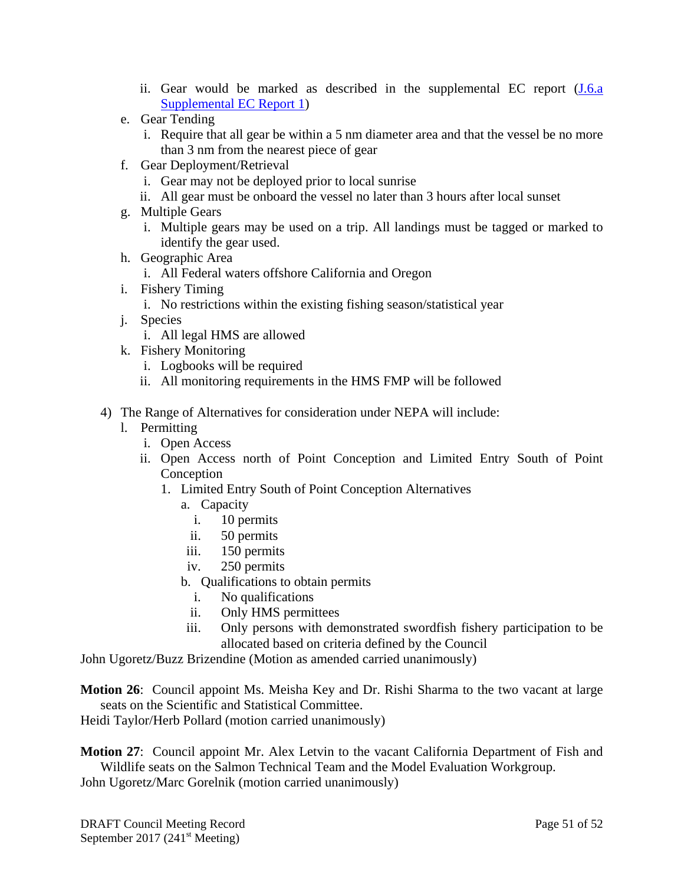ii. Gear would be marked as described in the supplemental EC report ([J.6.a Supplemental EC Report 1](#))
  e. Gear Tending
   i. Require that all gear be within a 5 nm diameter area and that the vessel be no more than 3 nm from the nearest piece of gear
  f. Gear Deployment/Retrieval
   i. Gear may not be deployed prior to local sunrise
   ii. All gear must be onboard the vessel no later than 3 hours after local sunset
  g. Multiple Gears
   i. Multiple gears may be used on a trip. All landings must be tagged or marked to identify the gear used.
  h. Geographic Area
   i. All Federal waters offshore California and Oregon
  i. Fishery Timing
   i. No restrictions within the existing fishing season/statistical year
  j. Species
   i. All legal HMS are allowed
  k. Fishery Monitoring
   i. Logbooks will be required
   ii. All monitoring requirements in the HMS FMP will be followed

 4) The Range of Alternatives for consideration under NEPA will include:
  l. Permitting
   i. Open Access
   ii. Open Access north of Point Conception and Limited Entry South of Point Conception
    1. Limited Entry South of Point Conception Alternatives
     a. Capacity
      i. 10 permits
      ii. 50 permits
      iii. 150 permits
      iv. 250 permits
     b. Qualifications to obtain permits
      i. No qualifications
      ii. Only HMS permittees
      iii. Only persons with demonstrated swordfish fishery participation to be allocated based on criteria defined by the Council

John Ugoretz/Buzz Brizendine (Motion as amended carried unanimously)

**Motion 26**: Council appoint Ms. Meisha Key and Dr. Rishi Sharma to the two vacant at large seats on the Scientific and Statistical Committee.

Heidi Taylor/Herb Pollard (motion carried unanimously)

**Motion 27**: Council appoint Mr. Alex Letvin to the vacant California Department of Fish and Wildlife seats on the Salmon Technical Team and the Model Evaluation Workgroup.

John Ugoretz/Marc Gorelnik (motion carried unanimously)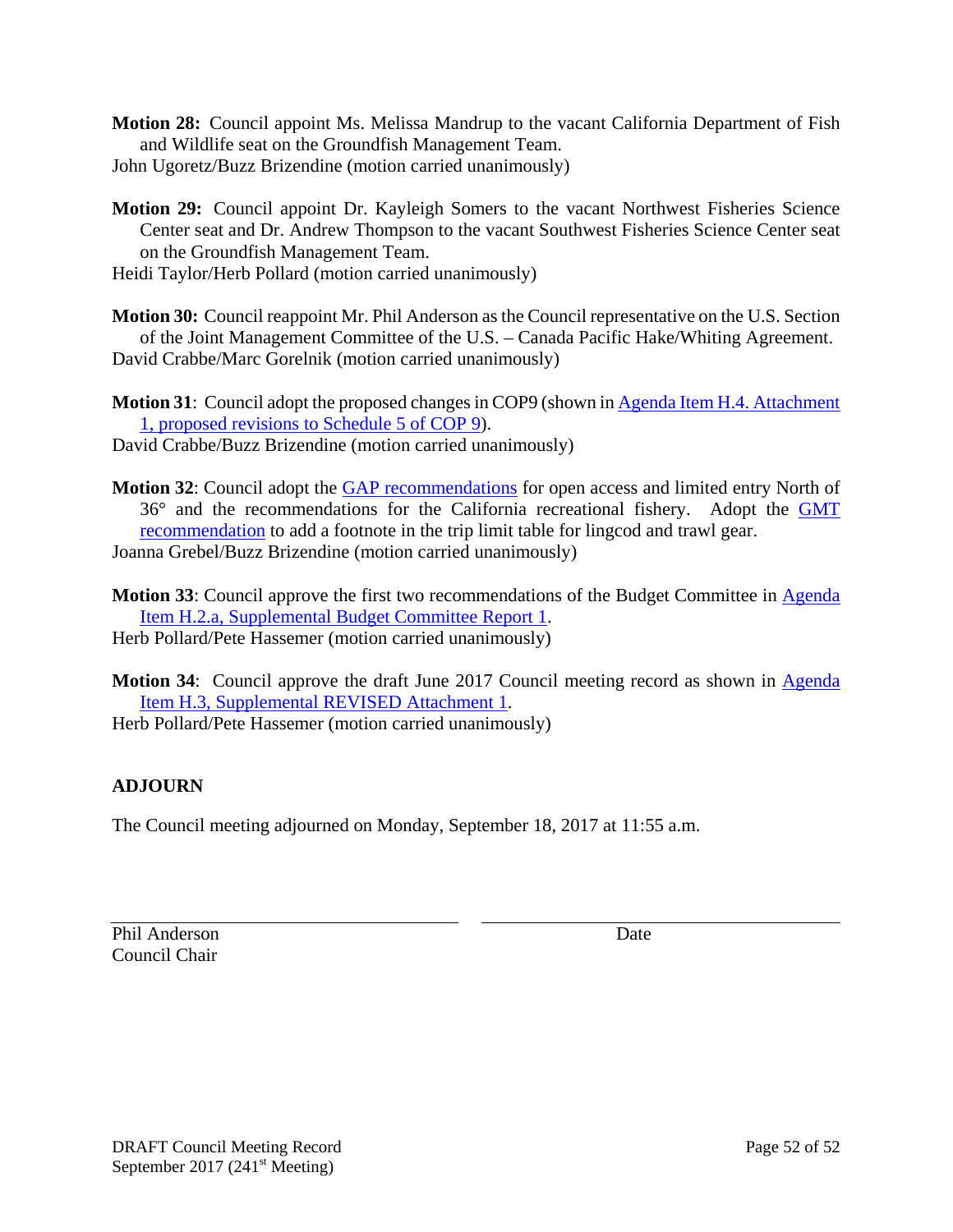**Motion 28:** Council appoint Ms. Melissa Mandrup to the vacant California Department of Fish and Wildlife seat on the Groundfish Management Team.
John Ugoretz/Buzz Brizendine (motion carried unanimously)

**Motion 29:** Council appoint Dr. Kayleigh Somers to the vacant Northwest Fisheries Science Center seat and Dr. Andrew Thompson to the vacant Southwest Fisheries Science Center seat on the Groundfish Management Team.
Heidi Taylor/Herb Pollard (motion carried unanimously)

**Motion 30:** Council reappoint Mr. Phil Anderson as the Council representative on the U.S. Section of the Joint Management Committee of the U.S. – Canada Pacific Hake/Whiting Agreement.
David Crabbe/Marc Gorelnik (motion carried unanimously)

**Motion 31**: Council adopt the proposed changes in COP9 (shown in Agenda Item H.4. Attachment 1, proposed revisions to Schedule 5 of COP 9).
David Crabbe/Buzz Brizendine (motion carried unanimously)

**Motion 32**: Council adopt the GAP recommendations for open access and limited entry North of 36° and the recommendations for the California recreational fishery. Adopt the GMT recommendation to add a footnote in the trip limit table for lingcod and trawl gear.
Joanna Grebel/Buzz Brizendine (motion carried unanimously)

**Motion 33**: Council approve the first two recommendations of the Budget Committee in Agenda Item H.2.a, Supplemental Budget Committee Report 1.
Herb Pollard/Pete Hassemer (motion carried unanimously)

**Motion 34**: Council approve the draft June 2017 Council meeting record as shown in Agenda Item H.3, Supplemental REVISED Attachment 1.
Herb Pollard/Pete Hassemer (motion carried unanimously)

## ADJOURN

The Council meeting adjourned on Monday, September 18, 2017 at 11:55 a.m.

| | |
|---|---|
| Phil Anderson<br>Council Chair | Date |